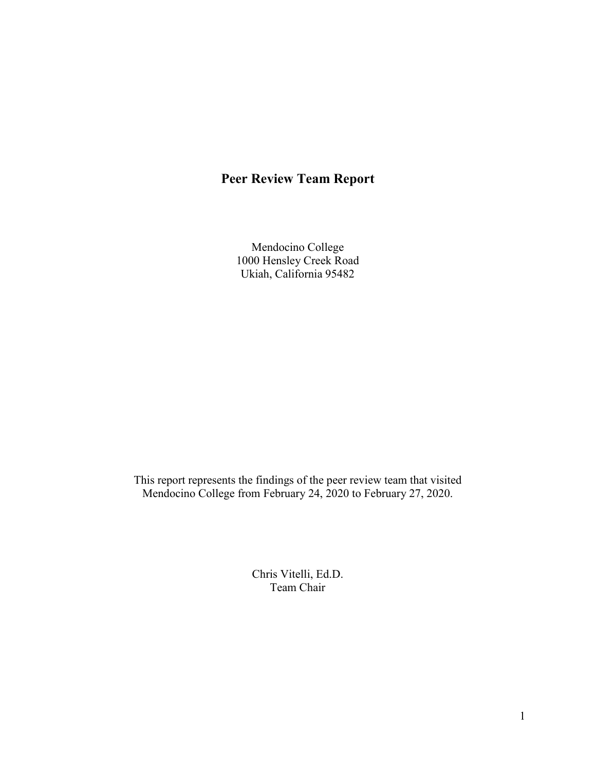# Peer Review Team Report

Mendocino College
1000 Hensley Creek Road
Ukiah, California 95482

This report represents the findings of the peer review team that visited Mendocino College from February 24, 2020 to February 27, 2020.

Chris Vitelli, Ed.D.
Team Chair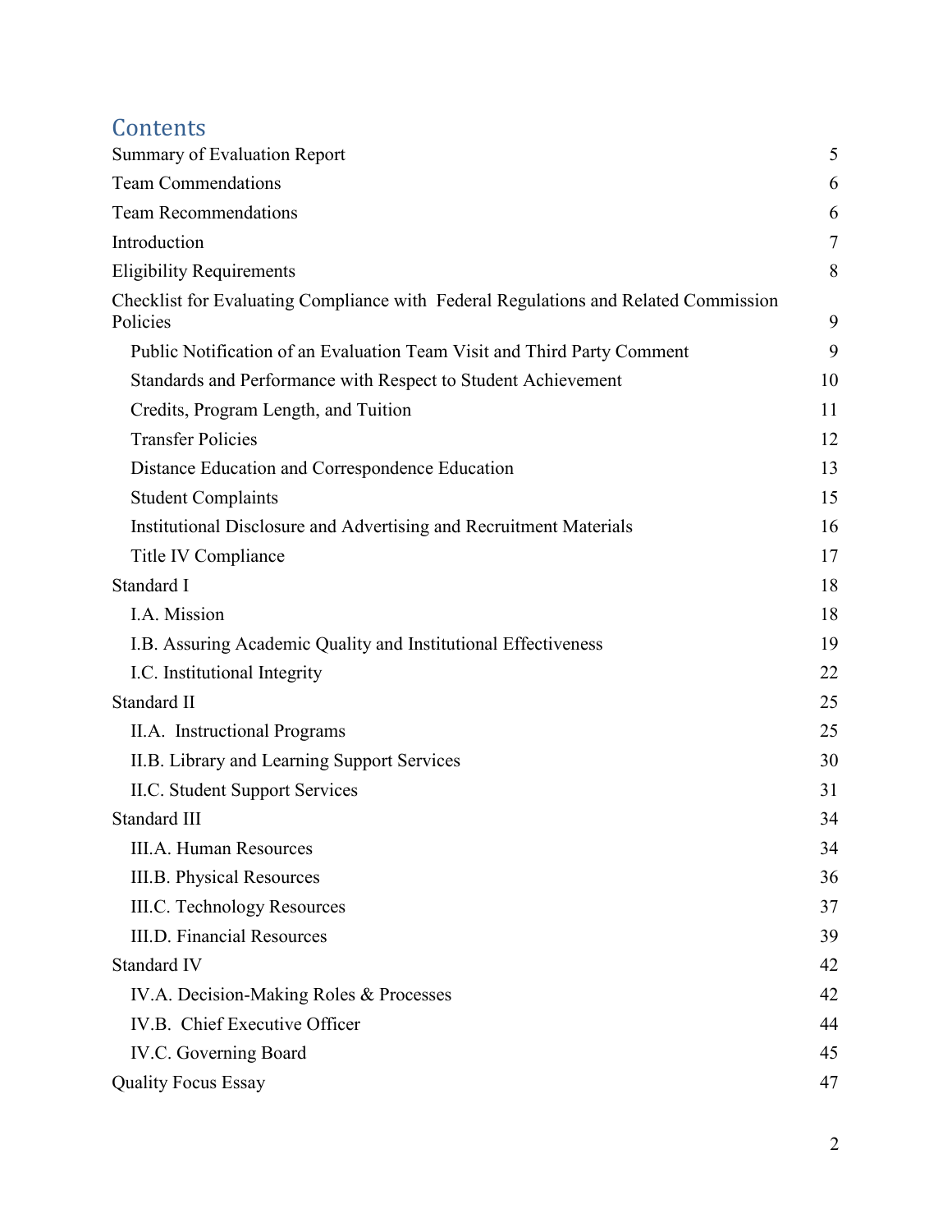# Contents

| | |
|---|---|
| Summary of Evaluation Report | 5 |
| Team Commendations | 6 |
| Team Recommendations | 6 |
| Introduction | 7 |
| Eligibility Requirements | 8 |
| Checklist for Evaluating Compliance with Federal Regulations and Related Commission Policies | 9 |
| Public Notification of an Evaluation Team Visit and Third Party Comment | 9 |
| Standards and Performance with Respect to Student Achievement | 10 |
| Credits, Program Length, and Tuition | 11 |
| Transfer Policies | 12 |
| Distance Education and Correspondence Education | 13 |
| Student Complaints | 15 |
| Institutional Disclosure and Advertising and Recruitment Materials | 16 |
| Title IV Compliance | 17 |
| Standard I | 18 |
| I.A. Mission | 18 |
| I.B. Assuring Academic Quality and Institutional Effectiveness | 19 |
| I.C. Institutional Integrity | 22 |
| Standard II | 25 |
| II.A. Instructional Programs | 25 |
| II.B. Library and Learning Support Services | 30 |
| II.C. Student Support Services | 31 |
| Standard III | 34 |
| III.A. Human Resources | 34 |
| III.B. Physical Resources | 36 |
| III.C. Technology Resources | 37 |
| III.D. Financial Resources | 39 |
| Standard IV | 42 |
| IV.A. Decision-Making Roles & Processes | 42 |
| IV.B. Chief Executive Officer | 44 |
| IV.C. Governing Board | 45 |
| Quality Focus Essay | 47 |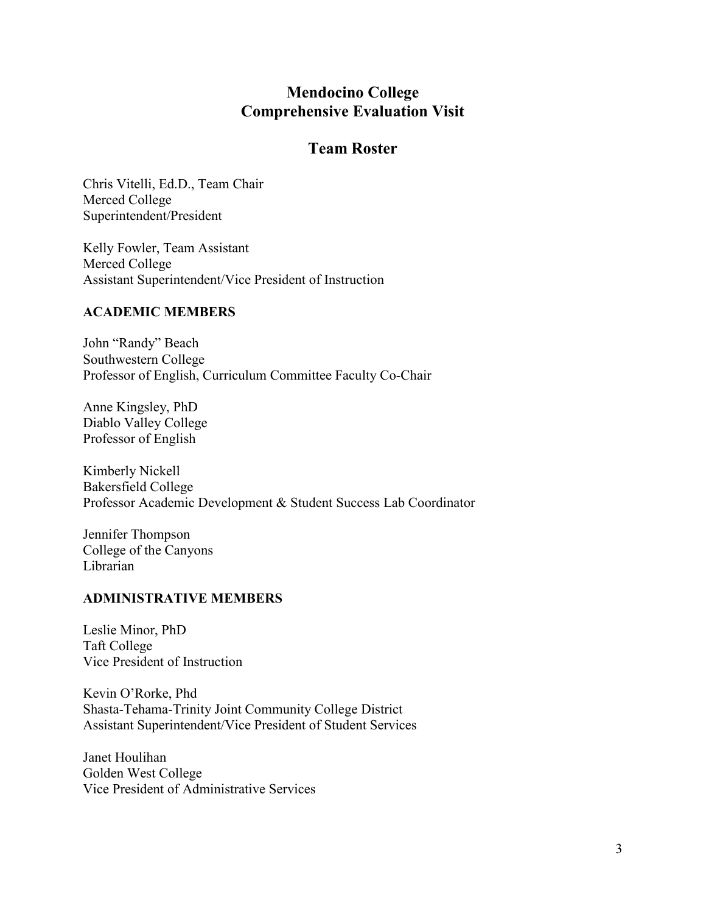# Mendocino College
# Comprehensive Evaluation Visit

## Team Roster

Chris Vitelli, Ed.D., Team Chair
Merced College
Superintendent/President

Kelly Fowler, Team Assistant
Merced College
Assistant Superintendent/Vice President of Instruction

### ACADEMIC MEMBERS

John "Randy" Beach
Southwestern College
Professor of English, Curriculum Committee Faculty Co-Chair

Anne Kingsley, PhD
Diablo Valley College
Professor of English

Kimberly Nickell
Bakersfield College
Professor Academic Development & Student Success Lab Coordinator

Jennifer Thompson
College of the Canyons
Librarian

### ADMINISTRATIVE MEMBERS

Leslie Minor, PhD
Taft College
Vice President of Instruction

Kevin O'Rorke, Phd
Shasta-Tehama-Trinity Joint Community College District
Assistant Superintendent/Vice President of Student Services

Janet Houlihan
Golden West College
Vice President of Administrative Services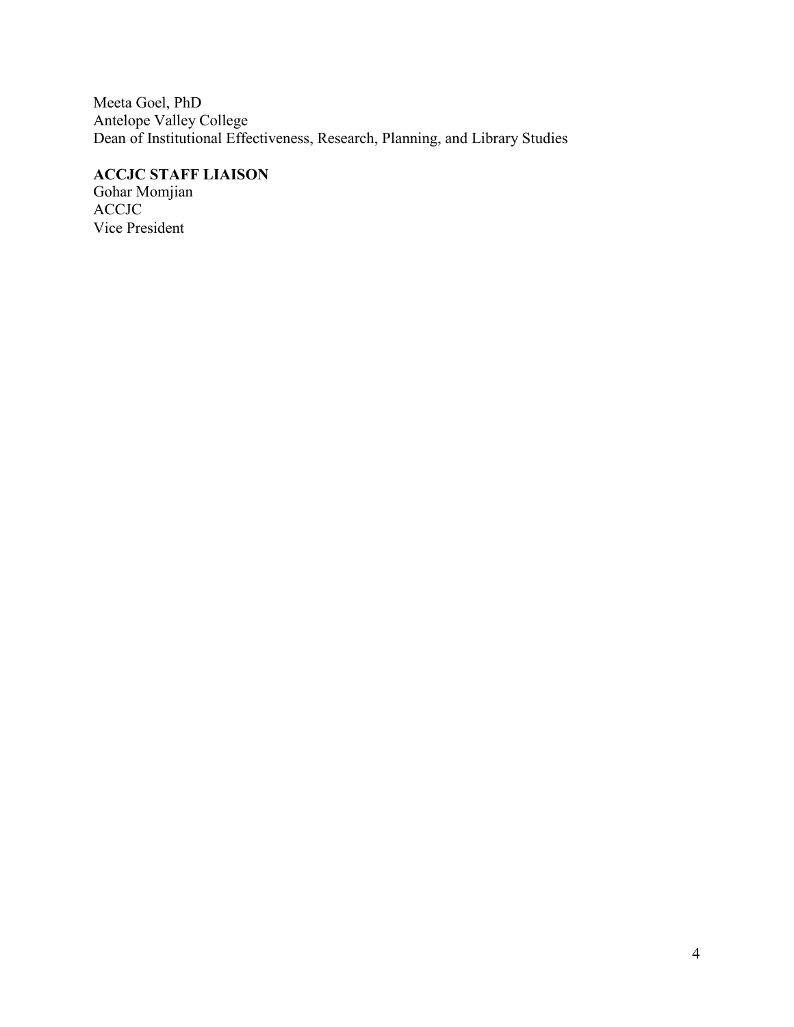Meeta Goel, PhD  
Antelope Valley College  
Dean of Institutional Effectiveness, Research, Planning, and Library Studies

**ACCJC STAFF LIAISON**  
Gohar Momjian  
ACCJC  
Vice President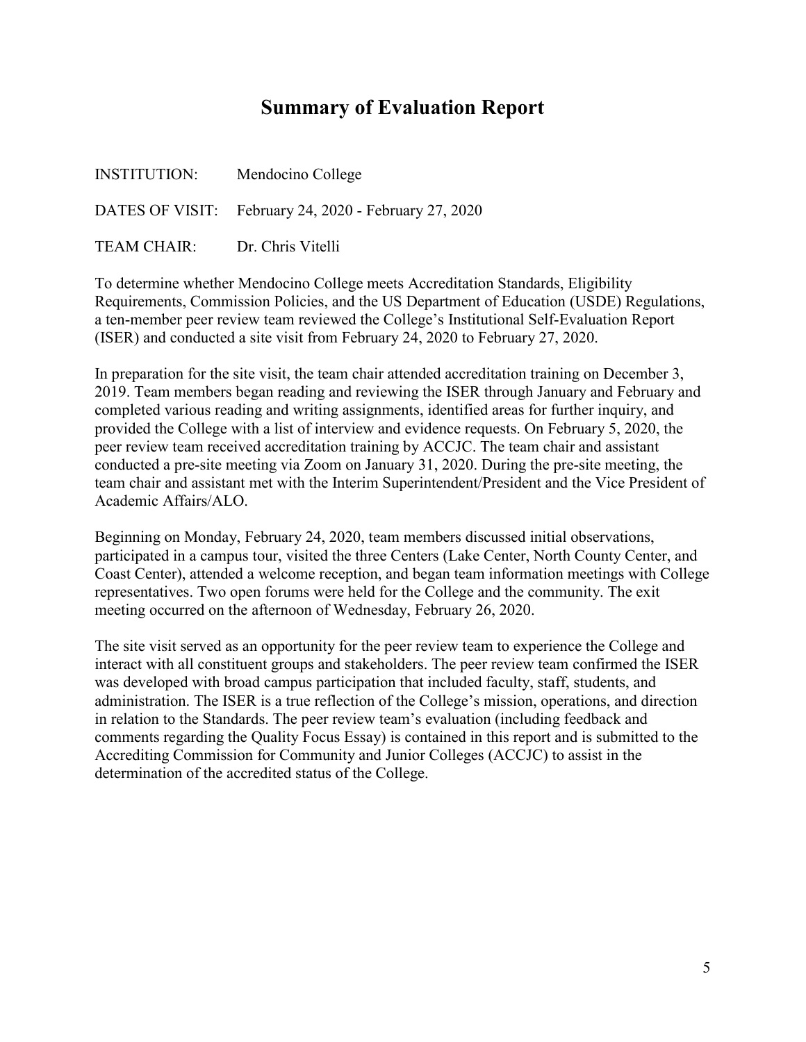# Summary of Evaluation Report

INSTITUTION: Mendocino College

DATES OF VISIT: February 24, 2020 - February 27, 2020

TEAM CHAIR: Dr. Chris Vitelli

To determine whether Mendocino College meets Accreditation Standards, Eligibility Requirements, Commission Policies, and the US Department of Education (USDE) Regulations, a ten-member peer review team reviewed the College's Institutional Self-Evaluation Report (ISER) and conducted a site visit from February 24, 2020 to February 27, 2020.

In preparation for the site visit, the team chair attended accreditation training on December 3, 2019. Team members began reading and reviewing the ISER through January and February and completed various reading and writing assignments, identified areas for further inquiry, and provided the College with a list of interview and evidence requests. On February 5, 2020, the peer review team received accreditation training by ACCJC. The team chair and assistant conducted a pre-site meeting via Zoom on January 31, 2020. During the pre-site meeting, the team chair and assistant met with the Interim Superintendent/President and the Vice President of Academic Affairs/ALO.

Beginning on Monday, February 24, 2020, team members discussed initial observations, participated in a campus tour, visited the three Centers (Lake Center, North County Center, and Coast Center), attended a welcome reception, and began team information meetings with College representatives. Two open forums were held for the College and the community. The exit meeting occurred on the afternoon of Wednesday, February 26, 2020.

The site visit served as an opportunity for the peer review team to experience the College and interact with all constituent groups and stakeholders. The peer review team confirmed the ISER was developed with broad campus participation that included faculty, staff, students, and administration. The ISER is a true reflection of the College's mission, operations, and direction in relation to the Standards. The peer review team's evaluation (including feedback and comments regarding the Quality Focus Essay) is contained in this report and is submitted to the Accrediting Commission for Community and Junior Colleges (ACCJC) to assist in the determination of the accredited status of the College.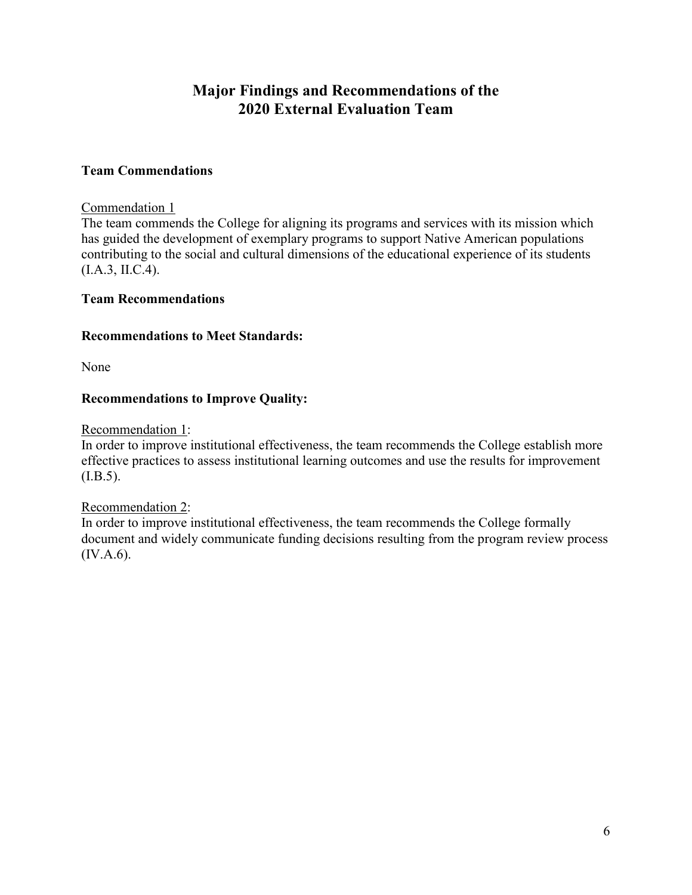# Major Findings and Recommendations of the 2020 External Evaluation Team

## Team Commendations

Commendation 1

The team commends the College for aligning its programs and services with its mission which has guided the development of exemplary programs to support Native American populations contributing to the social and cultural dimensions of the educational experience of its students (I.A.3, II.C.4).

## Team Recommendations

### Recommendations to Meet Standards:

None

### Recommendations to Improve Quality:

Recommendation 1:

In order to improve institutional effectiveness, the team recommends the College establish more effective practices to assess institutional learning outcomes and use the results for improvement (I.B.5).

Recommendation 2:

In order to improve institutional effectiveness, the team recommends the College formally document and widely communicate funding decisions resulting from the program review process (IV.A.6).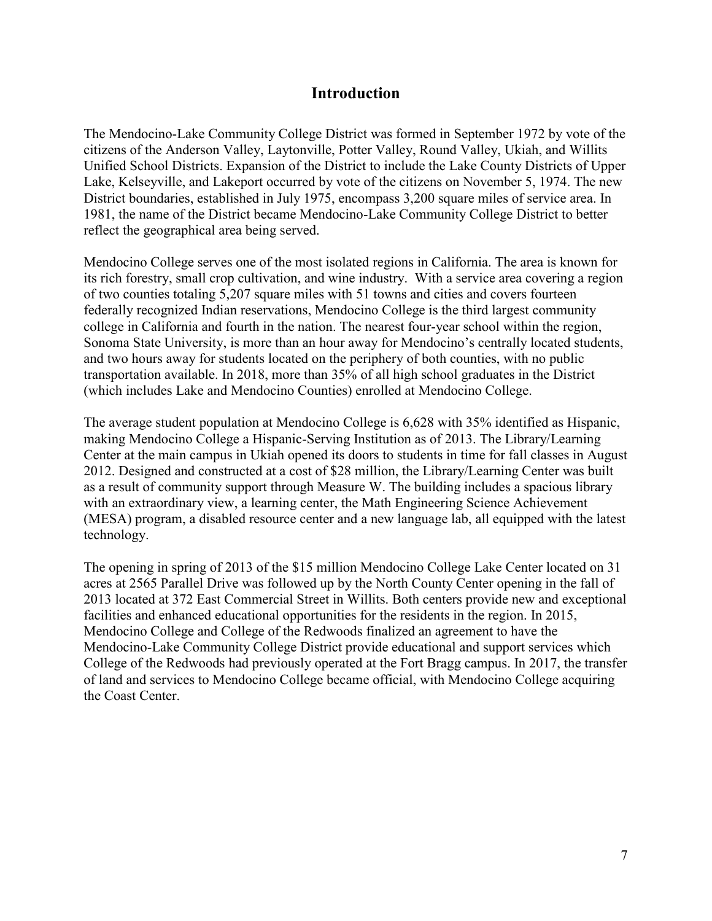## Introduction

The Mendocino-Lake Community College District was formed in September 1972 by vote of the citizens of the Anderson Valley, Laytonville, Potter Valley, Round Valley, Ukiah, and Willits Unified School Districts. Expansion of the District to include the Lake County Districts of Upper Lake, Kelseyville, and Lakeport occurred by vote of the citizens on November 5, 1974. The new District boundaries, established in July 1975, encompass 3,200 square miles of service area. In 1981, the name of the District became Mendocino-Lake Community College District to better reflect the geographical area being served.

Mendocino College serves one of the most isolated regions in California. The area is known for its rich forestry, small crop cultivation, and wine industry. With a service area covering a region of two counties totaling 5,207 square miles with 51 towns and cities and covers fourteen federally recognized Indian reservations, Mendocino College is the third largest community college in California and fourth in the nation. The nearest four-year school within the region, Sonoma State University, is more than an hour away for Mendocino's centrally located students, and two hours away for students located on the periphery of both counties, with no public transportation available. In 2018, more than 35% of all high school graduates in the District (which includes Lake and Mendocino Counties) enrolled at Mendocino College.

The average student population at Mendocino College is 6,628 with 35% identified as Hispanic, making Mendocino College a Hispanic-Serving Institution as of 2013. The Library/Learning Center at the main campus in Ukiah opened its doors to students in time for fall classes in August 2012. Designed and constructed at a cost of $28 million, the Library/Learning Center was built as a result of community support through Measure W. The building includes a spacious library with an extraordinary view, a learning center, the Math Engineering Science Achievement (MESA) program, a disabled resource center and a new language lab, all equipped with the latest technology.

The opening in spring of 2013 of the $15 million Mendocino College Lake Center located on 31 acres at 2565 Parallel Drive was followed up by the North County Center opening in the fall of 2013 located at 372 East Commercial Street in Willits. Both centers provide new and exceptional facilities and enhanced educational opportunities for the residents in the region. In 2015, Mendocino College and College of the Redwoods finalized an agreement to have the Mendocino-Lake Community College District provide educational and support services which College of the Redwoods had previously operated at the Fort Bragg campus. In 2017, the transfer of land and services to Mendocino College became official, with Mendocino College acquiring the Coast Center.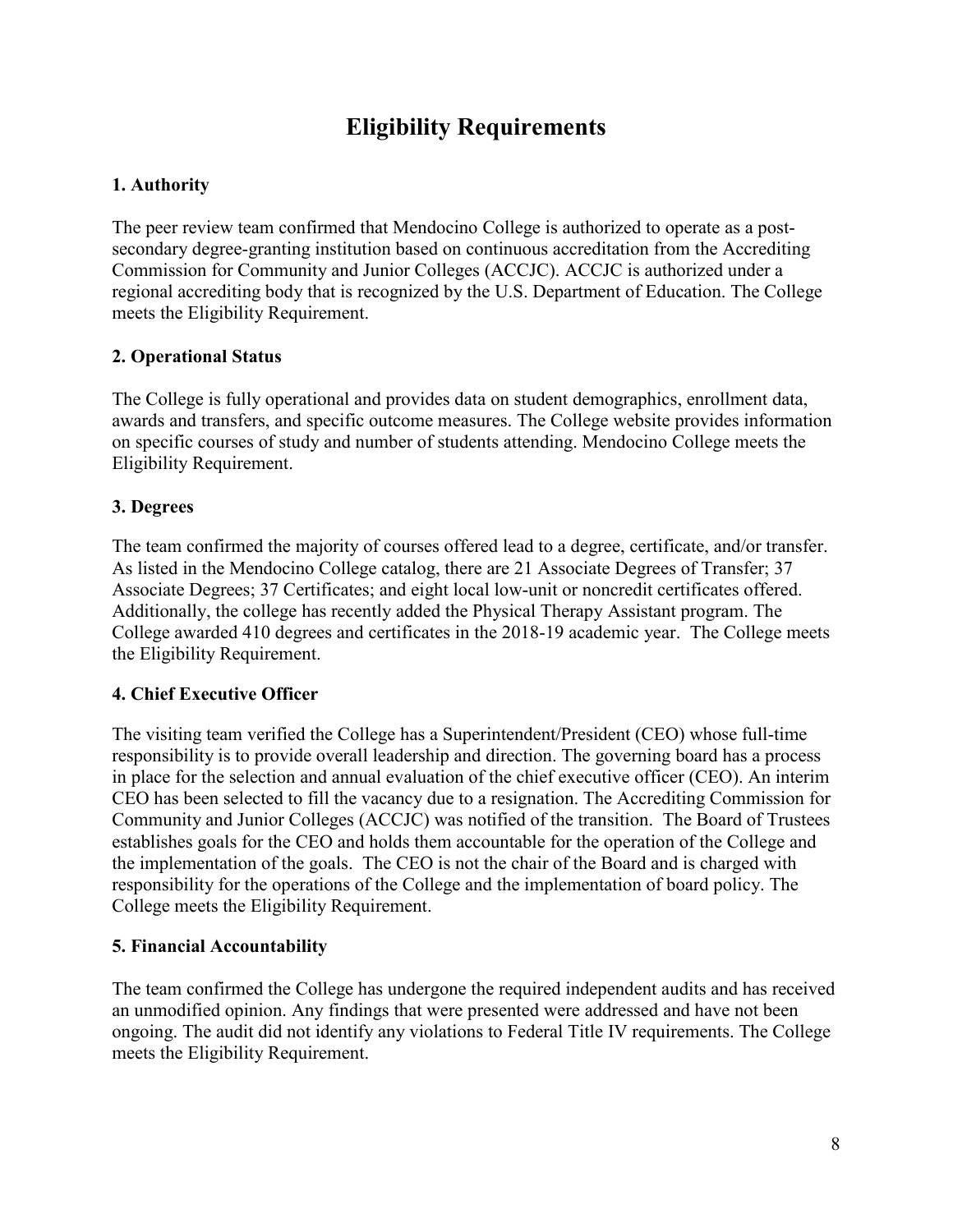# Eligibility Requirements

### 1. Authority

The peer review team confirmed that Mendocino College is authorized to operate as a post-secondary degree-granting institution based on continuous accreditation from the Accrediting Commission for Community and Junior Colleges (ACCJC). ACCJC is authorized under a regional accrediting body that is recognized by the U.S. Department of Education. The College meets the Eligibility Requirement.

### 2. Operational Status

The College is fully operational and provides data on student demographics, enrollment data, awards and transfers, and specific outcome measures. The College website provides information on specific courses of study and number of students attending. Mendocino College meets the Eligibility Requirement.

### 3. Degrees

The team confirmed the majority of courses offered lead to a degree, certificate, and/or transfer. As listed in the Mendocino College catalog, there are 21 Associate Degrees of Transfer; 37 Associate Degrees; 37 Certificates; and eight local low-unit or noncredit certificates offered. Additionally, the college has recently added the Physical Therapy Assistant program. The College awarded 410 degrees and certificates in the 2018-19 academic year. The College meets the Eligibility Requirement.

### 4. Chief Executive Officer

The visiting team verified the College has a Superintendent/President (CEO) whose full-time responsibility is to provide overall leadership and direction. The governing board has a process in place for the selection and annual evaluation of the chief executive officer (CEO). An interim CEO has been selected to fill the vacancy due to a resignation. The Accrediting Commission for Community and Junior Colleges (ACCJC) was notified of the transition. The Board of Trustees establishes goals for the CEO and holds them accountable for the operation of the College and the implementation of the goals. The CEO is not the chair of the Board and is charged with responsibility for the operations of the College and the implementation of board policy. The College meets the Eligibility Requirement.

### 5. Financial Accountability

The team confirmed the College has undergone the required independent audits and has received an unmodified opinion. Any findings that were presented were addressed and have not been ongoing. The audit did not identify any violations to Federal Title IV requirements. The College meets the Eligibility Requirement.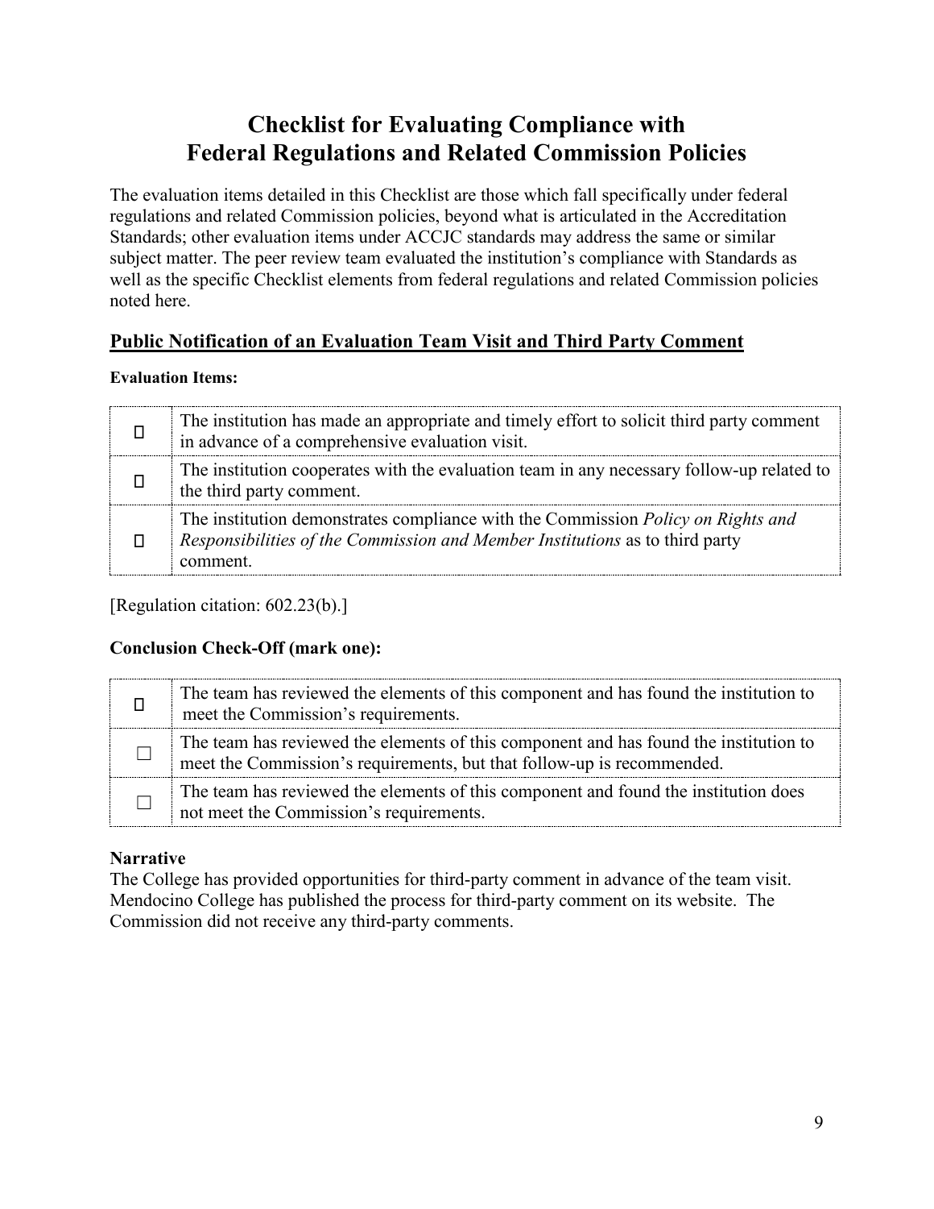# Checklist for Evaluating Compliance with Federal Regulations and Related Commission Policies

The evaluation items detailed in this Checklist are those which fall specifically under federal regulations and related Commission policies, beyond what is articulated in the Accreditation Standards; other evaluation items under ACCJC standards may address the same or similar subject matter. The peer review team evaluated the institution's compliance with Standards as well as the specific Checklist elements from federal regulations and related Commission policies noted here.

## Public Notification of an Evaluation Team Visit and Third Party Comment

**Evaluation Items:**

| | |
|---|---|
| ☐ | The institution has made an appropriate and timely effort to solicit third party comment in advance of a comprehensive evaluation visit. |
| ☐ | The institution cooperates with the evaluation team in any necessary follow-up related to the third party comment. |
| ☐ | The institution demonstrates compliance with the Commission *Policy on Rights and Responsibilities of the Commission and Member Institutions* as to third party comment. |

[Regulation citation: 602.23(b).]

**Conclusion Check-Off (mark one):**

| | |
|---|---|
| ☐ | The team has reviewed the elements of this component and has found the institution to meet the Commission's requirements. |
| ☐ | The team has reviewed the elements of this component and has found the institution to meet the Commission's requirements, but that follow-up is recommended. |
| ☐ | The team has reviewed the elements of this component and found the institution does not meet the Commission's requirements. |

**Narrative**

The College has provided opportunities for third-party comment in advance of the team visit. Mendocino College has published the process for third-party comment on its website. The Commission did not receive any third-party comments.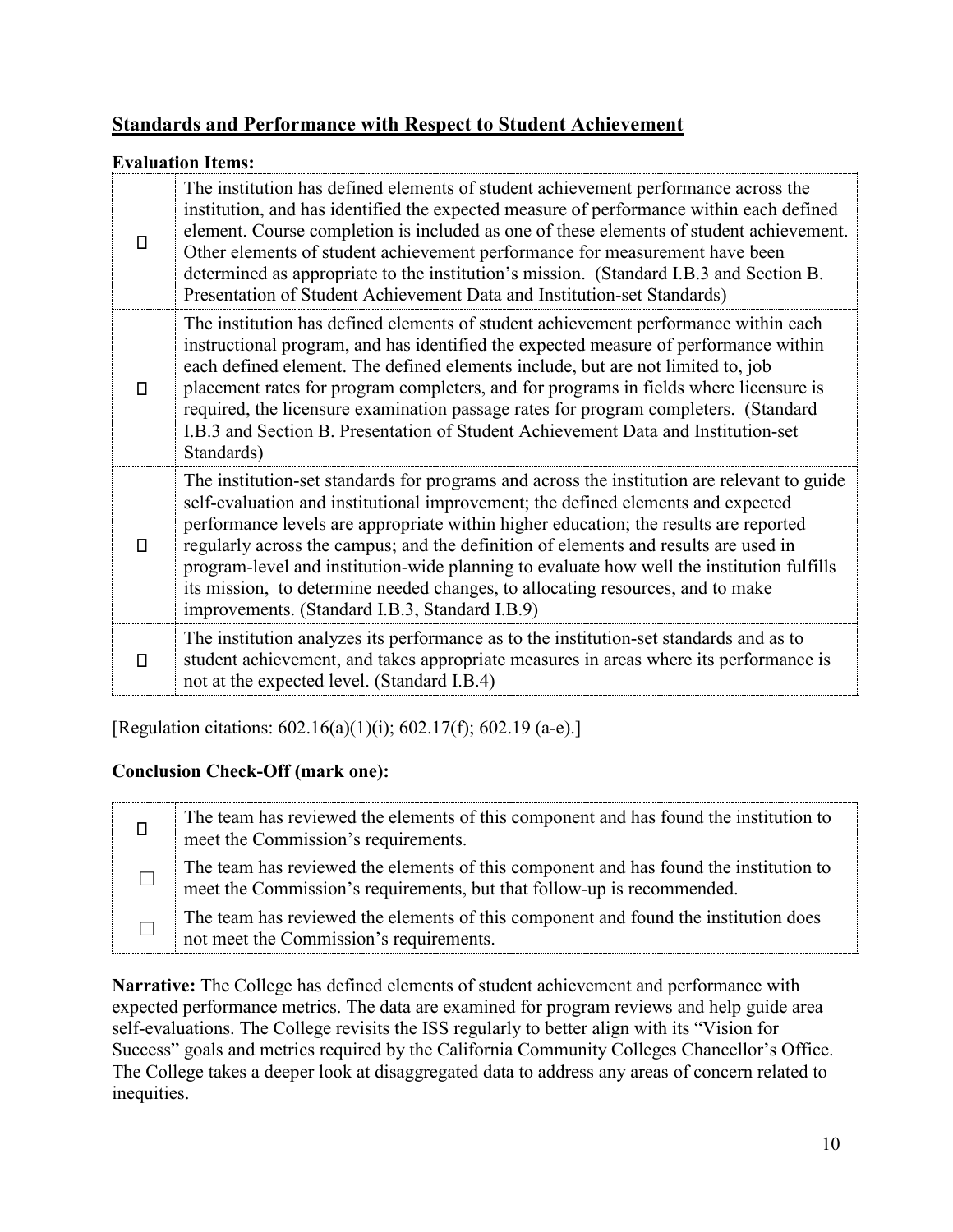## Standards and Performance with Respect to Student Achievement

**Evaluation Items:**

| | |
|---|---|
| ☐ | The institution has defined elements of student achievement performance across the institution, and has identified the expected measure of performance within each defined element. Course completion is included as one of these elements of student achievement. Other elements of student achievement performance for measurement have been determined as appropriate to the institution's mission. (Standard I.B.3 and Section B. Presentation of Student Achievement Data and Institution-set Standards) |
| ☐ | The institution has defined elements of student achievement performance within each instructional program, and has identified the expected measure of performance within each defined element. The defined elements include, but are not limited to, job placement rates for program completers, and for programs in fields where licensure is required, the licensure examination passage rates for program completers. (Standard I.B.3 and Section B. Presentation of Student Achievement Data and Institution-set Standards) |
| ☐ | The institution-set standards for programs and across the institution are relevant to guide self-evaluation and institutional improvement; the defined elements and expected performance levels are appropriate within higher education; the results are reported regularly across the campus; and the definition of elements and results are used in program-level and institution-wide planning to evaluate how well the institution fulfills its mission, to determine needed changes, to allocating resources, and to make improvements. (Standard I.B.3, Standard I.B.9) |
| ☐ | The institution analyzes its performance as to the institution-set standards and as to student achievement, and takes appropriate measures in areas where its performance is not at the expected level. (Standard I.B.4) |

[Regulation citations: 602.16(a)(1)(i); 602.17(f); 602.19 (a-e).]

### Conclusion Check-Off (mark one):

| | |
|---|---|
| ☐ | The team has reviewed the elements of this component and has found the institution to meet the Commission's requirements. |
| ☐ | The team has reviewed the elements of this component and has found the institution to meet the Commission's requirements, but that follow-up is recommended. |
| ☐ | The team has reviewed the elements of this component and found the institution does not meet the Commission's requirements. |

**Narrative:** The College has defined elements of student achievement and performance with expected performance metrics. The data are examined for program reviews and help guide area self-evaluations. The College revisits the ISS regularly to better align with its "Vision for Success" goals and metrics required by the California Community Colleges Chancellor's Office. The College takes a deeper look at disaggregated data to address any areas of concern related to inequities.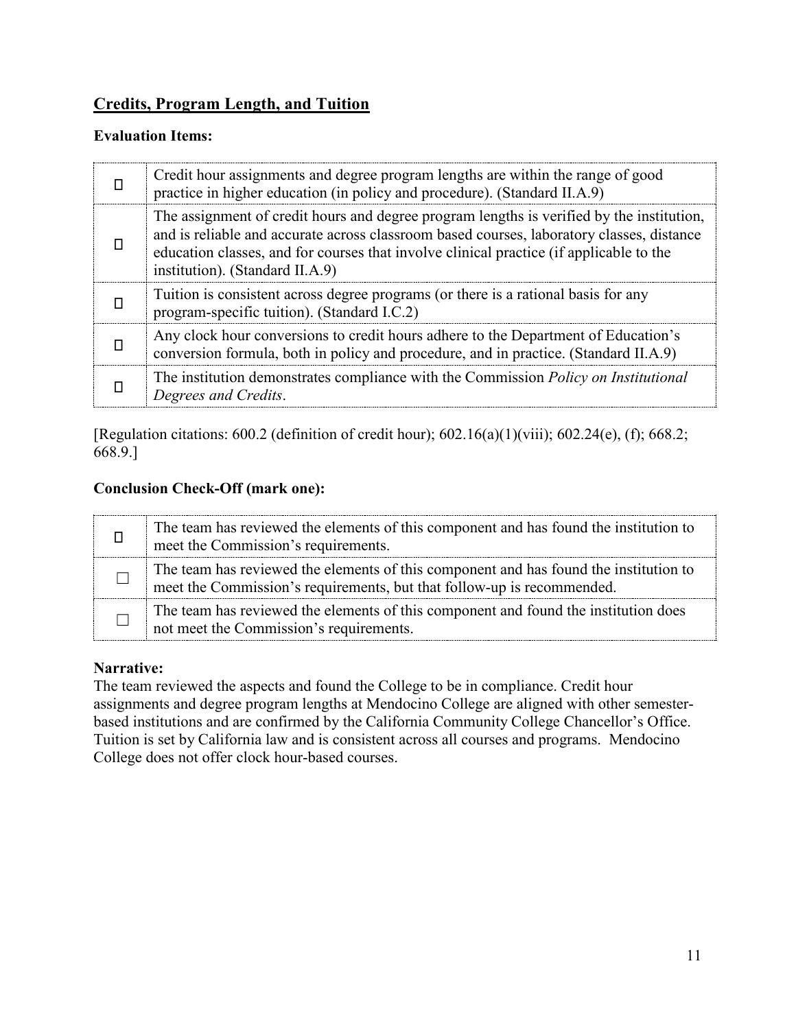## Credits, Program Length, and Tuition

**Evaluation Items:**

| | |
|---|---|
| ☐ | Credit hour assignments and degree program lengths are within the range of good practice in higher education (in policy and procedure). (Standard II.A.9) |
| ☐ | The assignment of credit hours and degree program lengths is verified by the institution, and is reliable and accurate across classroom based courses, laboratory classes, distance education classes, and for courses that involve clinical practice (if applicable to the institution). (Standard II.A.9) |
| ☐ | Tuition is consistent across degree programs (or there is a rational basis for any program-specific tuition). (Standard I.C.2) |
| ☐ | Any clock hour conversions to credit hours adhere to the Department of Education's conversion formula, both in policy and procedure, and in practice. (Standard II.A.9) |
| ☐ | The institution demonstrates compliance with the Commission *Policy on Institutional Degrees and Credits*. |

[Regulation citations: 600.2 (definition of credit hour); 602.16(a)(1)(viii); 602.24(e), (f); 668.2; 668.9.]

**Conclusion Check-Off (mark one):**

| | |
|---|---|
| ☐ | The team has reviewed the elements of this component and has found the institution to meet the Commission's requirements. |
| ☐ | The team has reviewed the elements of this component and has found the institution to meet the Commission's requirements, but that follow-up is recommended. |
| ☐ | The team has reviewed the elements of this component and found the institution does not meet the Commission's requirements. |

**Narrative:**

The team reviewed the aspects and found the College to be in compliance. Credit hour assignments and degree program lengths at Mendocino College are aligned with other semester-based institutions and are confirmed by the California Community College Chancellor's Office. Tuition is set by California law and is consistent across all courses and programs. Mendocino College does not offer clock hour-based courses.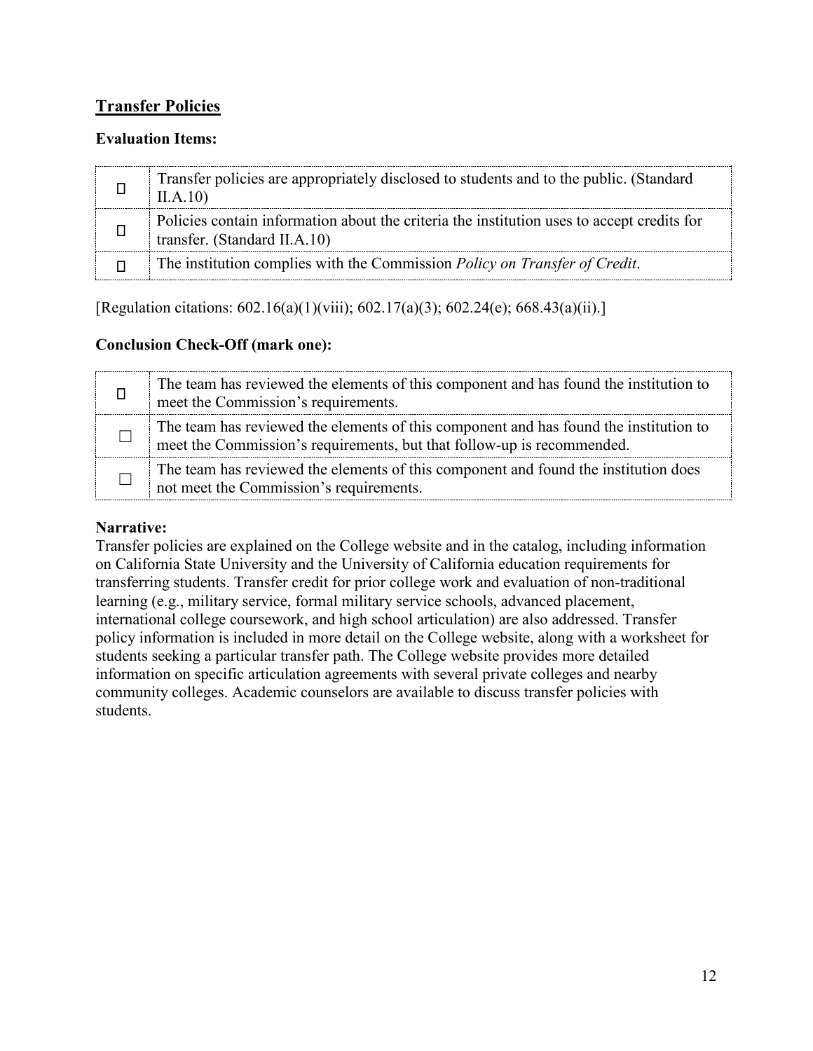## **Transfer Policies**

**Evaluation Items:**

| | |
|---|---|
| ☐ | Transfer policies are appropriately disclosed to students and to the public. (Standard II.A.10) |
| ☐ | Policies contain information about the criteria the institution uses to accept credits for transfer. (Standard II.A.10) |
| ☐ | The institution complies with the Commission *Policy on Transfer of Credit*. |

[Regulation citations: 602.16(a)(1)(viii); 602.17(a)(3); 602.24(e); 668.43(a)(ii).]

**Conclusion Check-Off (mark one):**

| | |
|---|---|
| ☐ | The team has reviewed the elements of this component and has found the institution to meet the Commission's requirements. |
| ☐ | The team has reviewed the elements of this component and has found the institution to meet the Commission's requirements, but that follow-up is recommended. |
| ☐ | The team has reviewed the elements of this component and found the institution does not meet the Commission's requirements. |

**Narrative:**

Transfer policies are explained on the College website and in the catalog, including information on California State University and the University of California education requirements for transferring students. Transfer credit for prior college work and evaluation of non-traditional learning (e.g., military service, formal military service schools, advanced placement, international college coursework, and high school articulation) are also addressed. Transfer policy information is included in more detail on the College website, along with a worksheet for students seeking a particular transfer path. The College website provides more detailed information on specific articulation agreements with several private colleges and nearby community colleges. Academic counselors are available to discuss transfer policies with students.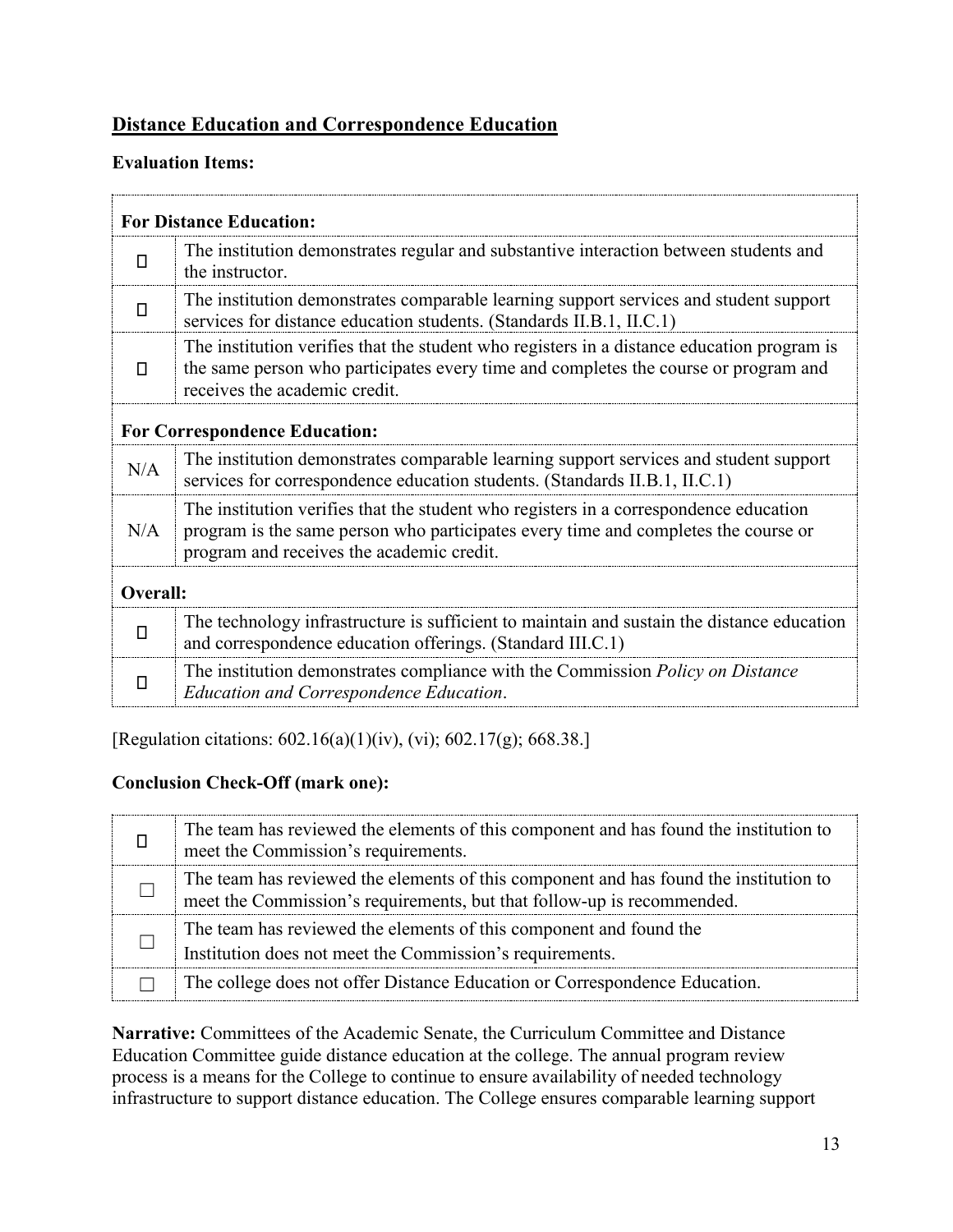## Distance Education and Correspondence Education

**Evaluation Items:**

| | |
|---|---|
| **For Distance Education:** | |
| ☐ | The institution demonstrates regular and substantive interaction between students and the instructor. |
| ☐ | The institution demonstrates comparable learning support services and student support services for distance education students. (Standards II.B.1, II.C.1) |
| ☐ | The institution verifies that the student who registers in a distance education program is the same person who participates every time and completes the course or program and receives the academic credit. |
| **For Correspondence Education:** | |
| N/A | The institution demonstrates comparable learning support services and student support services for correspondence education students. (Standards II.B.1, II.C.1) |
| N/A | The institution verifies that the student who registers in a correspondence education program is the same person who participates every time and completes the course or program and receives the academic credit. |
| **Overall:** | |
| ☐ | The technology infrastructure is sufficient to maintain and sustain the distance education and correspondence education offerings. (Standard III.C.1) |
| ☐ | The institution demonstrates compliance with the Commission *Policy on Distance Education and Correspondence Education*. |

[Regulation citations: 602.16(a)(1)(iv), (vi); 602.17(g); 668.38.]

**Conclusion Check-Off (mark one):**

| | |
|---|---|
| ☐ | The team has reviewed the elements of this component and has found the institution to meet the Commission's requirements. |
| ☐ | The team has reviewed the elements of this component and has found the institution to meet the Commission's requirements, but that follow-up is recommended. |
| ☐ | The team has reviewed the elements of this component and found the Institution does not meet the Commission's requirements. |
| ☐ | The college does not offer Distance Education or Correspondence Education. |

**Narrative:** Committees of the Academic Senate, the Curriculum Committee and Distance Education Committee guide distance education at the college. The annual program review process is a means for the College to continue to ensure availability of needed technology infrastructure to support distance education. The College ensures comparable learning support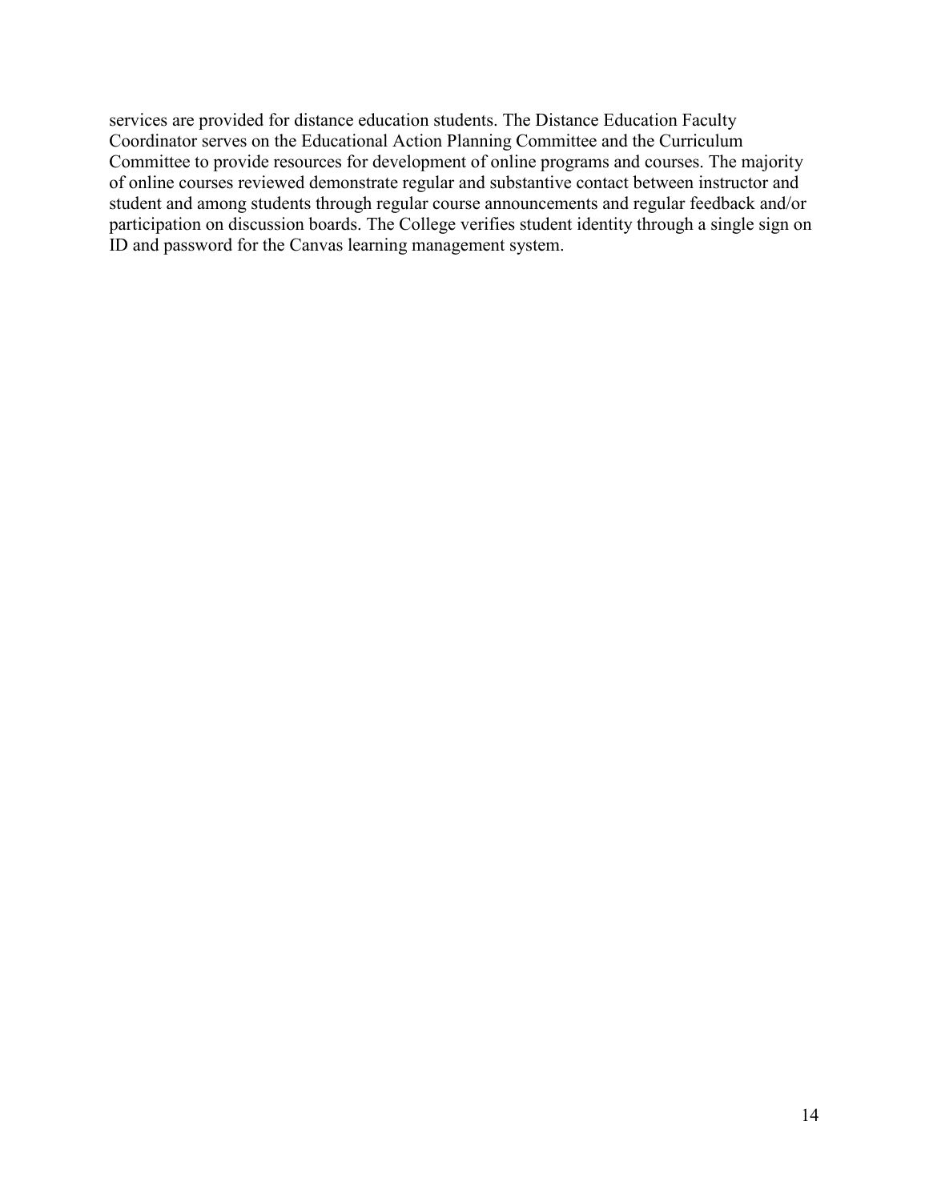services are provided for distance education students. The Distance Education Faculty Coordinator serves on the Educational Action Planning Committee and the Curriculum Committee to provide resources for development of online programs and courses. The majority of online courses reviewed demonstrate regular and substantive contact between instructor and student and among students through regular course announcements and regular feedback and/or participation on discussion boards. The College verifies student identity through a single sign on ID and password for the Canvas learning management system.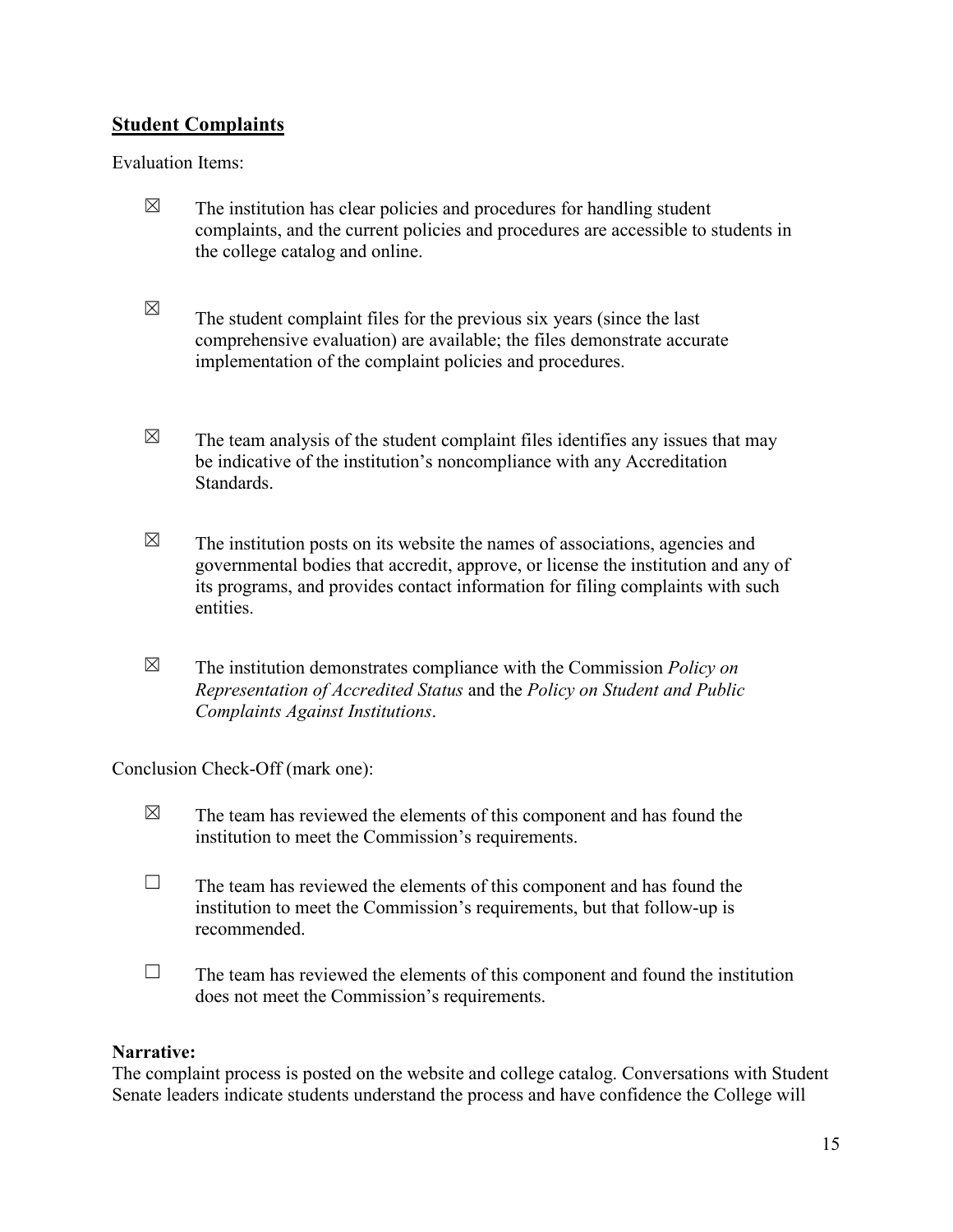## Student Complaints

Evaluation Items:

- ☒ The institution has clear policies and procedures for handling student complaints, and the current policies and procedures are accessible to students in the college catalog and online.

- ☒ The student complaint files for the previous six years (since the last comprehensive evaluation) are available; the files demonstrate accurate implementation of the complaint policies and procedures.

- ☒ The team analysis of the student complaint files identifies any issues that may be indicative of the institution's noncompliance with any Accreditation Standards.

- ☒ The institution posts on its website the names of associations, agencies and governmental bodies that accredit, approve, or license the institution and any of its programs, and provides contact information for filing complaints with such entities.

- ☒ The institution demonstrates compliance with the Commission *Policy on Representation of Accredited Status* and the *Policy on Student and Public Complaints Against Institutions*.

Conclusion Check-Off (mark one):

- ☒ The team has reviewed the elements of this component and has found the institution to meet the Commission's requirements.

- ☐ The team has reviewed the elements of this component and has found the institution to meet the Commission's requirements, but that follow-up is recommended.

- ☐ The team has reviewed the elements of this component and found the institution does not meet the Commission's requirements.

**Narrative:**

The complaint process is posted on the website and college catalog. Conversations with Student Senate leaders indicate students understand the process and have confidence the College will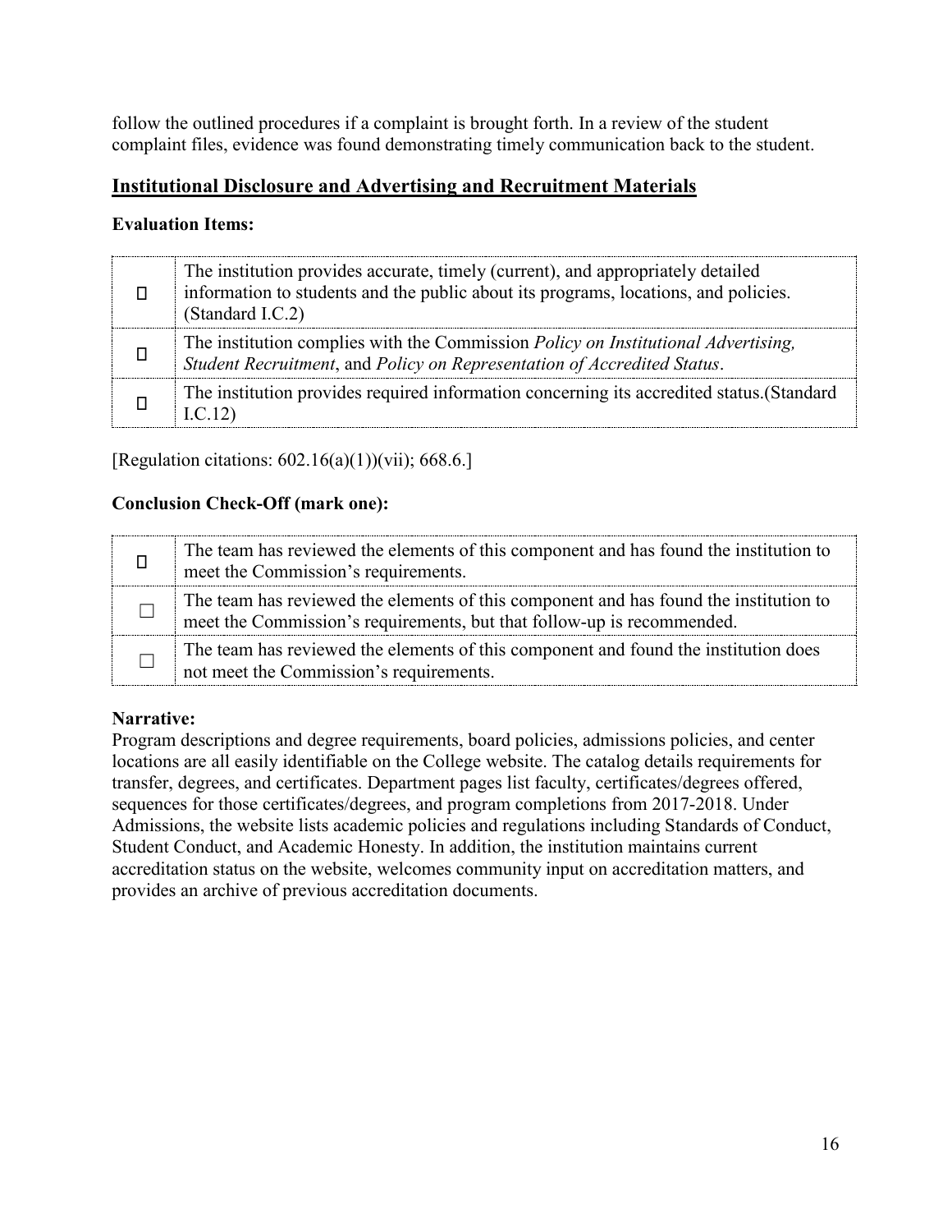follow the outlined procedures if a complaint is brought forth. In a review of the student complaint files, evidence was found demonstrating timely communication back to the student.

## Institutional Disclosure and Advertising and Recruitment Materials

### Evaluation Items:

| | |
|---|---|
| ☐ | The institution provides accurate, timely (current), and appropriately detailed information to students and the public about its programs, locations, and policies. (Standard I.C.2) |
| ☐ | The institution complies with the Commission *Policy on Institutional Advertising, Student Recruitment*, and *Policy on Representation of Accredited Status*. |
| ☐ | The institution provides required information concerning its accredited status.(Standard I.C.12) |

[Regulation citations: 602.16(a)(1))(vii); 668.6.]

### Conclusion Check-Off (mark one):

| | |
|---|---|
| ☐ | The team has reviewed the elements of this component and has found the institution to meet the Commission's requirements. |
| ☐ | The team has reviewed the elements of this component and has found the institution to meet the Commission's requirements, but that follow-up is recommended. |
| ☐ | The team has reviewed the elements of this component and found the institution does not meet the Commission's requirements. |

### Narrative:

Program descriptions and degree requirements, board policies, admissions policies, and center locations are all easily identifiable on the College website. The catalog details requirements for transfer, degrees, and certificates. Department pages list faculty, certificates/degrees offered, sequences for those certificates/degrees, and program completions from 2017-2018. Under Admissions, the website lists academic policies and regulations including Standards of Conduct, Student Conduct, and Academic Honesty. In addition, the institution maintains current accreditation status on the website, welcomes community input on accreditation matters, and provides an archive of previous accreditation documents.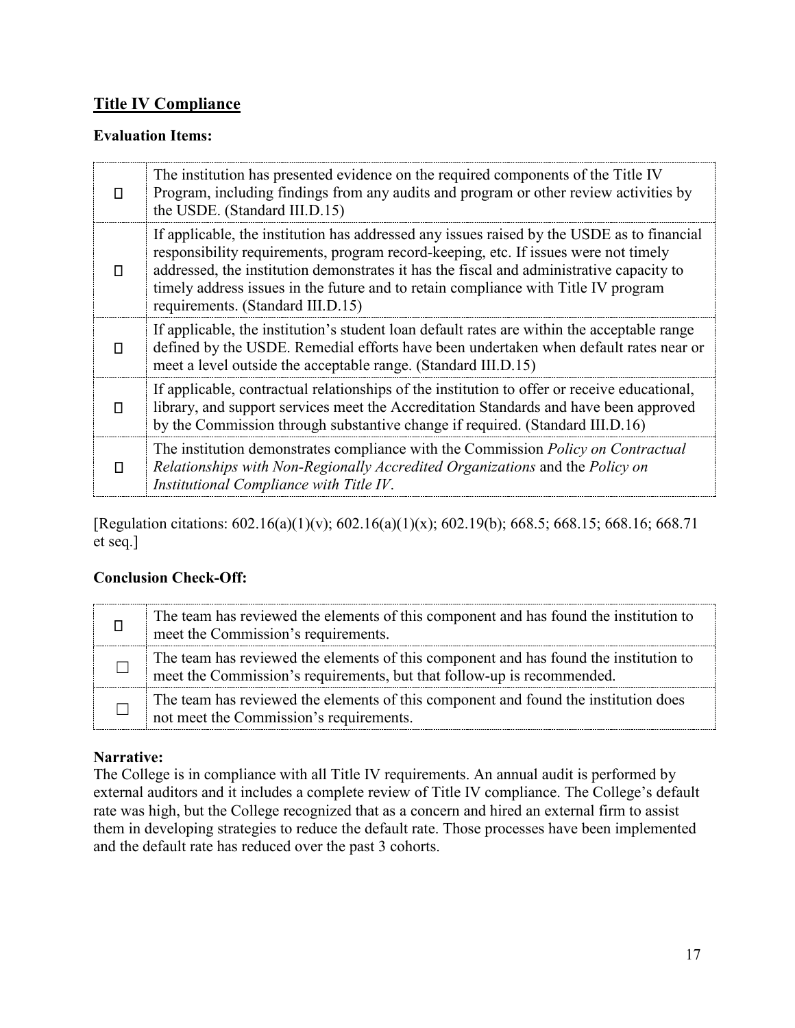## Title IV Compliance

**Evaluation Items:**

| | |
|---|---|
| ☐ | The institution has presented evidence on the required components of the Title IV Program, including findings from any audits and program or other review activities by the USDE. (Standard III.D.15) |
| ☐ | If applicable, the institution has addressed any issues raised by the USDE as to financial responsibility requirements, program record-keeping, etc. If issues were not timely addressed, the institution demonstrates it has the fiscal and administrative capacity to timely address issues in the future and to retain compliance with Title IV program requirements. (Standard III.D.15) |
| ☐ | If applicable, the institution's student loan default rates are within the acceptable range defined by the USDE. Remedial efforts have been undertaken when default rates near or meet a level outside the acceptable range. (Standard III.D.15) |
| ☐ | If applicable, contractual relationships of the institution to offer or receive educational, library, and support services meet the Accreditation Standards and have been approved by the Commission through substantive change if required. (Standard III.D.16) |
| ☐ | The institution demonstrates compliance with the Commission *Policy on Contractual Relationships with Non-Regionally Accredited Organizations* and the *Policy on Institutional Compliance with Title IV*. |

[Regulation citations: 602.16(a)(1)(v); 602.16(a)(1)(x); 602.19(b); 668.5; 668.15; 668.16; 668.71 et seq.]

**Conclusion Check-Off:**

| | |
|---|---|
| ☐ | The team has reviewed the elements of this component and has found the institution to meet the Commission's requirements. |
| ☐ | The team has reviewed the elements of this component and has found the institution to meet the Commission's requirements, but that follow-up is recommended. |
| ☐ | The team has reviewed the elements of this component and found the institution does not meet the Commission's requirements. |

**Narrative:**

The College is in compliance with all Title IV requirements. An annual audit is performed by external auditors and it includes a complete review of Title IV compliance. The College's default rate was high, but the College recognized that as a concern and hired an external firm to assist them in developing strategies to reduce the default rate. Those processes have been implemented and the default rate has reduced over the past 3 cohorts.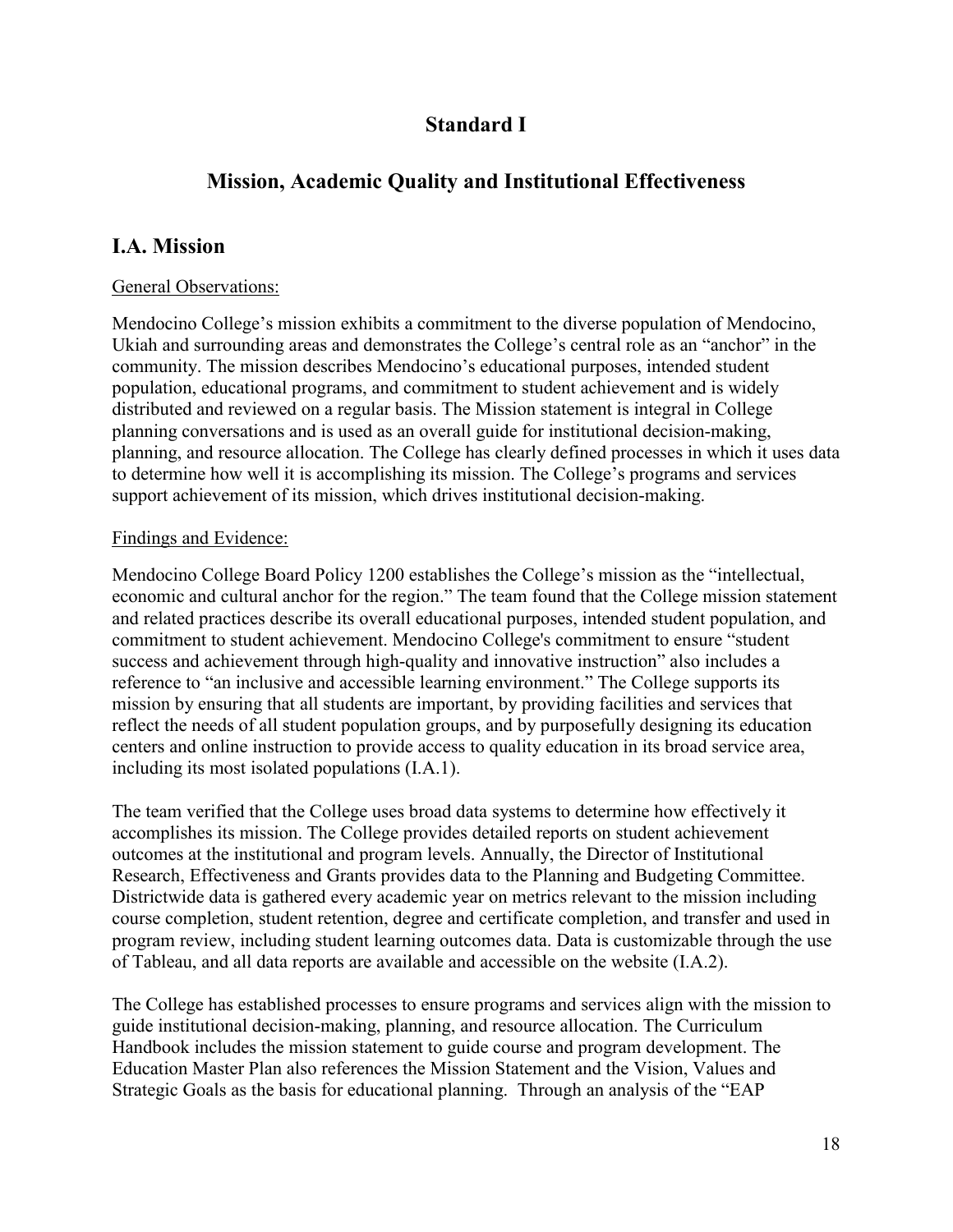# Standard I

## Mission, Academic Quality and Institutional Effectiveness

## I.A. Mission

General Observations:

Mendocino College's mission exhibits a commitment to the diverse population of Mendocino, Ukiah and surrounding areas and demonstrates the College's central role as an "anchor" in the community. The mission describes Mendocino's educational purposes, intended student population, educational programs, and commitment to student achievement and is widely distributed and reviewed on a regular basis. The Mission statement is integral in College planning conversations and is used as an overall guide for institutional decision-making, planning, and resource allocation. The College has clearly defined processes in which it uses data to determine how well it is accomplishing its mission. The College's programs and services support achievement of its mission, which drives institutional decision-making.

Findings and Evidence:

Mendocino College Board Policy 1200 establishes the College's mission as the "intellectual, economic and cultural anchor for the region." The team found that the College mission statement and related practices describe its overall educational purposes, intended student population, and commitment to student achievement. Mendocino College's commitment to ensure "student success and achievement through high-quality and innovative instruction" also includes a reference to "an inclusive and accessible learning environment." The College supports its mission by ensuring that all students are important, by providing facilities and services that reflect the needs of all student population groups, and by purposefully designing its education centers and online instruction to provide access to quality education in its broad service area, including its most isolated populations (I.A.1).

The team verified that the College uses broad data systems to determine how effectively it accomplishes its mission. The College provides detailed reports on student achievement outcomes at the institutional and program levels. Annually, the Director of Institutional Research, Effectiveness and Grants provides data to the Planning and Budgeting Committee. Districtwide data is gathered every academic year on metrics relevant to the mission including course completion, student retention, degree and certificate completion, and transfer and used in program review, including student learning outcomes data. Data is customizable through the use of Tableau, and all data reports are available and accessible on the website (I.A.2).

The College has established processes to ensure programs and services align with the mission to guide institutional decision-making, planning, and resource allocation. The Curriculum Handbook includes the mission statement to guide course and program development. The Education Master Plan also references the Mission Statement and the Vision, Values and Strategic Goals as the basis for educational planning. Through an analysis of the "EAP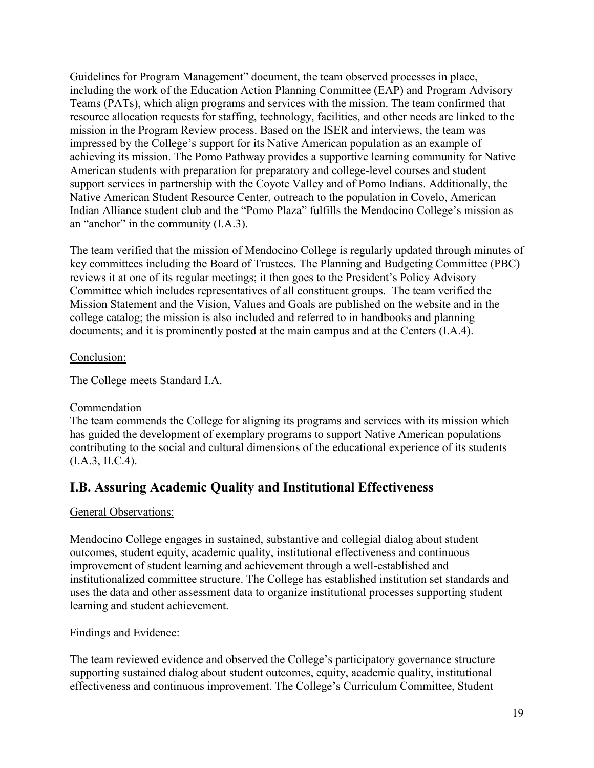Guidelines for Program Management" document, the team observed processes in place, including the work of the Education Action Planning Committee (EAP) and Program Advisory Teams (PATs), which align programs and services with the mission. The team confirmed that resource allocation requests for staffing, technology, facilities, and other needs are linked to the mission in the Program Review process. Based on the ISER and interviews, the team was impressed by the College's support for its Native American population as an example of achieving its mission. The Pomo Pathway provides a supportive learning community for Native American students with preparation for preparatory and college-level courses and student support services in partnership with the Coyote Valley and of Pomo Indians. Additionally, the Native American Student Resource Center, outreach to the population in Covelo, American Indian Alliance student club and the "Pomo Plaza" fulfills the Mendocino College's mission as an "anchor" in the community (I.A.3).

The team verified that the mission of Mendocino College is regularly updated through minutes of key committees including the Board of Trustees. The Planning and Budgeting Committee (PBC) reviews it at one of its regular meetings; it then goes to the President's Policy Advisory Committee which includes representatives of all constituent groups. The team verified the Mission Statement and the Vision, Values and Goals are published on the website and in the college catalog; the mission is also included and referred to in handbooks and planning documents; and it is prominently posted at the main campus and at the Centers (I.A.4).

Conclusion:

The College meets Standard I.A.

Commendation

The team commends the College for aligning its programs and services with its mission which has guided the development of exemplary programs to support Native American populations contributing to the social and cultural dimensions of the educational experience of its students (I.A.3, II.C.4).

## I.B. Assuring Academic Quality and Institutional Effectiveness

General Observations:

Mendocino College engages in sustained, substantive and collegial dialog about student outcomes, student equity, academic quality, institutional effectiveness and continuous improvement of student learning and achievement through a well-established and institutionalized committee structure. The College has established institution set standards and uses the data and other assessment data to organize institutional processes supporting student learning and student achievement.

Findings and Evidence:

The team reviewed evidence and observed the College's participatory governance structure supporting sustained dialog about student outcomes, equity, academic quality, institutional effectiveness and continuous improvement. The College's Curriculum Committee, Student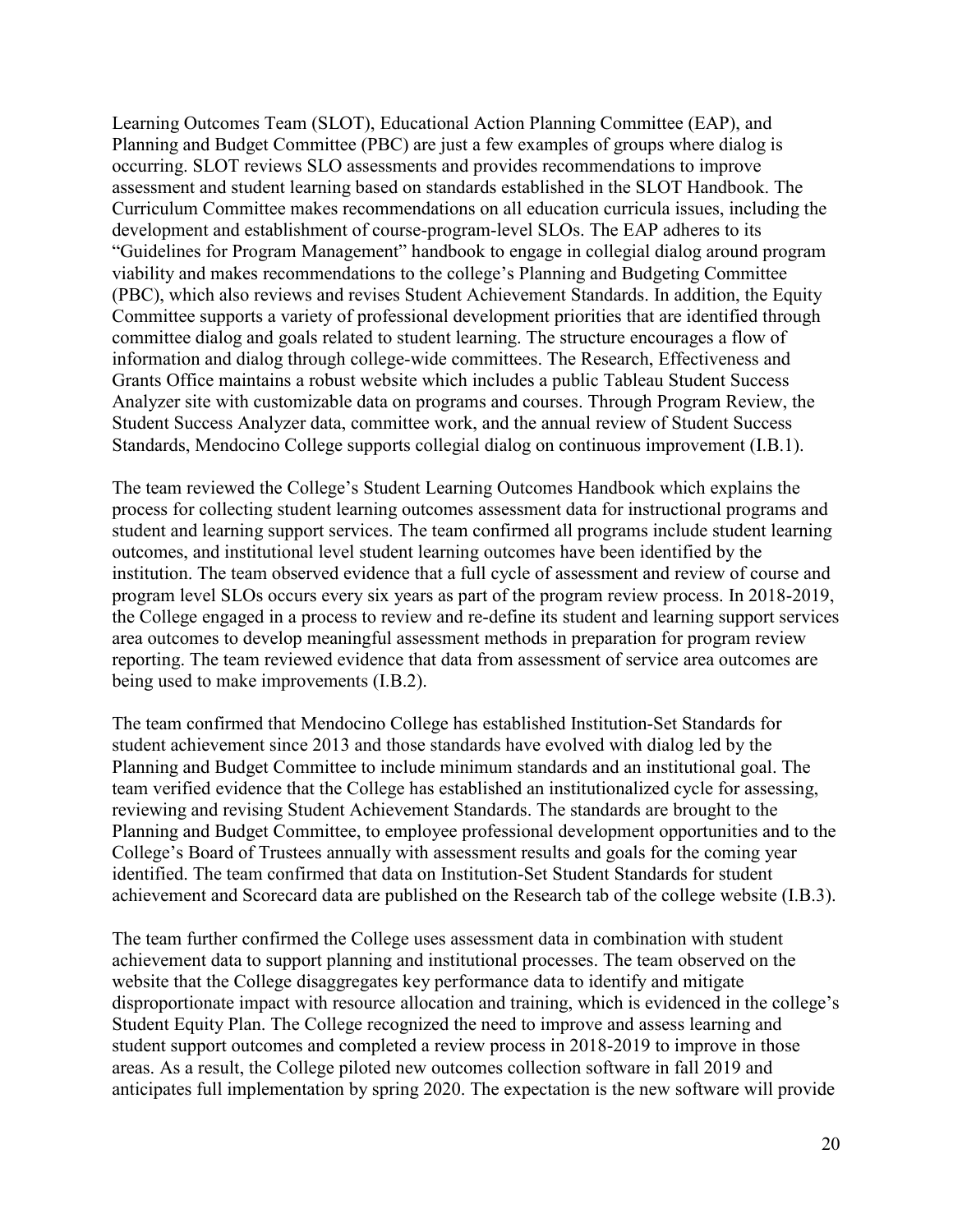Learning Outcomes Team (SLOT), Educational Action Planning Committee (EAP), and Planning and Budget Committee (PBC) are just a few examples of groups where dialog is occurring. SLOT reviews SLO assessments and provides recommendations to improve assessment and student learning based on standards established in the SLOT Handbook. The Curriculum Committee makes recommendations on all education curricula issues, including the development and establishment of course-program-level SLOs. The EAP adheres to its "Guidelines for Program Management" handbook to engage in collegial dialog around program viability and makes recommendations to the college's Planning and Budgeting Committee (PBC), which also reviews and revises Student Achievement Standards. In addition, the Equity Committee supports a variety of professional development priorities that are identified through committee dialog and goals related to student learning. The structure encourages a flow of information and dialog through college-wide committees. The Research, Effectiveness and Grants Office maintains a robust website which includes a public Tableau Student Success Analyzer site with customizable data on programs and courses. Through Program Review, the Student Success Analyzer data, committee work, and the annual review of Student Success Standards, Mendocino College supports collegial dialog on continuous improvement (I.B.1).

The team reviewed the College's Student Learning Outcomes Handbook which explains the process for collecting student learning outcomes assessment data for instructional programs and student and learning support services. The team confirmed all programs include student learning outcomes, and institutional level student learning outcomes have been identified by the institution. The team observed evidence that a full cycle of assessment and review of course and program level SLOs occurs every six years as part of the program review process. In 2018-2019, the College engaged in a process to review and re-define its student and learning support services area outcomes to develop meaningful assessment methods in preparation for program review reporting. The team reviewed evidence that data from assessment of service area outcomes are being used to make improvements (I.B.2).

The team confirmed that Mendocino College has established Institution-Set Standards for student achievement since 2013 and those standards have evolved with dialog led by the Planning and Budget Committee to include minimum standards and an institutional goal. The team verified evidence that the College has established an institutionalized cycle for assessing, reviewing and revising Student Achievement Standards. The standards are brought to the Planning and Budget Committee, to employee professional development opportunities and to the College's Board of Trustees annually with assessment results and goals for the coming year identified. The team confirmed that data on Institution-Set Student Standards for student achievement and Scorecard data are published on the Research tab of the college website (I.B.3).

The team further confirmed the College uses assessment data in combination with student achievement data to support planning and institutional processes. The team observed on the website that the College disaggregates key performance data to identify and mitigate disproportionate impact with resource allocation and training, which is evidenced in the college's Student Equity Plan. The College recognized the need to improve and assess learning and student support outcomes and completed a review process in 2018-2019 to improve in those areas. As a result, the College piloted new outcomes collection software in fall 2019 and anticipates full implementation by spring 2020. The expectation is the new software will provide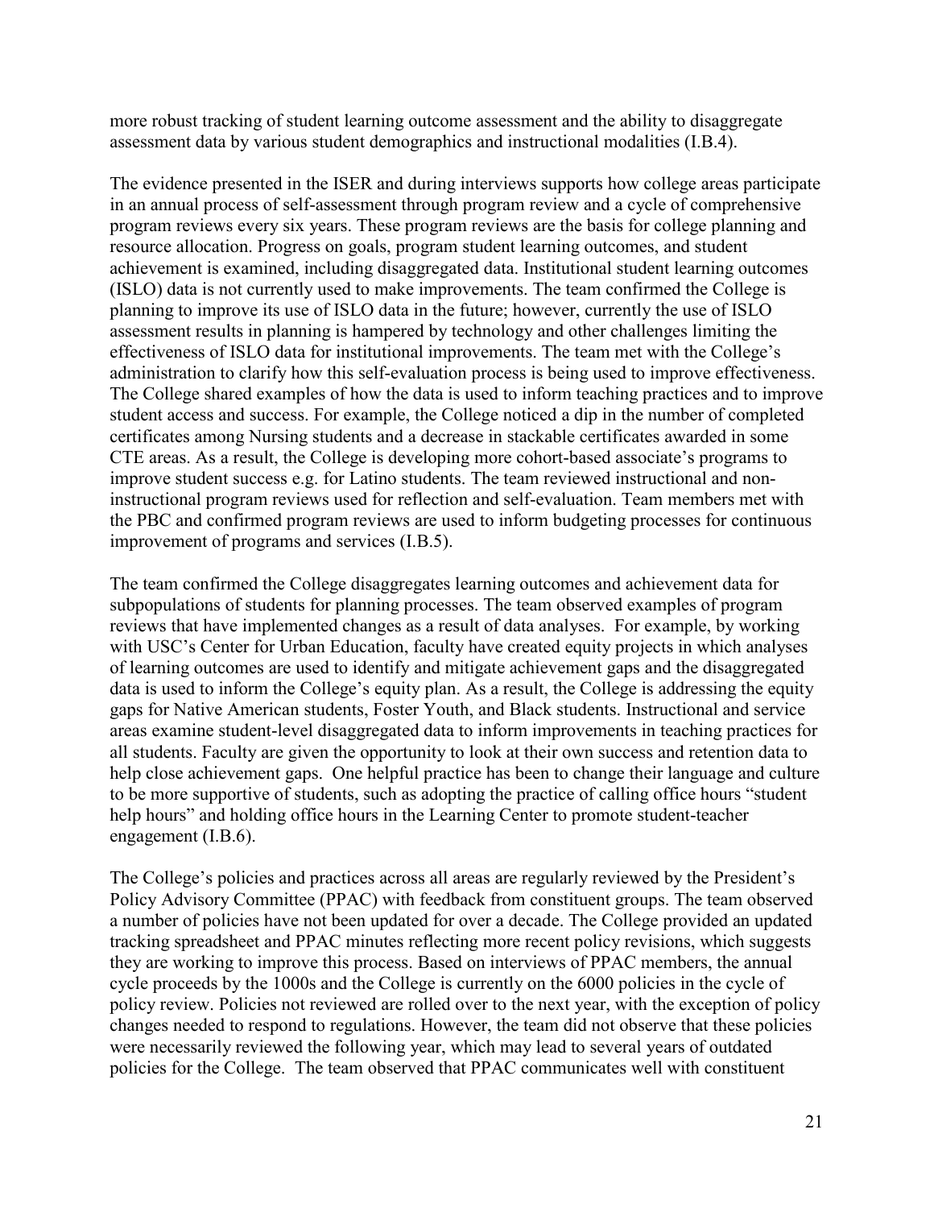more robust tracking of student learning outcome assessment and the ability to disaggregate assessment data by various student demographics and instructional modalities (I.B.4).

The evidence presented in the ISER and during interviews supports how college areas participate in an annual process of self-assessment through program review and a cycle of comprehensive program reviews every six years. These program reviews are the basis for college planning and resource allocation. Progress on goals, program student learning outcomes, and student achievement is examined, including disaggregated data. Institutional student learning outcomes (ISLO) data is not currently used to make improvements. The team confirmed the College is planning to improve its use of ISLO data in the future; however, currently the use of ISLO assessment results in planning is hampered by technology and other challenges limiting the effectiveness of ISLO data for institutional improvements. The team met with the College's administration to clarify how this self-evaluation process is being used to improve effectiveness. The College shared examples of how the data is used to inform teaching practices and to improve student access and success. For example, the College noticed a dip in the number of completed certificates among Nursing students and a decrease in stackable certificates awarded in some CTE areas. As a result, the College is developing more cohort-based associate's programs to improve student success e.g. for Latino students. The team reviewed instructional and non-instructional program reviews used for reflection and self-evaluation. Team members met with the PBC and confirmed program reviews are used to inform budgeting processes for continuous improvement of programs and services (I.B.5).

The team confirmed the College disaggregates learning outcomes and achievement data for subpopulations of students for planning processes. The team observed examples of program reviews that have implemented changes as a result of data analyses. For example, by working with USC's Center for Urban Education, faculty have created equity projects in which analyses of learning outcomes are used to identify and mitigate achievement gaps and the disaggregated data is used to inform the College's equity plan. As a result, the College is addressing the equity gaps for Native American students, Foster Youth, and Black students. Instructional and service areas examine student-level disaggregated data to inform improvements in teaching practices for all students. Faculty are given the opportunity to look at their own success and retention data to help close achievement gaps. One helpful practice has been to change their language and culture to be more supportive of students, such as adopting the practice of calling office hours "student help hours" and holding office hours in the Learning Center to promote student-teacher engagement (I.B.6).

The College's policies and practices across all areas are regularly reviewed by the President's Policy Advisory Committee (PPAC) with feedback from constituent groups. The team observed a number of policies have not been updated for over a decade. The College provided an updated tracking spreadsheet and PPAC minutes reflecting more recent policy revisions, which suggests they are working to improve this process. Based on interviews of PPAC members, the annual cycle proceeds by the 1000s and the College is currently on the 6000 policies in the cycle of policy review. Policies not reviewed are rolled over to the next year, with the exception of policy changes needed to respond to regulations. However, the team did not observe that these policies were necessarily reviewed the following year, which may lead to several years of outdated policies for the College. The team observed that PPAC communicates well with constituent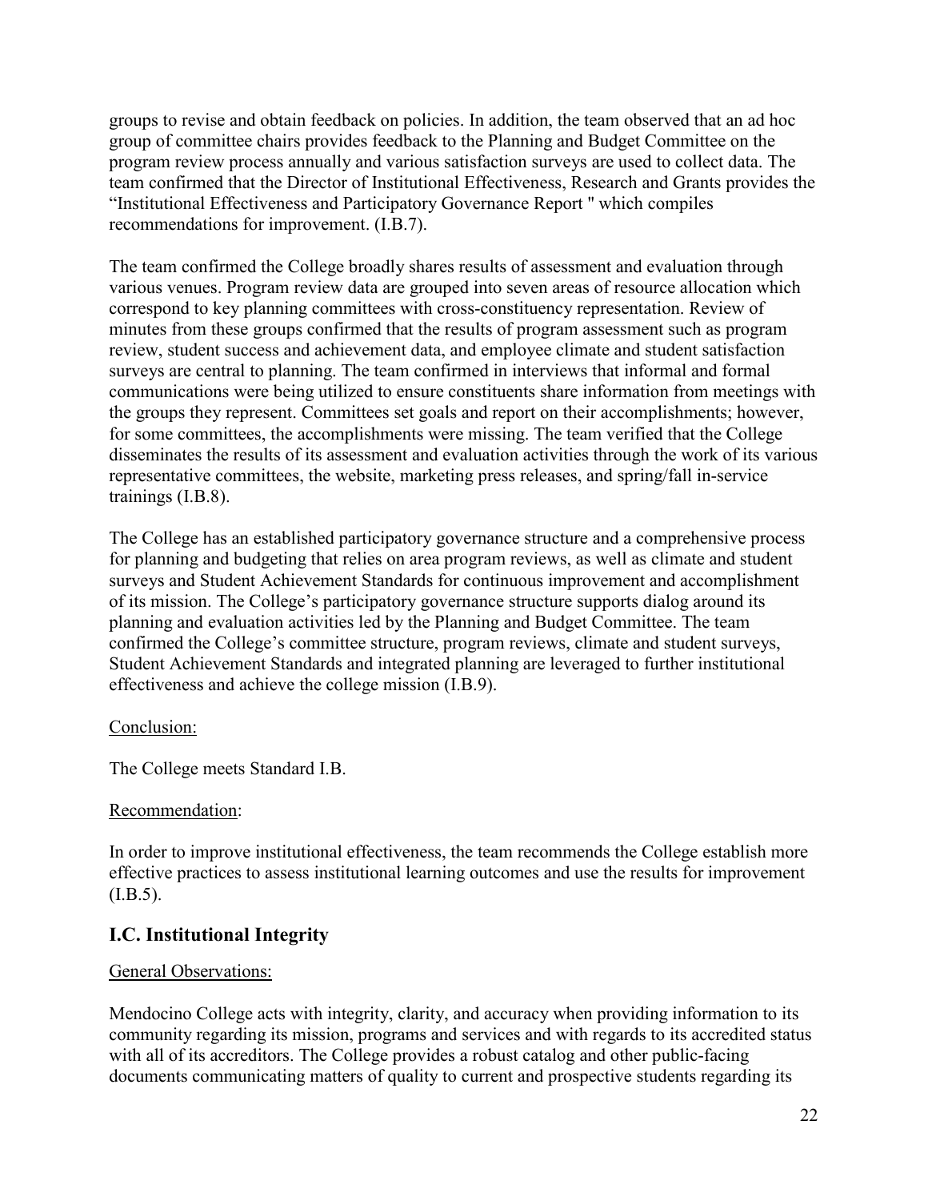groups to revise and obtain feedback on policies. In addition, the team observed that an ad hoc group of committee chairs provides feedback to the Planning and Budget Committee on the program review process annually and various satisfaction surveys are used to collect data. The team confirmed that the Director of Institutional Effectiveness, Research and Grants provides the "Institutional Effectiveness and Participatory Governance Report " which compiles recommendations for improvement. (I.B.7).

The team confirmed the College broadly shares results of assessment and evaluation through various venues. Program review data are grouped into seven areas of resource allocation which correspond to key planning committees with cross-constituency representation. Review of minutes from these groups confirmed that the results of program assessment such as program review, student success and achievement data, and employee climate and student satisfaction surveys are central to planning. The team confirmed in interviews that informal and formal communications were being utilized to ensure constituents share information from meetings with the groups they represent. Committees set goals and report on their accomplishments; however, for some committees, the accomplishments were missing. The team verified that the College disseminates the results of its assessment and evaluation activities through the work of its various representative committees, the website, marketing press releases, and spring/fall in-service trainings (I.B.8).

The College has an established participatory governance structure and a comprehensive process for planning and budgeting that relies on area program reviews, as well as climate and student surveys and Student Achievement Standards for continuous improvement and accomplishment of its mission. The College's participatory governance structure supports dialog around its planning and evaluation activities led by the Planning and Budget Committee. The team confirmed the College's committee structure, program reviews, climate and student surveys, Student Achievement Standards and integrated planning are leveraged to further institutional effectiveness and achieve the college mission (I.B.9).

Conclusion:

The College meets Standard I.B.

Recommendation:

In order to improve institutional effectiveness, the team recommends the College establish more effective practices to assess institutional learning outcomes and use the results for improvement (I.B.5).

## I.C. Institutional Integrity

General Observations:

Mendocino College acts with integrity, clarity, and accuracy when providing information to its community regarding its mission, programs and services and with regards to its accredited status with all of its accreditors. The College provides a robust catalog and other public-facing documents communicating matters of quality to current and prospective students regarding its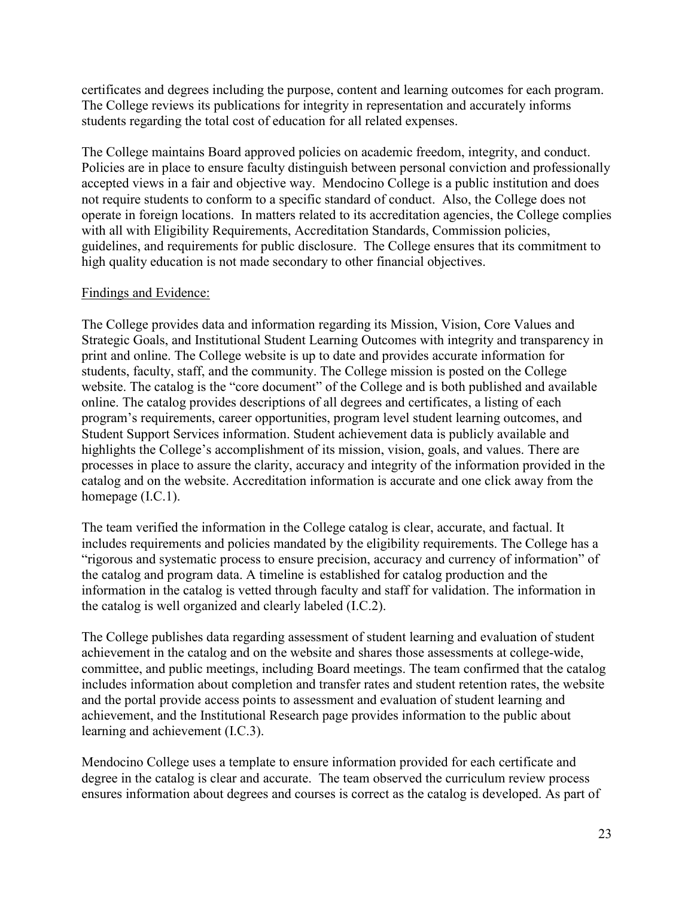certificates and degrees including the purpose, content and learning outcomes for each program. The College reviews its publications for integrity in representation and accurately informs students regarding the total cost of education for all related expenses.

The College maintains Board approved policies on academic freedom, integrity, and conduct. Policies are in place to ensure faculty distinguish between personal conviction and professionally accepted views in a fair and objective way. Mendocino College is a public institution and does not require students to conform to a specific standard of conduct. Also, the College does not operate in foreign locations. In matters related to its accreditation agencies, the College complies with all with Eligibility Requirements, Accreditation Standards, Commission policies, guidelines, and requirements for public disclosure. The College ensures that its commitment to high quality education is not made secondary to other financial objectives.

Findings and Evidence:

The College provides data and information regarding its Mission, Vision, Core Values and Strategic Goals, and Institutional Student Learning Outcomes with integrity and transparency in print and online. The College website is up to date and provides accurate information for students, faculty, staff, and the community. The College mission is posted on the College website. The catalog is the "core document" of the College and is both published and available online. The catalog provides descriptions of all degrees and certificates, a listing of each program's requirements, career opportunities, program level student learning outcomes, and Student Support Services information. Student achievement data is publicly available and highlights the College's accomplishment of its mission, vision, goals, and values. There are processes in place to assure the clarity, accuracy and integrity of the information provided in the catalog and on the website. Accreditation information is accurate and one click away from the homepage (I.C.1).

The team verified the information in the College catalog is clear, accurate, and factual. It includes requirements and policies mandated by the eligibility requirements. The College has a "rigorous and systematic process to ensure precision, accuracy and currency of information" of the catalog and program data. A timeline is established for catalog production and the information in the catalog is vetted through faculty and staff for validation. The information in the catalog is well organized and clearly labeled (I.C.2).

The College publishes data regarding assessment of student learning and evaluation of student achievement in the catalog and on the website and shares those assessments at college-wide, committee, and public meetings, including Board meetings. The team confirmed that the catalog includes information about completion and transfer rates and student retention rates, the website and the portal provide access points to assessment and evaluation of student learning and achievement, and the Institutional Research page provides information to the public about learning and achievement (I.C.3).

Mendocino College uses a template to ensure information provided for each certificate and degree in the catalog is clear and accurate. The team observed the curriculum review process ensures information about degrees and courses is correct as the catalog is developed. As part of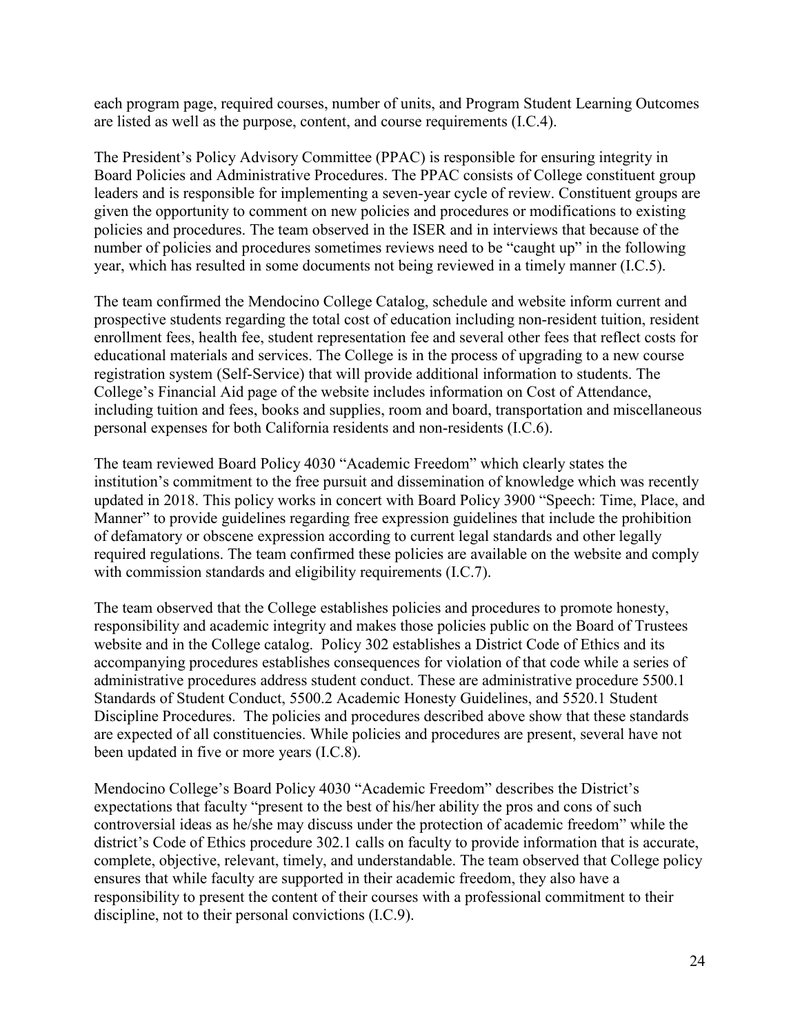each program page, required courses, number of units, and Program Student Learning Outcomes are listed as well as the purpose, content, and course requirements (I.C.4).

The President's Policy Advisory Committee (PPAC) is responsible for ensuring integrity in Board Policies and Administrative Procedures. The PPAC consists of College constituent group leaders and is responsible for implementing a seven-year cycle of review. Constituent groups are given the opportunity to comment on new policies and procedures or modifications to existing policies and procedures. The team observed in the ISER and in interviews that because of the number of policies and procedures sometimes reviews need to be "caught up" in the following year, which has resulted in some documents not being reviewed in a timely manner (I.C.5).

The team confirmed the Mendocino College Catalog, schedule and website inform current and prospective students regarding the total cost of education including non-resident tuition, resident enrollment fees, health fee, student representation fee and several other fees that reflect costs for educational materials and services. The College is in the process of upgrading to a new course registration system (Self-Service) that will provide additional information to students. The College's Financial Aid page of the website includes information on Cost of Attendance, including tuition and fees, books and supplies, room and board, transportation and miscellaneous personal expenses for both California residents and non-residents (I.C.6).

The team reviewed Board Policy 4030 "Academic Freedom" which clearly states the institution's commitment to the free pursuit and dissemination of knowledge which was recently updated in 2018. This policy works in concert with Board Policy 3900 "Speech: Time, Place, and Manner" to provide guidelines regarding free expression guidelines that include the prohibition of defamatory or obscene expression according to current legal standards and other legally required regulations. The team confirmed these policies are available on the website and comply with commission standards and eligibility requirements (I.C.7).

The team observed that the College establishes policies and procedures to promote honesty, responsibility and academic integrity and makes those policies public on the Board of Trustees website and in the College catalog. Policy 302 establishes a District Code of Ethics and its accompanying procedures establishes consequences for violation of that code while a series of administrative procedures address student conduct. These are administrative procedure 5500.1 Standards of Student Conduct, 5500.2 Academic Honesty Guidelines, and 5520.1 Student Discipline Procedures. The policies and procedures described above show that these standards are expected of all constituencies. While policies and procedures are present, several have not been updated in five or more years (I.C.8).

Mendocino College's Board Policy 4030 "Academic Freedom" describes the District's expectations that faculty "present to the best of his/her ability the pros and cons of such controversial ideas as he/she may discuss under the protection of academic freedom" while the district's Code of Ethics procedure 302.1 calls on faculty to provide information that is accurate, complete, objective, relevant, timely, and understandable. The team observed that College policy ensures that while faculty are supported in their academic freedom, they also have a responsibility to present the content of their courses with a professional commitment to their discipline, not to their personal convictions (I.C.9).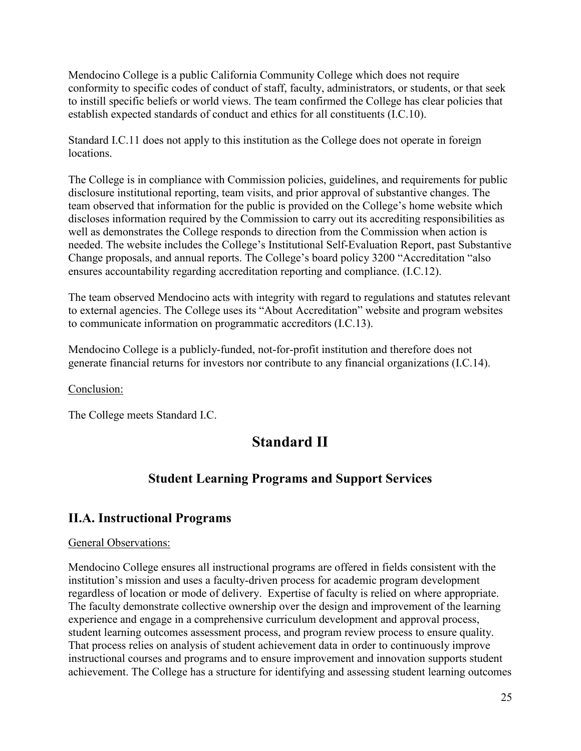Mendocino College is a public California Community College which does not require conformity to specific codes of conduct of staff, faculty, administrators, or students, or that seek to instill specific beliefs or world views. The team confirmed the College has clear policies that establish expected standards of conduct and ethics for all constituents (I.C.10).

Standard I.C.11 does not apply to this institution as the College does not operate in foreign locations.

The College is in compliance with Commission policies, guidelines, and requirements for public disclosure institutional reporting, team visits, and prior approval of substantive changes. The team observed that information for the public is provided on the College's home website which discloses information required by the Commission to carry out its accrediting responsibilities as well as demonstrates the College responds to direction from the Commission when action is needed. The website includes the College's Institutional Self-Evaluation Report, past Substantive Change proposals, and annual reports. The College's board policy 3200 "Accreditation "also ensures accountability regarding accreditation reporting and compliance. (I.C.12).

The team observed Mendocino acts with integrity with regard to regulations and statutes relevant to external agencies. The College uses its "About Accreditation" website and program websites to communicate information on programmatic accreditors (I.C.13).

Mendocino College is a publicly-funded, not-for-profit institution and therefore does not generate financial returns for investors nor contribute to any financial organizations (I.C.14).

Conclusion:

The College meets Standard I.C.

# Standard II

## Student Learning Programs and Support Services

## II.A. Instructional Programs

General Observations:

Mendocino College ensures all instructional programs are offered in fields consistent with the institution's mission and uses a faculty-driven process for academic program development regardless of location or mode of delivery. Expertise of faculty is relied on where appropriate. The faculty demonstrate collective ownership over the design and improvement of the learning experience and engage in a comprehensive curriculum development and approval process, student learning outcomes assessment process, and program review process to ensure quality. That process relies on analysis of student achievement data in order to continuously improve instructional courses and programs and to ensure improvement and innovation supports student achievement. The College has a structure for identifying and assessing student learning outcomes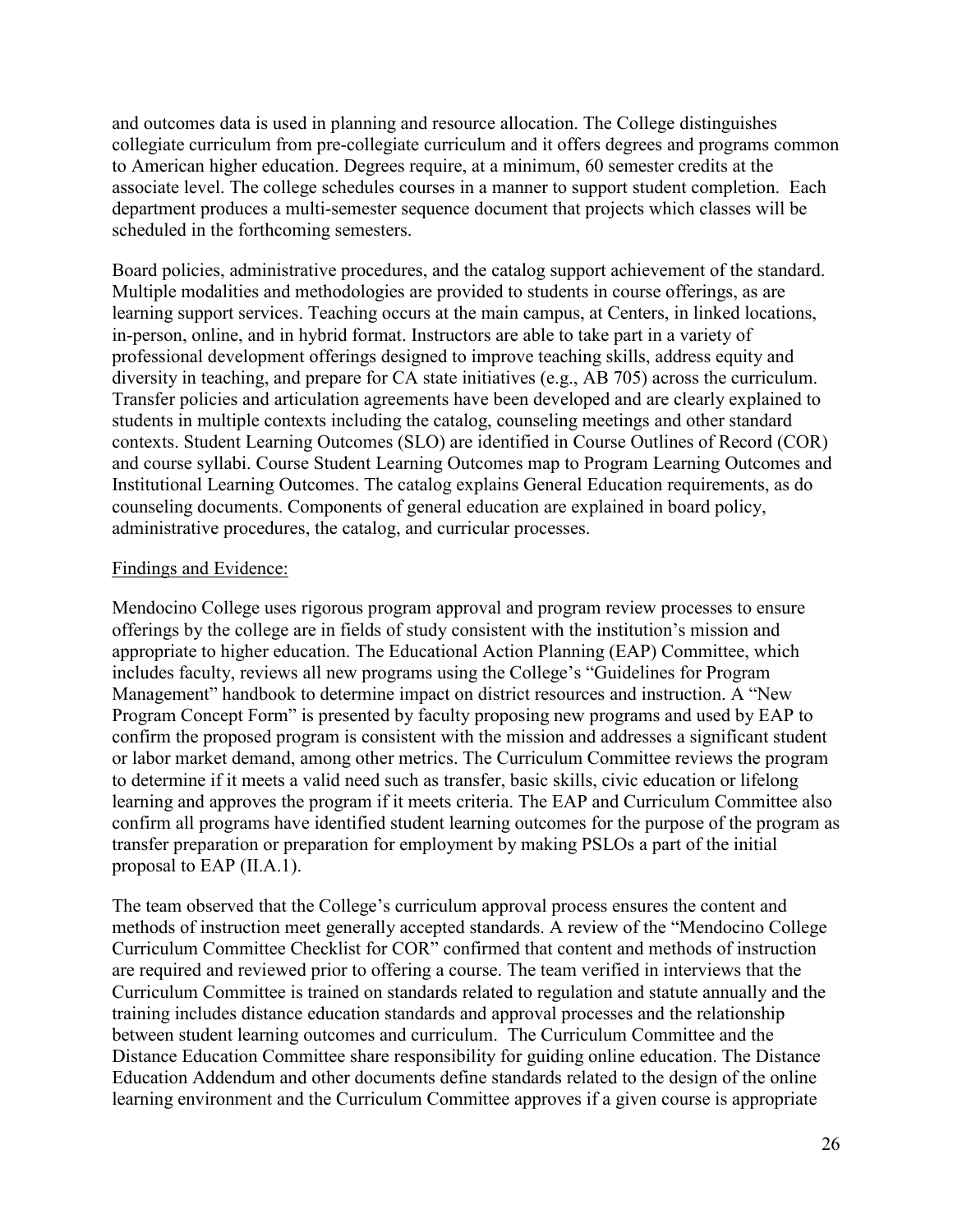and outcomes data is used in planning and resource allocation. The College distinguishes collegiate curriculum from pre-collegiate curriculum and it offers degrees and programs common to American higher education. Degrees require, at a minimum, 60 semester credits at the associate level. The college schedules courses in a manner to support student completion. Each department produces a multi-semester sequence document that projects which classes will be scheduled in the forthcoming semesters.

Board policies, administrative procedures, and the catalog support achievement of the standard. Multiple modalities and methodologies are provided to students in course offerings, as are learning support services. Teaching occurs at the main campus, at Centers, in linked locations, in-person, online, and in hybrid format. Instructors are able to take part in a variety of professional development offerings designed to improve teaching skills, address equity and diversity in teaching, and prepare for CA state initiatives (e.g., AB 705) across the curriculum. Transfer policies and articulation agreements have been developed and are clearly explained to students in multiple contexts including the catalog, counseling meetings and other standard contexts. Student Learning Outcomes (SLO) are identified in Course Outlines of Record (COR) and course syllabi. Course Student Learning Outcomes map to Program Learning Outcomes and Institutional Learning Outcomes. The catalog explains General Education requirements, as do counseling documents. Components of general education are explained in board policy, administrative procedures, the catalog, and curricular processes.

Findings and Evidence:

Mendocino College uses rigorous program approval and program review processes to ensure offerings by the college are in fields of study consistent with the institution's mission and appropriate to higher education. The Educational Action Planning (EAP) Committee, which includes faculty, reviews all new programs using the College's "Guidelines for Program Management" handbook to determine impact on district resources and instruction. A "New Program Concept Form" is presented by faculty proposing new programs and used by EAP to confirm the proposed program is consistent with the mission and addresses a significant student or labor market demand, among other metrics. The Curriculum Committee reviews the program to determine if it meets a valid need such as transfer, basic skills, civic education or lifelong learning and approves the program if it meets criteria. The EAP and Curriculum Committee also confirm all programs have identified student learning outcomes for the purpose of the program as transfer preparation or preparation for employment by making PSLOs a part of the initial proposal to EAP (II.A.1).

The team observed that the College's curriculum approval process ensures the content and methods of instruction meet generally accepted standards. A review of the "Mendocino College Curriculum Committee Checklist for COR" confirmed that content and methods of instruction are required and reviewed prior to offering a course. The team verified in interviews that the Curriculum Committee is trained on standards related to regulation and statute annually and the training includes distance education standards and approval processes and the relationship between student learning outcomes and curriculum. The Curriculum Committee and the Distance Education Committee share responsibility for guiding online education. The Distance Education Addendum and other documents define standards related to the design of the online learning environment and the Curriculum Committee approves if a given course is appropriate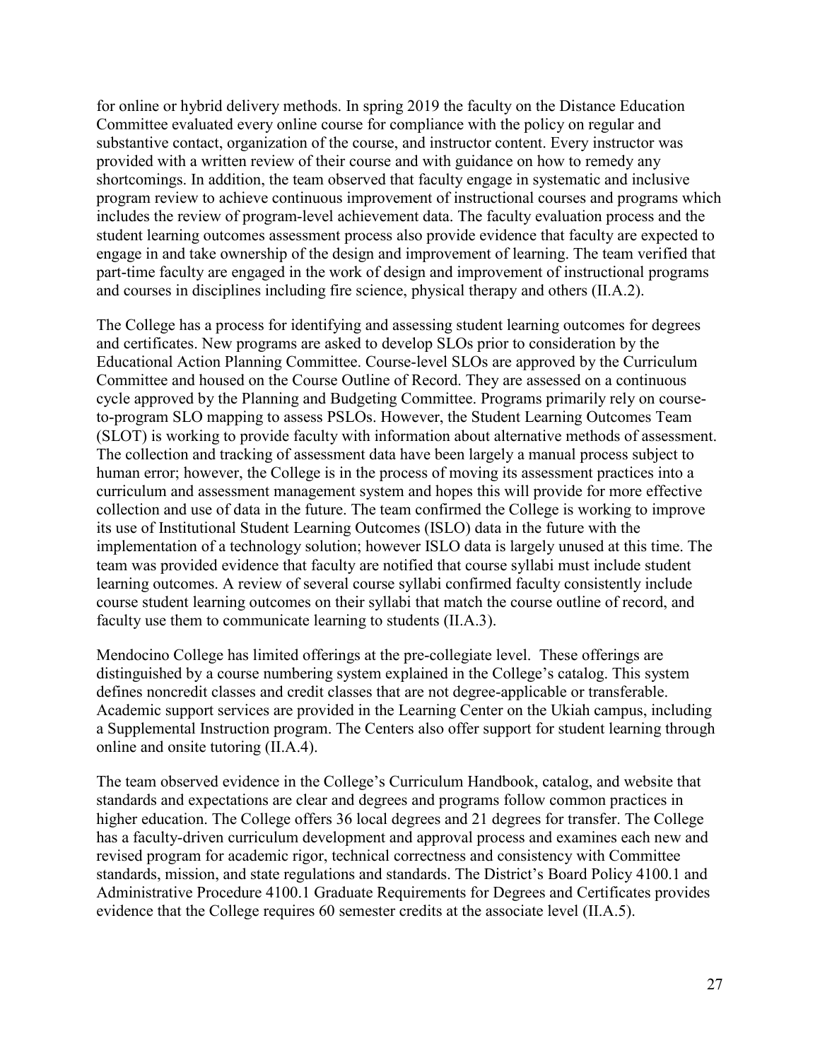for online or hybrid delivery methods. In spring 2019 the faculty on the Distance Education Committee evaluated every online course for compliance with the policy on regular and substantive contact, organization of the course, and instructor content. Every instructor was provided with a written review of their course and with guidance on how to remedy any shortcomings. In addition, the team observed that faculty engage in systematic and inclusive program review to achieve continuous improvement of instructional courses and programs which includes the review of program-level achievement data. The faculty evaluation process and the student learning outcomes assessment process also provide evidence that faculty are expected to engage in and take ownership of the design and improvement of learning. The team verified that part-time faculty are engaged in the work of design and improvement of instructional programs and courses in disciplines including fire science, physical therapy and others (II.A.2).

The College has a process for identifying and assessing student learning outcomes for degrees and certificates. New programs are asked to develop SLOs prior to consideration by the Educational Action Planning Committee. Course-level SLOs are approved by the Curriculum Committee and housed on the Course Outline of Record. They are assessed on a continuous cycle approved by the Planning and Budgeting Committee. Programs primarily rely on course-to-program SLO mapping to assess PSLOs. However, the Student Learning Outcomes Team (SLOT) is working to provide faculty with information about alternative methods of assessment. The collection and tracking of assessment data have been largely a manual process subject to human error; however, the College is in the process of moving its assessment practices into a curriculum and assessment management system and hopes this will provide for more effective collection and use of data in the future. The team confirmed the College is working to improve its use of Institutional Student Learning Outcomes (ISLO) data in the future with the implementation of a technology solution; however ISLO data is largely unused at this time. The team was provided evidence that faculty are notified that course syllabi must include student learning outcomes. A review of several course syllabi confirmed faculty consistently include course student learning outcomes on their syllabi that match the course outline of record, and faculty use them to communicate learning to students (II.A.3).

Mendocino College has limited offerings at the pre-collegiate level. These offerings are distinguished by a course numbering system explained in the College's catalog. This system defines noncredit classes and credit classes that are not degree-applicable or transferable. Academic support services are provided in the Learning Center on the Ukiah campus, including a Supplemental Instruction program. The Centers also offer support for student learning through online and onsite tutoring (II.A.4).

The team observed evidence in the College's Curriculum Handbook, catalog, and website that standards and expectations are clear and degrees and programs follow common practices in higher education. The College offers 36 local degrees and 21 degrees for transfer. The College has a faculty-driven curriculum development and approval process and examines each new and revised program for academic rigor, technical correctness and consistency with Committee standards, mission, and state regulations and standards. The District's Board Policy 4100.1 and Administrative Procedure 4100.1 Graduate Requirements for Degrees and Certificates provides evidence that the College requires 60 semester credits at the associate level (II.A.5).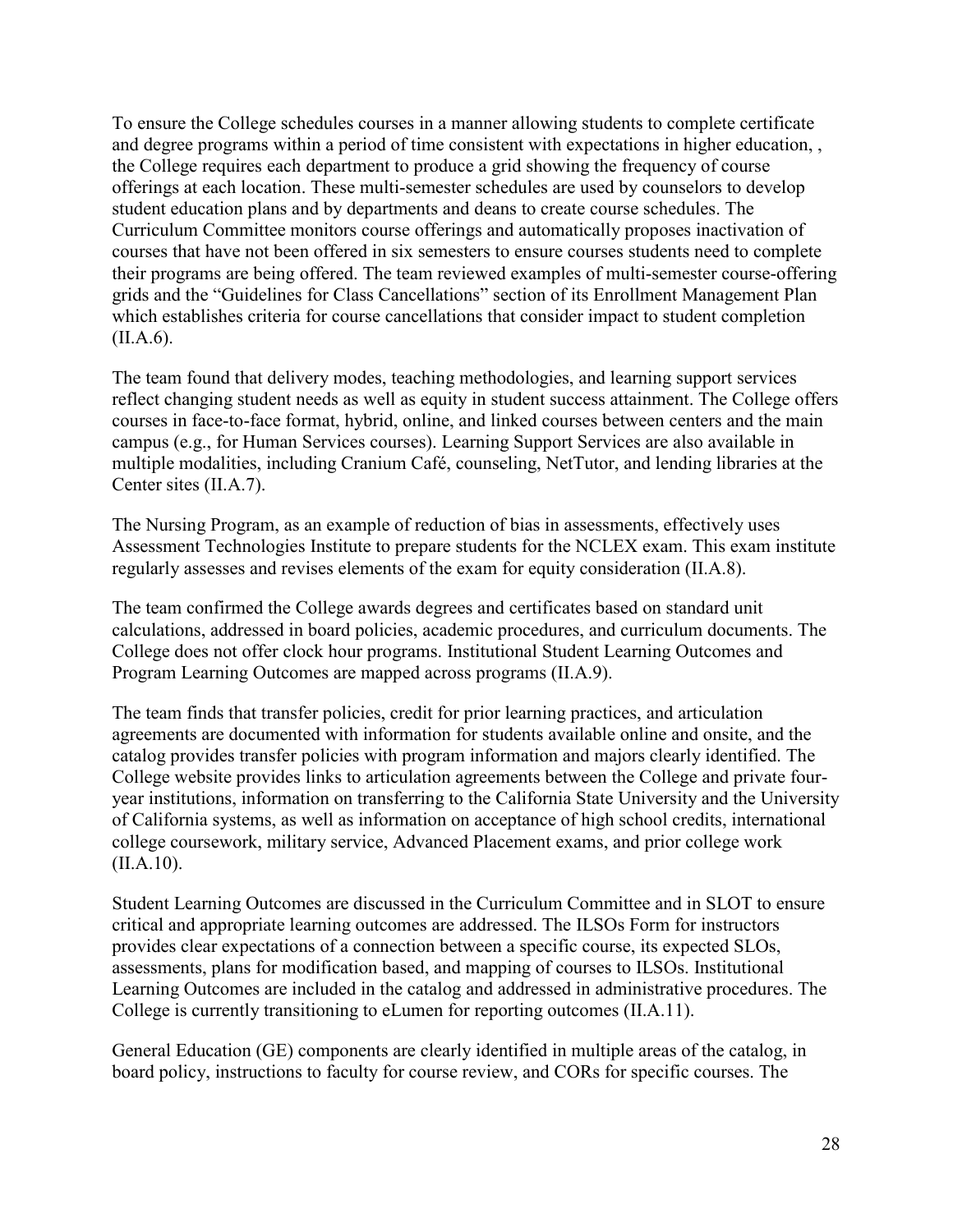To ensure the College schedules courses in a manner allowing students to complete certificate and degree programs within a period of time consistent with expectations in higher education, , the College requires each department to produce a grid showing the frequency of course offerings at each location. These multi-semester schedules are used by counselors to develop student education plans and by departments and deans to create course schedules. The Curriculum Committee monitors course offerings and automatically proposes inactivation of courses that have not been offered in six semesters to ensure courses students need to complete their programs are being offered. The team reviewed examples of multi-semester course-offering grids and the "Guidelines for Class Cancellations" section of its Enrollment Management Plan which establishes criteria for course cancellations that consider impact to student completion (II.A.6).

The team found that delivery modes, teaching methodologies, and learning support services reflect changing student needs as well as equity in student success attainment. The College offers courses in face-to-face format, hybrid, online, and linked courses between centers and the main campus (e.g., for Human Services courses). Learning Support Services are also available in multiple modalities, including Cranium Café, counseling, NetTutor, and lending libraries at the Center sites (II.A.7).

The Nursing Program, as an example of reduction of bias in assessments, effectively uses Assessment Technologies Institute to prepare students for the NCLEX exam. This exam institute regularly assesses and revises elements of the exam for equity consideration (II.A.8).

The team confirmed the College awards degrees and certificates based on standard unit calculations, addressed in board policies, academic procedures, and curriculum documents. The College does not offer clock hour programs. Institutional Student Learning Outcomes and Program Learning Outcomes are mapped across programs (II.A.9).

The team finds that transfer policies, credit for prior learning practices, and articulation agreements are documented with information for students available online and onsite, and the catalog provides transfer policies with program information and majors clearly identified. The College website provides links to articulation agreements between the College and private four-year institutions, information on transferring to the California State University and the University of California systems, as well as information on acceptance of high school credits, international college coursework, military service, Advanced Placement exams, and prior college work (II.A.10).

Student Learning Outcomes are discussed in the Curriculum Committee and in SLOT to ensure critical and appropriate learning outcomes are addressed. The ILSOs Form for instructors provides clear expectations of a connection between a specific course, its expected SLOs, assessments, plans for modification based, and mapping of courses to ILSOs. Institutional Learning Outcomes are included in the catalog and addressed in administrative procedures. The College is currently transitioning to eLumen for reporting outcomes (II.A.11).

General Education (GE) components are clearly identified in multiple areas of the catalog, in board policy, instructions to faculty for course review, and CORs for specific courses. The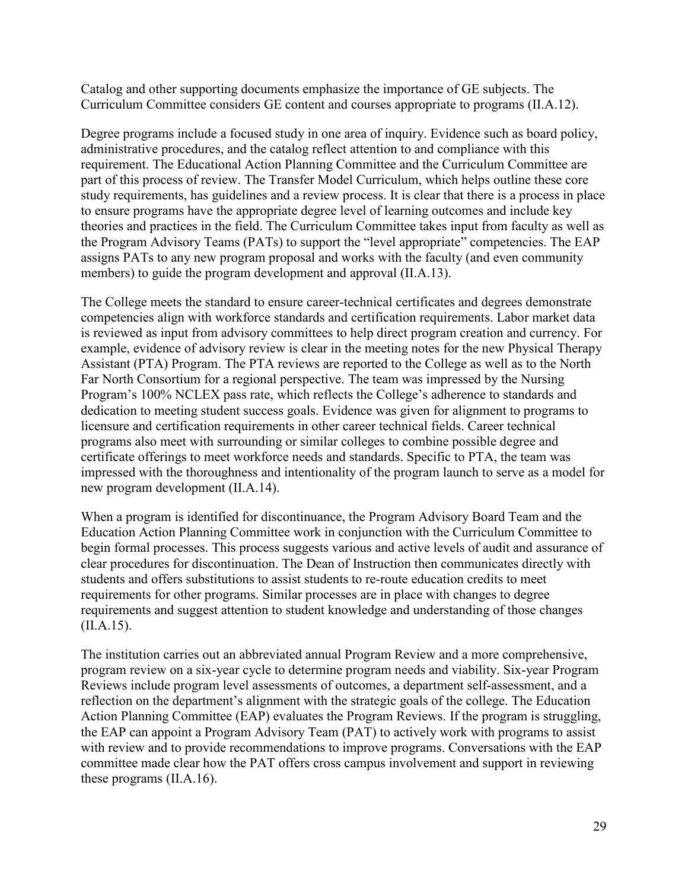Catalog and other supporting documents emphasize the importance of GE subjects. The Curriculum Committee considers GE content and courses appropriate to programs (II.A.12).

Degree programs include a focused study in one area of inquiry. Evidence such as board policy, administrative procedures, and the catalog reflect attention to and compliance with this requirement. The Educational Action Planning Committee and the Curriculum Committee are part of this process of review. The Transfer Model Curriculum, which helps outline these core study requirements, has guidelines and a review process. It is clear that there is a process in place to ensure programs have the appropriate degree level of learning outcomes and include key theories and practices in the field. The Curriculum Committee takes input from faculty as well as the Program Advisory Teams (PATs) to support the "level appropriate" competencies. The EAP assigns PATs to any new program proposal and works with the faculty (and even community members) to guide the program development and approval (II.A.13).

The College meets the standard to ensure career-technical certificates and degrees demonstrate competencies align with workforce standards and certification requirements. Labor market data is reviewed as input from advisory committees to help direct program creation and currency. For example, evidence of advisory review is clear in the meeting notes for the new Physical Therapy Assistant (PTA) Program. The PTA reviews are reported to the College as well as to the North Far North Consortium for a regional perspective. The team was impressed by the Nursing Program's 100% NCLEX pass rate, which reflects the College's adherence to standards and dedication to meeting student success goals. Evidence was given for alignment to programs to licensure and certification requirements in other career technical fields. Career technical programs also meet with surrounding or similar colleges to combine possible degree and certificate offerings to meet workforce needs and standards. Specific to PTA, the team was impressed with the thoroughness and intentionality of the program launch to serve as a model for new program development (II.A.14).

When a program is identified for discontinuance, the Program Advisory Board Team and the Education Action Planning Committee work in conjunction with the Curriculum Committee to begin formal processes. This process suggests various and active levels of audit and assurance of clear procedures for discontinuation. The Dean of Instruction then communicates directly with students and offers substitutions to assist students to re-route education credits to meet requirements for other programs. Similar processes are in place with changes to degree requirements and suggest attention to student knowledge and understanding of those changes (II.A.15).

The institution carries out an abbreviated annual Program Review and a more comprehensive, program review on a six-year cycle to determine program needs and viability. Six-year Program Reviews include program level assessments of outcomes, a department self-assessment, and a reflection on the department's alignment with the strategic goals of the college. The Education Action Planning Committee (EAP) evaluates the Program Reviews. If the program is struggling, the EAP can appoint a Program Advisory Team (PAT) to actively work with programs to assist with review and to provide recommendations to improve programs. Conversations with the EAP committee made clear how the PAT offers cross campus involvement and support in reviewing these programs (II.A.16).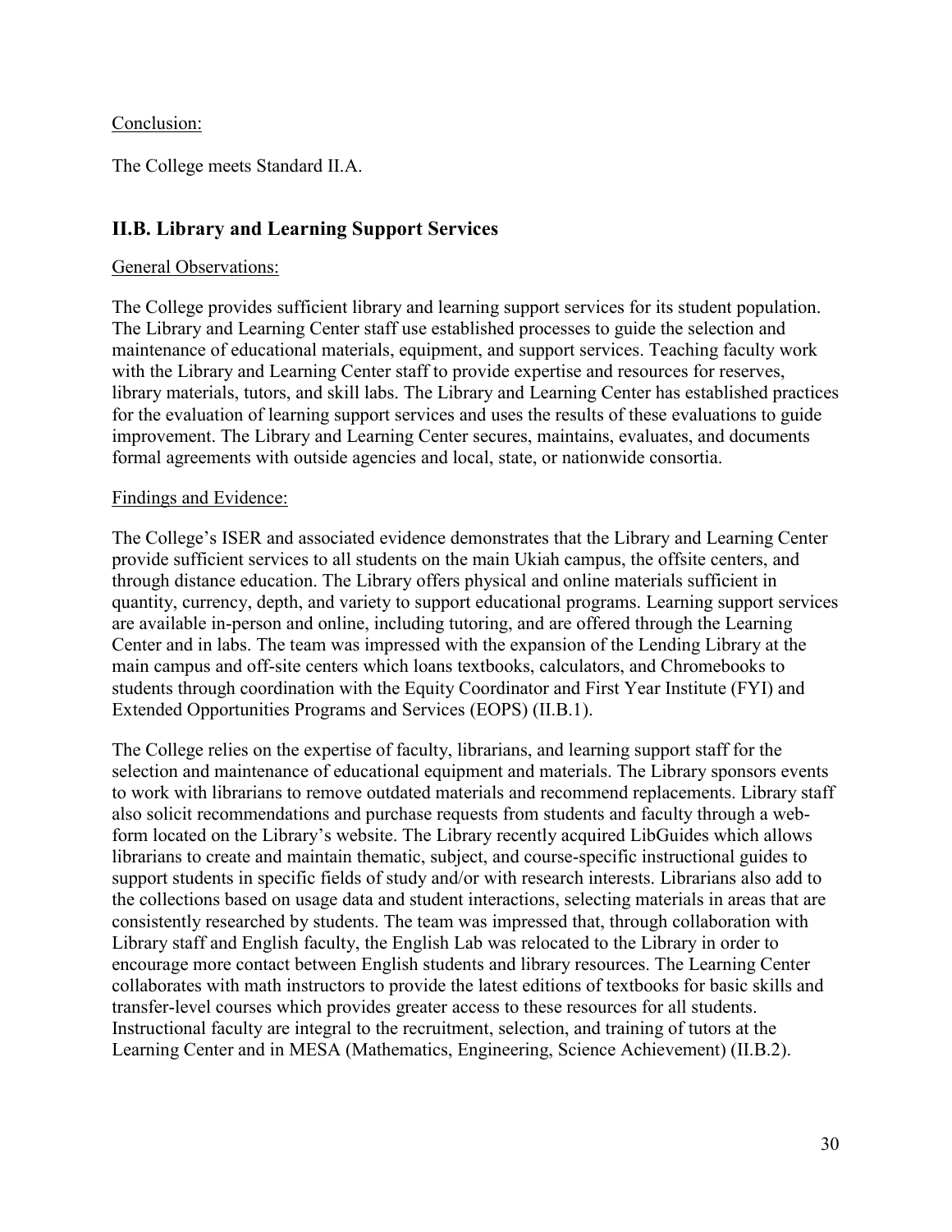Conclusion:

The College meets Standard II.A.

## II.B. Library and Learning Support Services

General Observations:

The College provides sufficient library and learning support services for its student population. The Library and Learning Center staff use established processes to guide the selection and maintenance of educational materials, equipment, and support services. Teaching faculty work with the Library and Learning Center staff to provide expertise and resources for reserves, library materials, tutors, and skill labs. The Library and Learning Center has established practices for the evaluation of learning support services and uses the results of these evaluations to guide improvement. The Library and Learning Center secures, maintains, evaluates, and documents formal agreements with outside agencies and local, state, or nationwide consortia.

Findings and Evidence:

The College's ISER and associated evidence demonstrates that the Library and Learning Center provide sufficient services to all students on the main Ukiah campus, the offsite centers, and through distance education. The Library offers physical and online materials sufficient in quantity, currency, depth, and variety to support educational programs. Learning support services are available in-person and online, including tutoring, and are offered through the Learning Center and in labs. The team was impressed with the expansion of the Lending Library at the main campus and off-site centers which loans textbooks, calculators, and Chromebooks to students through coordination with the Equity Coordinator and First Year Institute (FYI) and Extended Opportunities Programs and Services (EOPS) (II.B.1).

The College relies on the expertise of faculty, librarians, and learning support staff for the selection and maintenance of educational equipment and materials. The Library sponsors events to work with librarians to remove outdated materials and recommend replacements. Library staff also solicit recommendations and purchase requests from students and faculty through a web-form located on the Library's website. The Library recently acquired LibGuides which allows librarians to create and maintain thematic, subject, and course-specific instructional guides to support students in specific fields of study and/or with research interests. Librarians also add to the collections based on usage data and student interactions, selecting materials in areas that are consistently researched by students. The team was impressed that, through collaboration with Library staff and English faculty, the English Lab was relocated to the Library in order to encourage more contact between English students and library resources. The Learning Center collaborates with math instructors to provide the latest editions of textbooks for basic skills and transfer-level courses which provides greater access to these resources for all students. Instructional faculty are integral to the recruitment, selection, and training of tutors at the Learning Center and in MESA (Mathematics, Engineering, Science Achievement) (II.B.2).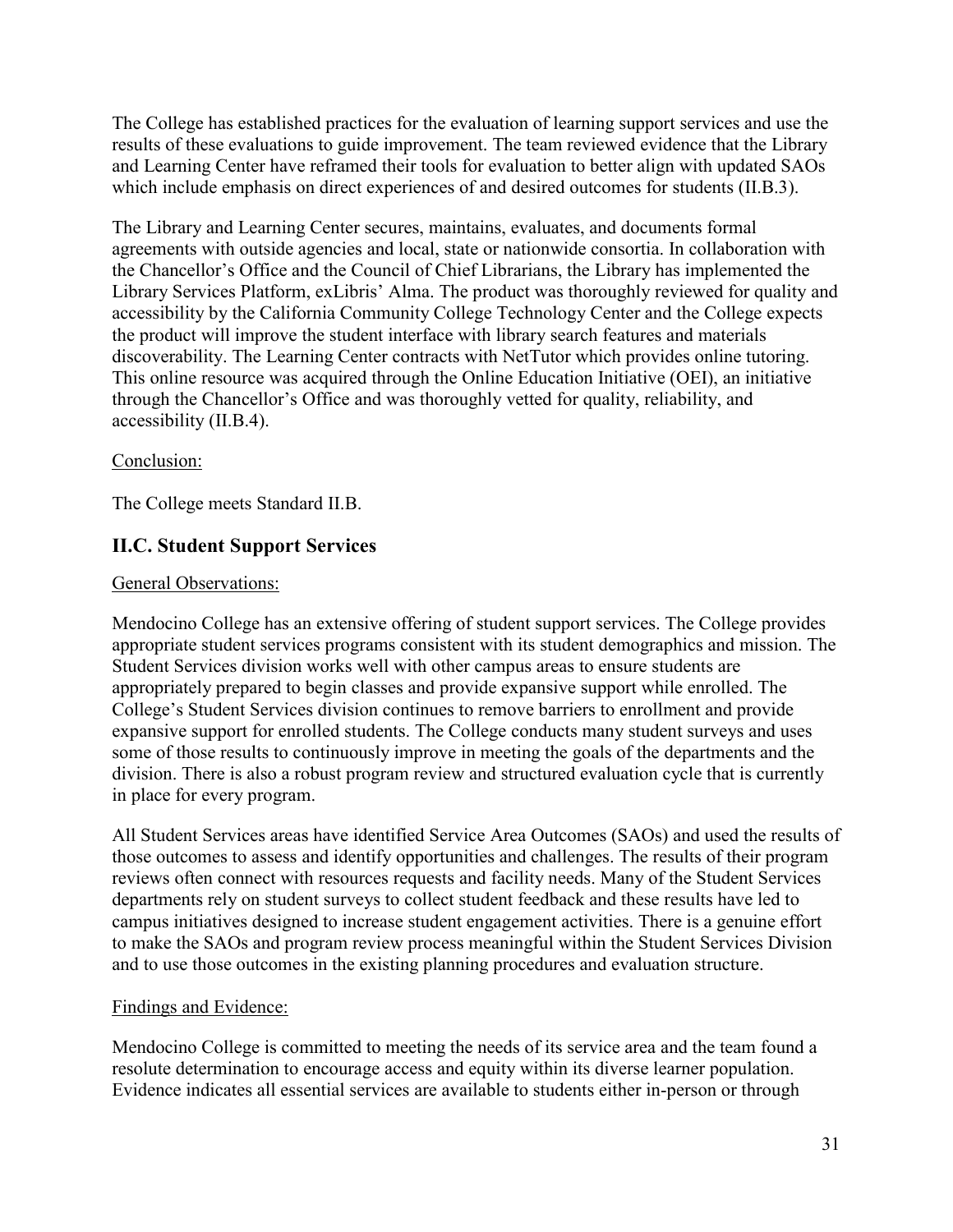The College has established practices for the evaluation of learning support services and use the results of these evaluations to guide improvement. The team reviewed evidence that the Library and Learning Center have reframed their tools for evaluation to better align with updated SAOs which include emphasis on direct experiences of and desired outcomes for students (II.B.3).

The Library and Learning Center secures, maintains, evaluates, and documents formal agreements with outside agencies and local, state or nationwide consortia. In collaboration with the Chancellor's Office and the Council of Chief Librarians, the Library has implemented the Library Services Platform, exLibris' Alma. The product was thoroughly reviewed for quality and accessibility by the California Community College Technology Center and the College expects the product will improve the student interface with library search features and materials discoverability. The Learning Center contracts with NetTutor which provides online tutoring. This online resource was acquired through the Online Education Initiative (OEI), an initiative through the Chancellor's Office and was thoroughly vetted for quality, reliability, and accessibility (II.B.4).

Conclusion:

The College meets Standard II.B.

## II.C. Student Support Services

General Observations:

Mendocino College has an extensive offering of student support services. The College provides appropriate student services programs consistent with its student demographics and mission. The Student Services division works well with other campus areas to ensure students are appropriately prepared to begin classes and provide expansive support while enrolled. The College's Student Services division continues to remove barriers to enrollment and provide expansive support for enrolled students. The College conducts many student surveys and uses some of those results to continuously improve in meeting the goals of the departments and the division. There is also a robust program review and structured evaluation cycle that is currently in place for every program.

All Student Services areas have identified Service Area Outcomes (SAOs) and used the results of those outcomes to assess and identify opportunities and challenges. The results of their program reviews often connect with resources requests and facility needs. Many of the Student Services departments rely on student surveys to collect student feedback and these results have led to campus initiatives designed to increase student engagement activities. There is a genuine effort to make the SAOs and program review process meaningful within the Student Services Division and to use those outcomes in the existing planning procedures and evaluation structure.

Findings and Evidence:

Mendocino College is committed to meeting the needs of its service area and the team found a resolute determination to encourage access and equity within its diverse learner population. Evidence indicates all essential services are available to students either in-person or through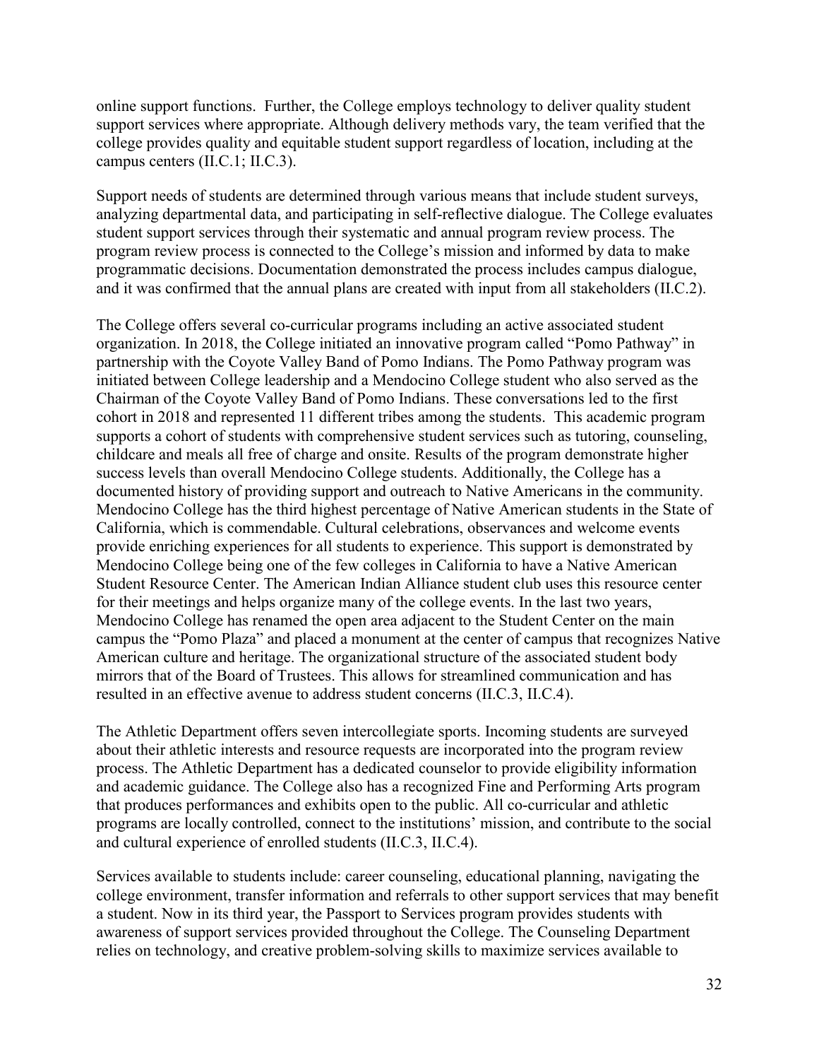online support functions. Further, the College employs technology to deliver quality student support services where appropriate. Although delivery methods vary, the team verified that the college provides quality and equitable student support regardless of location, including at the campus centers (II.C.1; II.C.3).

Support needs of students are determined through various means that include student surveys, analyzing departmental data, and participating in self-reflective dialogue. The College evaluates student support services through their systematic and annual program review process. The program review process is connected to the College's mission and informed by data to make programmatic decisions. Documentation demonstrated the process includes campus dialogue, and it was confirmed that the annual plans are created with input from all stakeholders (II.C.2).

The College offers several co-curricular programs including an active associated student organization. In 2018, the College initiated an innovative program called "Pomo Pathway" in partnership with the Coyote Valley Band of Pomo Indians. The Pomo Pathway program was initiated between College leadership and a Mendocino College student who also served as the Chairman of the Coyote Valley Band of Pomo Indians. These conversations led to the first cohort in 2018 and represented 11 different tribes among the students. This academic program supports a cohort of students with comprehensive student services such as tutoring, counseling, childcare and meals all free of charge and onsite. Results of the program demonstrate higher success levels than overall Mendocino College students. Additionally, the College has a documented history of providing support and outreach to Native Americans in the community. Mendocino College has the third highest percentage of Native American students in the State of California, which is commendable. Cultural celebrations, observances and welcome events provide enriching experiences for all students to experience. This support is demonstrated by Mendocino College being one of the few colleges in California to have a Native American Student Resource Center. The American Indian Alliance student club uses this resource center for their meetings and helps organize many of the college events. In the last two years, Mendocino College has renamed the open area adjacent to the Student Center on the main campus the "Pomo Plaza" and placed a monument at the center of campus that recognizes Native American culture and heritage. The organizational structure of the associated student body mirrors that of the Board of Trustees. This allows for streamlined communication and has resulted in an effective avenue to address student concerns (II.C.3, II.C.4).

The Athletic Department offers seven intercollegiate sports. Incoming students are surveyed about their athletic interests and resource requests are incorporated into the program review process. The Athletic Department has a dedicated counselor to provide eligibility information and academic guidance. The College also has a recognized Fine and Performing Arts program that produces performances and exhibits open to the public. All co-curricular and athletic programs are locally controlled, connect to the institutions' mission, and contribute to the social and cultural experience of enrolled students (II.C.3, II.C.4).

Services available to students include: career counseling, educational planning, navigating the college environment, transfer information and referrals to other support services that may benefit a student. Now in its third year, the Passport to Services program provides students with awareness of support services provided throughout the College. The Counseling Department relies on technology, and creative problem-solving skills to maximize services available to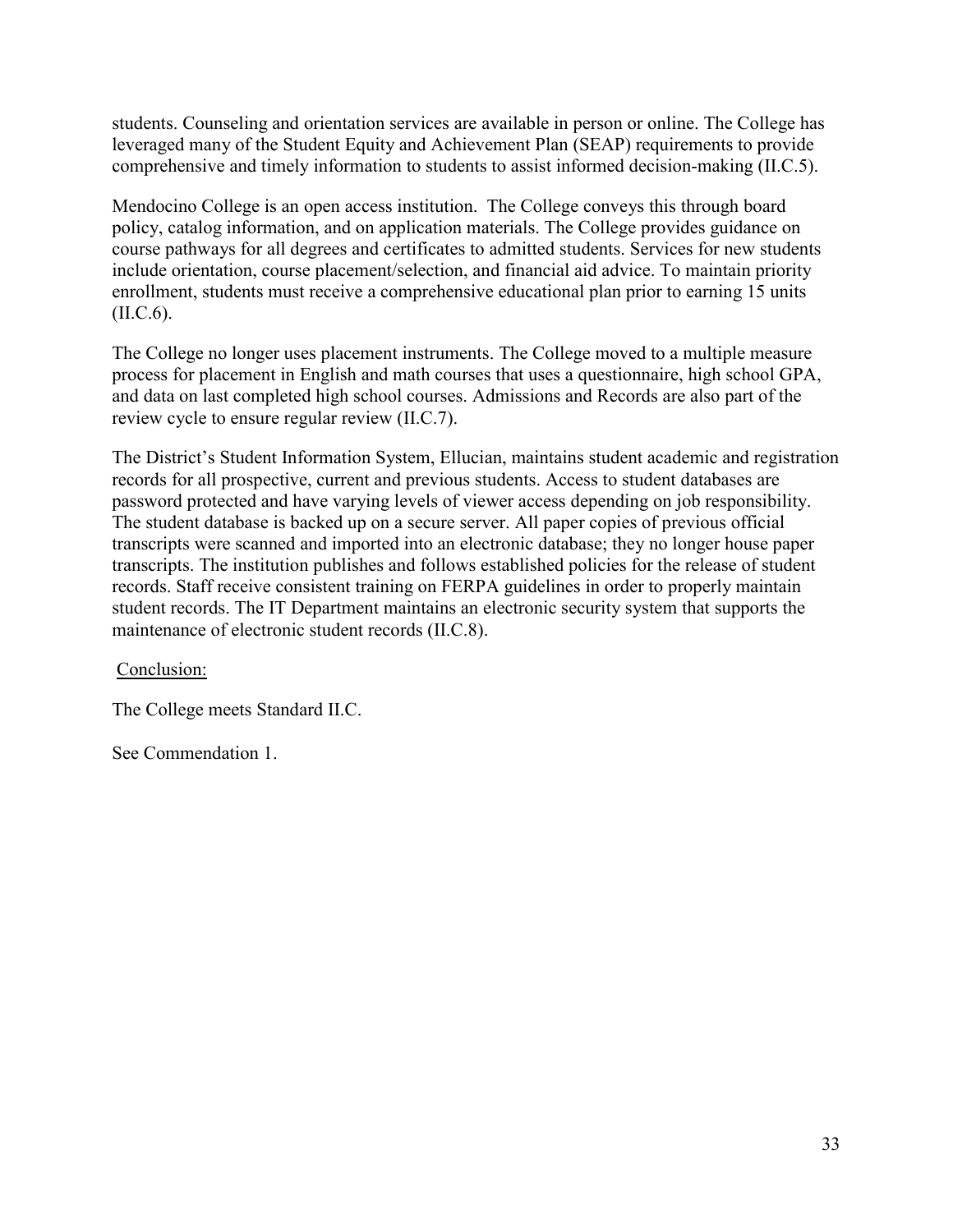students. Counseling and orientation services are available in person or online. The College has leveraged many of the Student Equity and Achievement Plan (SEAP) requirements to provide comprehensive and timely information to students to assist informed decision-making (II.C.5).

Mendocino College is an open access institution. The College conveys this through board policy, catalog information, and on application materials. The College provides guidance on course pathways for all degrees and certificates to admitted students. Services for new students include orientation, course placement/selection, and financial aid advice. To maintain priority enrollment, students must receive a comprehensive educational plan prior to earning 15 units (II.C.6).

The College no longer uses placement instruments. The College moved to a multiple measure process for placement in English and math courses that uses a questionnaire, high school GPA, and data on last completed high school courses. Admissions and Records are also part of the review cycle to ensure regular review (II.C.7).

The District's Student Information System, Ellucian, maintains student academic and registration records for all prospective, current and previous students. Access to student databases are password protected and have varying levels of viewer access depending on job responsibility. The student database is backed up on a secure server. All paper copies of previous official transcripts were scanned and imported into an electronic database; they no longer house paper transcripts. The institution publishes and follows established policies for the release of student records. Staff receive consistent training on FERPA guidelines in order to properly maintain student records. The IT Department maintains an electronic security system that supports the maintenance of electronic student records (II.C.8).

Conclusion:

The College meets Standard II.C.

See Commendation 1.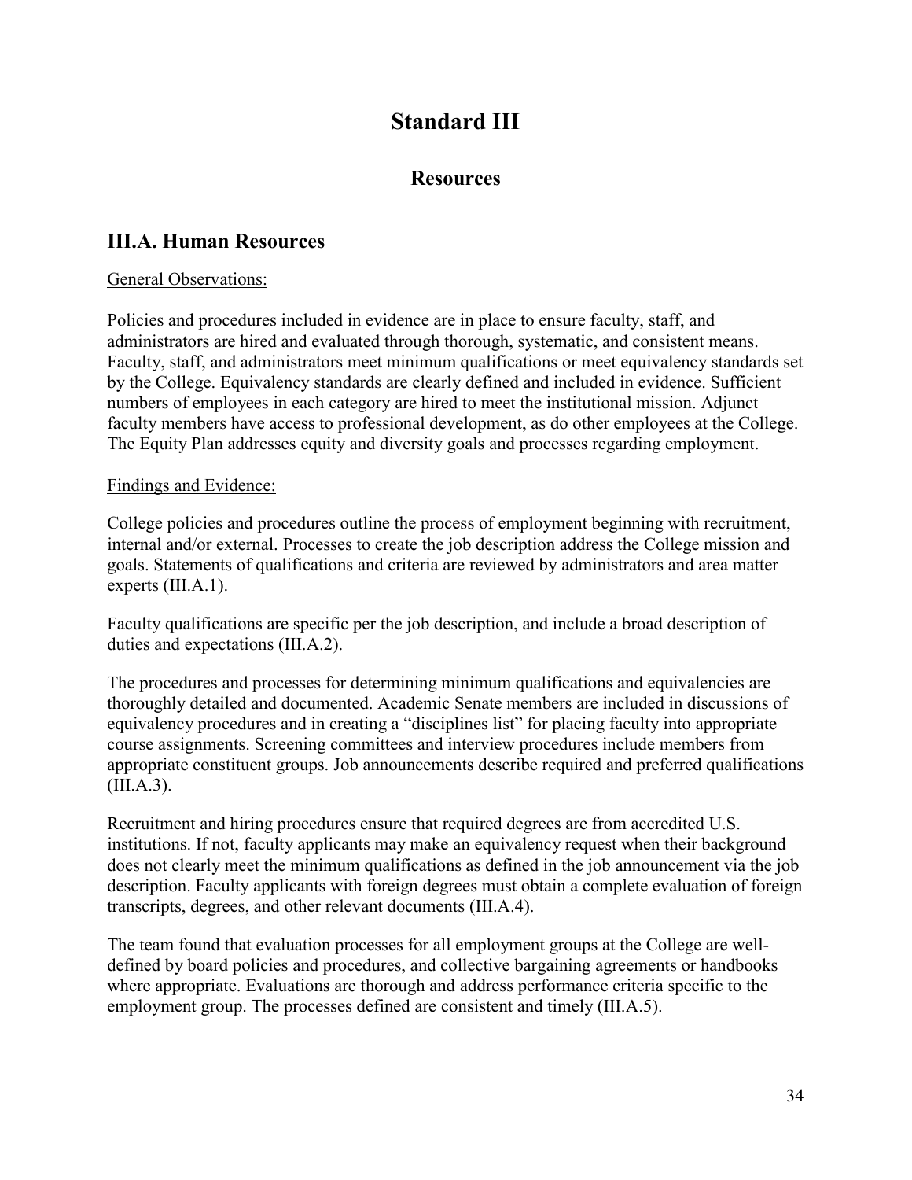# Standard III

## Resources

## III.A. Human Resources

General Observations:

Policies and procedures included in evidence are in place to ensure faculty, staff, and administrators are hired and evaluated through thorough, systematic, and consistent means. Faculty, staff, and administrators meet minimum qualifications or meet equivalency standards set by the College. Equivalency standards are clearly defined and included in evidence. Sufficient numbers of employees in each category are hired to meet the institutional mission. Adjunct faculty members have access to professional development, as do other employees at the College. The Equity Plan addresses equity and diversity goals and processes regarding employment.

Findings and Evidence:

College policies and procedures outline the process of employment beginning with recruitment, internal and/or external. Processes to create the job description address the College mission and goals. Statements of qualifications and criteria are reviewed by administrators and area matter experts (III.A.1).

Faculty qualifications are specific per the job description, and include a broad description of duties and expectations (III.A.2).

The procedures and processes for determining minimum qualifications and equivalencies are thoroughly detailed and documented. Academic Senate members are included in discussions of equivalency procedures and in creating a "disciplines list" for placing faculty into appropriate course assignments. Screening committees and interview procedures include members from appropriate constituent groups. Job announcements describe required and preferred qualifications (III.A.3).

Recruitment and hiring procedures ensure that required degrees are from accredited U.S. institutions. If not, faculty applicants may make an equivalency request when their background does not clearly meet the minimum qualifications as defined in the job announcement via the job description. Faculty applicants with foreign degrees must obtain a complete evaluation of foreign transcripts, degrees, and other relevant documents (III.A.4).

The team found that evaluation processes for all employment groups at the College are well-defined by board policies and procedures, and collective bargaining agreements or handbooks where appropriate. Evaluations are thorough and address performance criteria specific to the employment group. The processes defined are consistent and timely (III.A.5).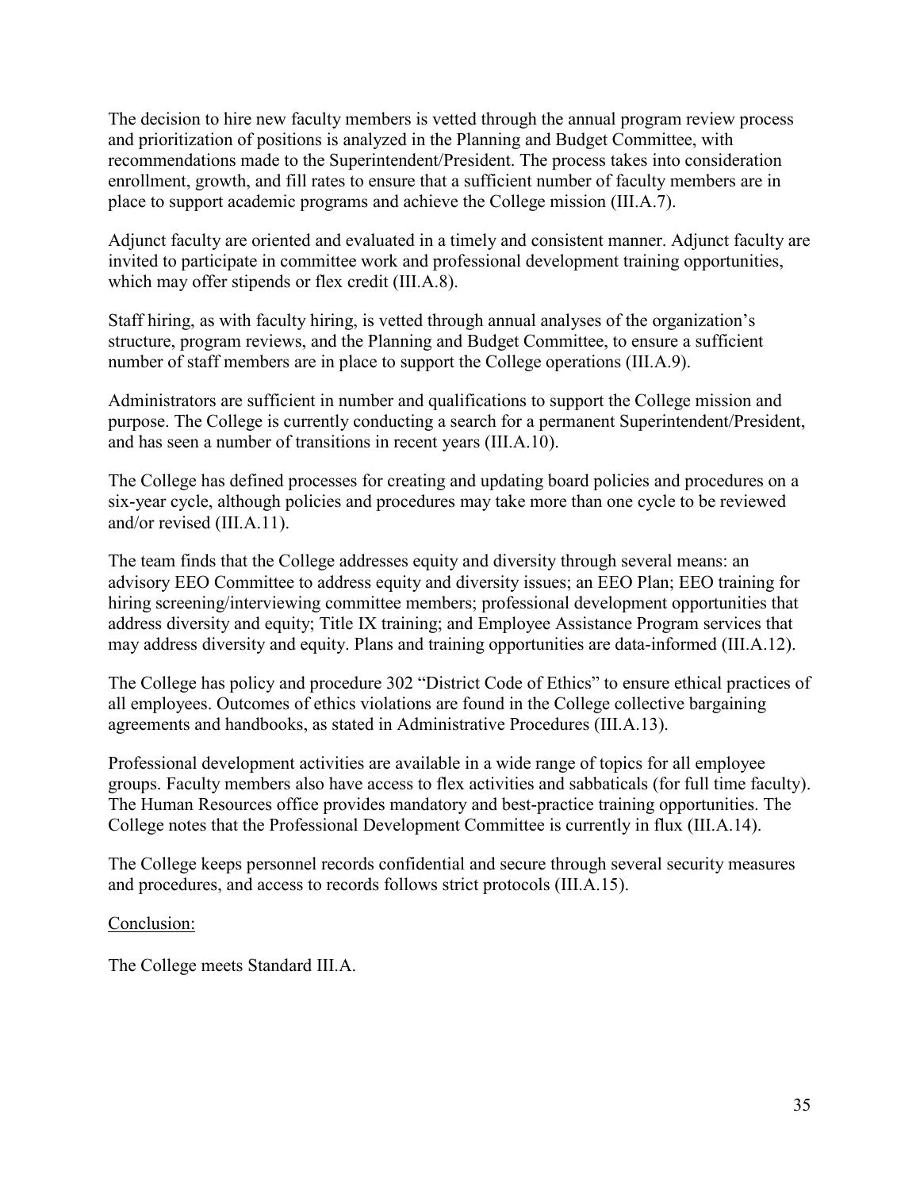The decision to hire new faculty members is vetted through the annual program review process and prioritization of positions is analyzed in the Planning and Budget Committee, with recommendations made to the Superintendent/President. The process takes into consideration enrollment, growth, and fill rates to ensure that a sufficient number of faculty members are in place to support academic programs and achieve the College mission (III.A.7).

Adjunct faculty are oriented and evaluated in a timely and consistent manner. Adjunct faculty are invited to participate in committee work and professional development training opportunities, which may offer stipends or flex credit (III.A.8).

Staff hiring, as with faculty hiring, is vetted through annual analyses of the organization's structure, program reviews, and the Planning and Budget Committee, to ensure a sufficient number of staff members are in place to support the College operations (III.A.9).

Administrators are sufficient in number and qualifications to support the College mission and purpose. The College is currently conducting a search for a permanent Superintendent/President, and has seen a number of transitions in recent years (III.A.10).

The College has defined processes for creating and updating board policies and procedures on a six-year cycle, although policies and procedures may take more than one cycle to be reviewed and/or revised (III.A.11).

The team finds that the College addresses equity and diversity through several means: an advisory EEO Committee to address equity and diversity issues; an EEO Plan; EEO training for hiring screening/interviewing committee members; professional development opportunities that address diversity and equity; Title IX training; and Employee Assistance Program services that may address diversity and equity. Plans and training opportunities are data-informed (III.A.12).

The College has policy and procedure 302 "District Code of Ethics" to ensure ethical practices of all employees. Outcomes of ethics violations are found in the College collective bargaining agreements and handbooks, as stated in Administrative Procedures (III.A.13).

Professional development activities are available in a wide range of topics for all employee groups. Faculty members also have access to flex activities and sabbaticals (for full time faculty). The Human Resources office provides mandatory and best-practice training opportunities. The College notes that the Professional Development Committee is currently in flux (III.A.14).

The College keeps personnel records confidential and secure through several security measures and procedures, and access to records follows strict protocols (III.A.15).

Conclusion:

The College meets Standard III.A.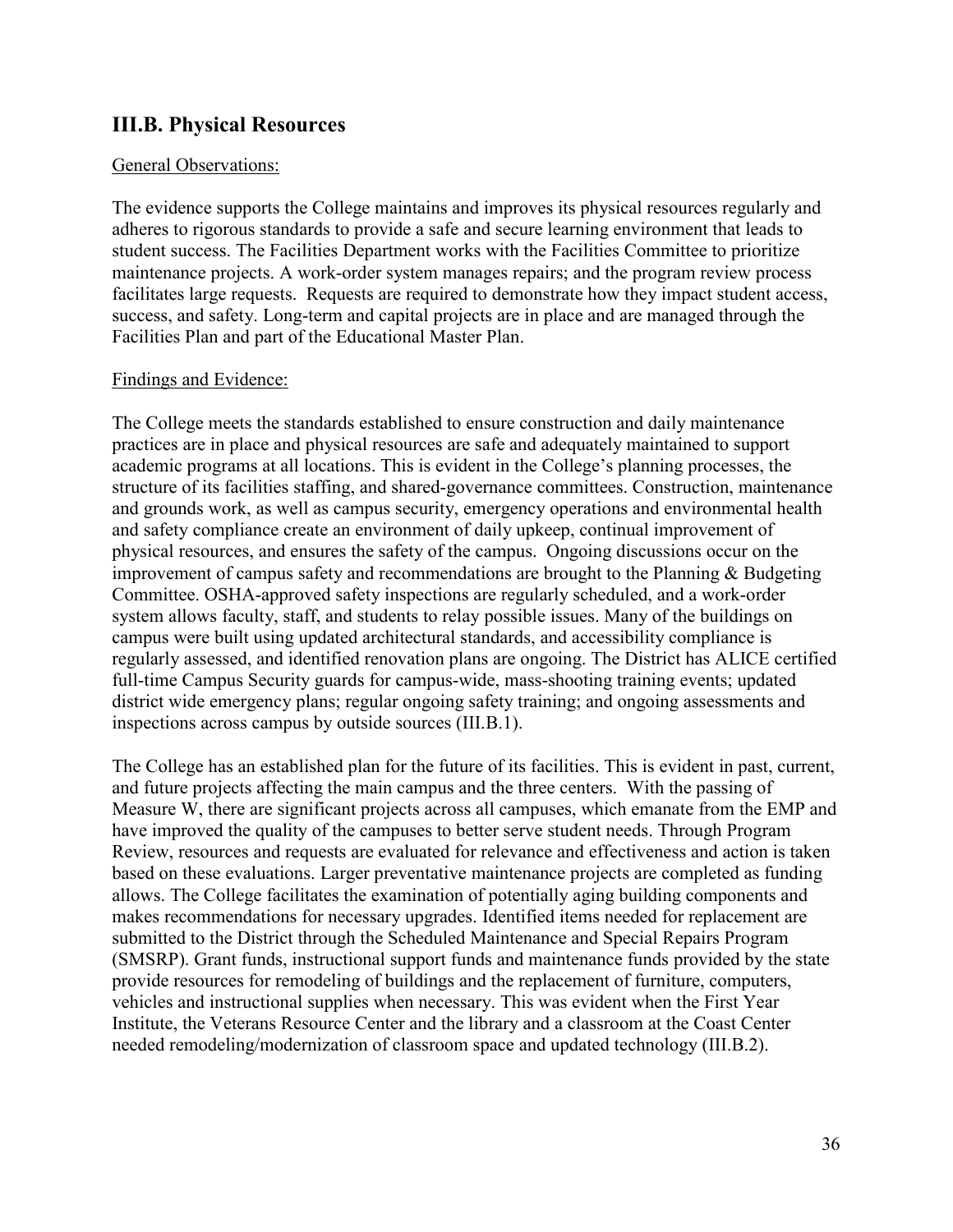## III.B. Physical Resources

General Observations:

The evidence supports the College maintains and improves its physical resources regularly and adheres to rigorous standards to provide a safe and secure learning environment that leads to student success. The Facilities Department works with the Facilities Committee to prioritize maintenance projects. A work-order system manages repairs; and the program review process facilitates large requests. Requests are required to demonstrate how they impact student access, success, and safety. Long-term and capital projects are in place and are managed through the Facilities Plan and part of the Educational Master Plan.

Findings and Evidence:

The College meets the standards established to ensure construction and daily maintenance practices are in place and physical resources are safe and adequately maintained to support academic programs at all locations. This is evident in the College's planning processes, the structure of its facilities staffing, and shared-governance committees. Construction, maintenance and grounds work, as well as campus security, emergency operations and environmental health and safety compliance create an environment of daily upkeep, continual improvement of physical resources, and ensures the safety of the campus. Ongoing discussions occur on the improvement of campus safety and recommendations are brought to the Planning & Budgeting Committee. OSHA-approved safety inspections are regularly scheduled, and a work-order system allows faculty, staff, and students to relay possible issues. Many of the buildings on campus were built using updated architectural standards, and accessibility compliance is regularly assessed, and identified renovation plans are ongoing. The District has ALICE certified full-time Campus Security guards for campus-wide, mass-shooting training events; updated district wide emergency plans; regular ongoing safety training; and ongoing assessments and inspections across campus by outside sources (III.B.1).

The College has an established plan for the future of its facilities. This is evident in past, current, and future projects affecting the main campus and the three centers. With the passing of Measure W, there are significant projects across all campuses, which emanate from the EMP and have improved the quality of the campuses to better serve student needs. Through Program Review, resources and requests are evaluated for relevance and effectiveness and action is taken based on these evaluations. Larger preventative maintenance projects are completed as funding allows. The College facilitates the examination of potentially aging building components and makes recommendations for necessary upgrades. Identified items needed for replacement are submitted to the District through the Scheduled Maintenance and Special Repairs Program (SMSRP). Grant funds, instructional support funds and maintenance funds provided by the state provide resources for remodeling of buildings and the replacement of furniture, computers, vehicles and instructional supplies when necessary. This was evident when the First Year Institute, the Veterans Resource Center and the library and a classroom at the Coast Center needed remodeling/modernization of classroom space and updated technology (III.B.2).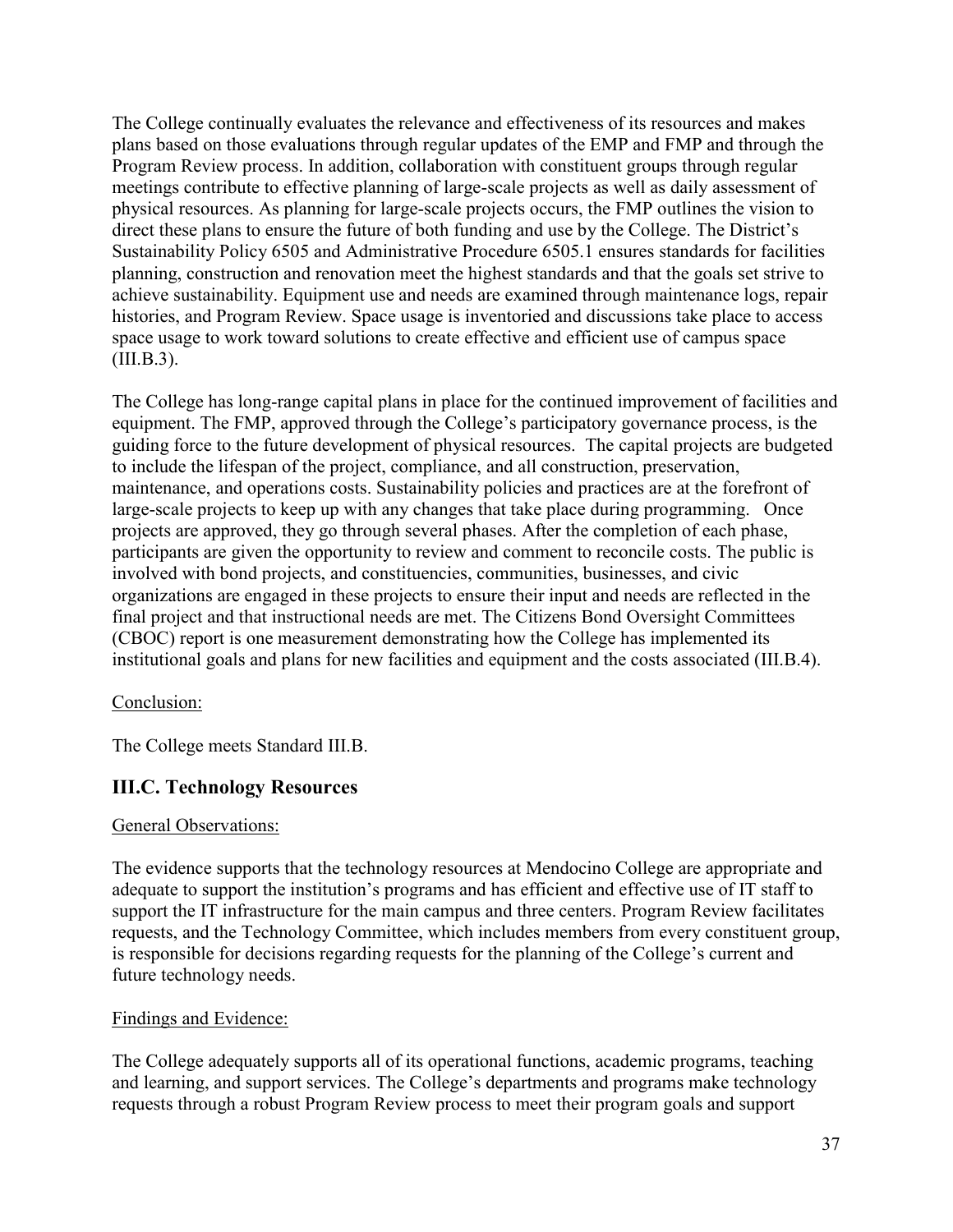The College continually evaluates the relevance and effectiveness of its resources and makes plans based on those evaluations through regular updates of the EMP and FMP and through the Program Review process. In addition, collaboration with constituent groups through regular meetings contribute to effective planning of large-scale projects as well as daily assessment of physical resources. As planning for large-scale projects occurs, the FMP outlines the vision to direct these plans to ensure the future of both funding and use by the College. The District's Sustainability Policy 6505 and Administrative Procedure 6505.1 ensures standards for facilities planning, construction and renovation meet the highest standards and that the goals set strive to achieve sustainability. Equipment use and needs are examined through maintenance logs, repair histories, and Program Review. Space usage is inventoried and discussions take place to access space usage to work toward solutions to create effective and efficient use of campus space (III.B.3).

The College has long-range capital plans in place for the continued improvement of facilities and equipment. The FMP, approved through the College's participatory governance process, is the guiding force to the future development of physical resources. The capital projects are budgeted to include the lifespan of the project, compliance, and all construction, preservation, maintenance, and operations costs. Sustainability policies and practices are at the forefront of large-scale projects to keep up with any changes that take place during programming. Once projects are approved, they go through several phases. After the completion of each phase, participants are given the opportunity to review and comment to reconcile costs. The public is involved with bond projects, and constituencies, communities, businesses, and civic organizations are engaged in these projects to ensure their input and needs are reflected in the final project and that instructional needs are met. The Citizens Bond Oversight Committees (CBOC) report is one measurement demonstrating how the College has implemented its institutional goals and plans for new facilities and equipment and the costs associated (III.B.4).

Conclusion:

The College meets Standard III.B.

## III.C. Technology Resources

General Observations:

The evidence supports that the technology resources at Mendocino College are appropriate and adequate to support the institution's programs and has efficient and effective use of IT staff to support the IT infrastructure for the main campus and three centers. Program Review facilitates requests, and the Technology Committee, which includes members from every constituent group, is responsible for decisions regarding requests for the planning of the College's current and future technology needs.

Findings and Evidence:

The College adequately supports all of its operational functions, academic programs, teaching and learning, and support services. The College's departments and programs make technology requests through a robust Program Review process to meet their program goals and support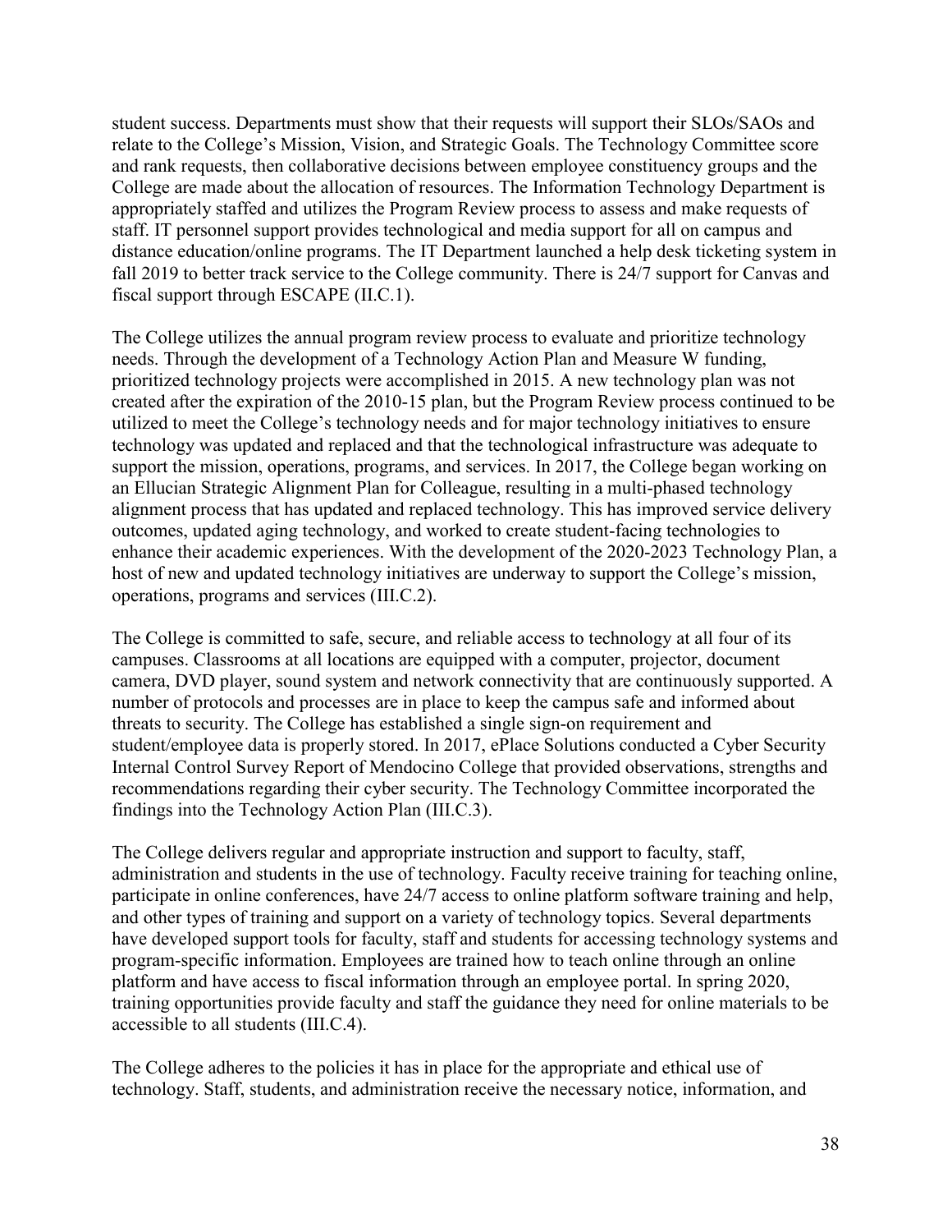student success. Departments must show that their requests will support their SLOs/SAOs and relate to the College's Mission, Vision, and Strategic Goals. The Technology Committee score and rank requests, then collaborative decisions between employee constituency groups and the College are made about the allocation of resources. The Information Technology Department is appropriately staffed and utilizes the Program Review process to assess and make requests of staff. IT personnel support provides technological and media support for all on campus and distance education/online programs. The IT Department launched a help desk ticketing system in fall 2019 to better track service to the College community. There is 24/7 support for Canvas and fiscal support through ESCAPE (II.C.1).

The College utilizes the annual program review process to evaluate and prioritize technology needs. Through the development of a Technology Action Plan and Measure W funding, prioritized technology projects were accomplished in 2015. A new technology plan was not created after the expiration of the 2010-15 plan, but the Program Review process continued to be utilized to meet the College's technology needs and for major technology initiatives to ensure technology was updated and replaced and that the technological infrastructure was adequate to support the mission, operations, programs, and services. In 2017, the College began working on an Ellucian Strategic Alignment Plan for Colleague, resulting in a multi-phased technology alignment process that has updated and replaced technology. This has improved service delivery outcomes, updated aging technology, and worked to create student-facing technologies to enhance their academic experiences. With the development of the 2020-2023 Technology Plan, a host of new and updated technology initiatives are underway to support the College's mission, operations, programs and services (III.C.2).

The College is committed to safe, secure, and reliable access to technology at all four of its campuses. Classrooms at all locations are equipped with a computer, projector, document camera, DVD player, sound system and network connectivity that are continuously supported. A number of protocols and processes are in place to keep the campus safe and informed about threats to security. The College has established a single sign-on requirement and student/employee data is properly stored. In 2017, ePlace Solutions conducted a Cyber Security Internal Control Survey Report of Mendocino College that provided observations, strengths and recommendations regarding their cyber security. The Technology Committee incorporated the findings into the Technology Action Plan (III.C.3).

The College delivers regular and appropriate instruction and support to faculty, staff, administration and students in the use of technology. Faculty receive training for teaching online, participate in online conferences, have 24/7 access to online platform software training and help, and other types of training and support on a variety of technology topics. Several departments have developed support tools for faculty, staff and students for accessing technology systems and program-specific information. Employees are trained how to teach online through an online platform and have access to fiscal information through an employee portal. In spring 2020, training opportunities provide faculty and staff the guidance they need for online materials to be accessible to all students (III.C.4).

The College adheres to the policies it has in place for the appropriate and ethical use of technology. Staff, students, and administration receive the necessary notice, information, and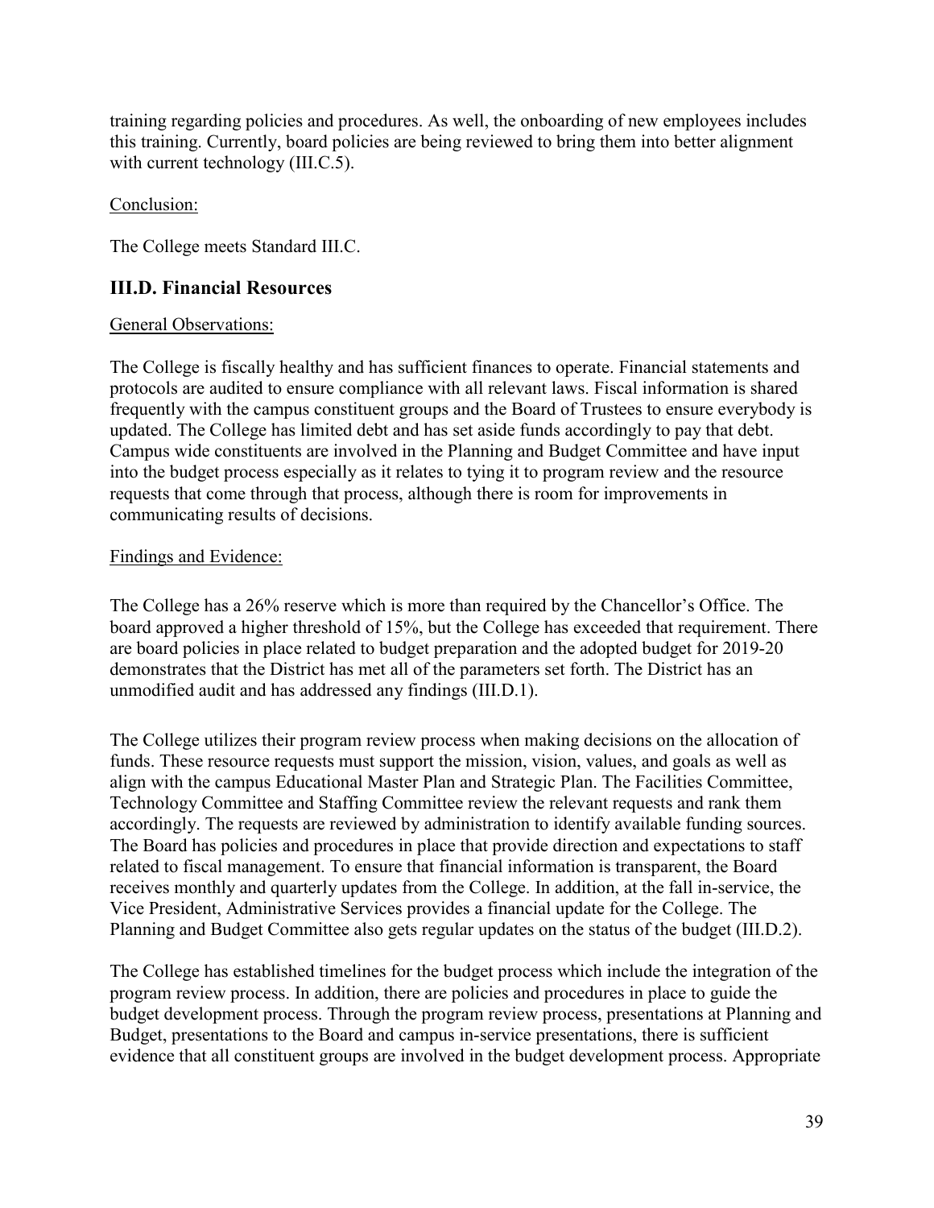training regarding policies and procedures. As well, the onboarding of new employees includes this training. Currently, board policies are being reviewed to bring them into better alignment with current technology (III.C.5).

Conclusion:

The College meets Standard III.C.

## III.D. Financial Resources

General Observations:

The College is fiscally healthy and has sufficient finances to operate. Financial statements and protocols are audited to ensure compliance with all relevant laws. Fiscal information is shared frequently with the campus constituent groups and the Board of Trustees to ensure everybody is updated. The College has limited debt and has set aside funds accordingly to pay that debt. Campus wide constituents are involved in the Planning and Budget Committee and have input into the budget process especially as it relates to tying it to program review and the resource requests that come through that process, although there is room for improvements in communicating results of decisions.

Findings and Evidence:

The College has a 26% reserve which is more than required by the Chancellor's Office. The board approved a higher threshold of 15%, but the College has exceeded that requirement. There are board policies in place related to budget preparation and the adopted budget for 2019-20 demonstrates that the District has met all of the parameters set forth. The District has an unmodified audit and has addressed any findings (III.D.1).

The College utilizes their program review process when making decisions on the allocation of funds. These resource requests must support the mission, vision, values, and goals as well as align with the campus Educational Master Plan and Strategic Plan. The Facilities Committee, Technology Committee and Staffing Committee review the relevant requests and rank them accordingly. The requests are reviewed by administration to identify available funding sources. The Board has policies and procedures in place that provide direction and expectations to staff related to fiscal management. To ensure that financial information is transparent, the Board receives monthly and quarterly updates from the College. In addition, at the fall in-service, the Vice President, Administrative Services provides a financial update for the College. The Planning and Budget Committee also gets regular updates on the status of the budget (III.D.2).

The College has established timelines for the budget process which include the integration of the program review process. In addition, there are policies and procedures in place to guide the budget development process. Through the program review process, presentations at Planning and Budget, presentations to the Board and campus in-service presentations, there is sufficient evidence that all constituent groups are involved in the budget development process. Appropriate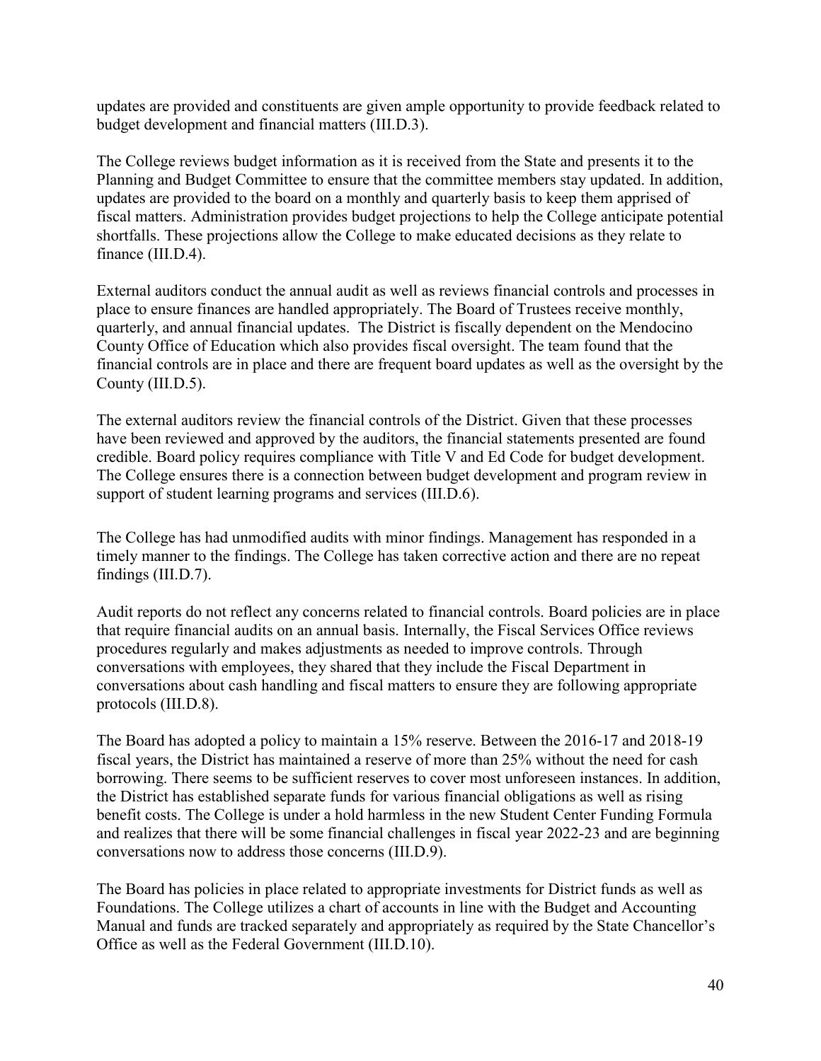updates are provided and constituents are given ample opportunity to provide feedback related to budget development and financial matters (III.D.3).

The College reviews budget information as it is received from the State and presents it to the Planning and Budget Committee to ensure that the committee members stay updated. In addition, updates are provided to the board on a monthly and quarterly basis to keep them apprised of fiscal matters. Administration provides budget projections to help the College anticipate potential shortfalls. These projections allow the College to make educated decisions as they relate to finance (III.D.4).

External auditors conduct the annual audit as well as reviews financial controls and processes in place to ensure finances are handled appropriately. The Board of Trustees receive monthly, quarterly, and annual financial updates. The District is fiscally dependent on the Mendocino County Office of Education which also provides fiscal oversight. The team found that the financial controls are in place and there are frequent board updates as well as the oversight by the County (III.D.5).

The external auditors review the financial controls of the District. Given that these processes have been reviewed and approved by the auditors, the financial statements presented are found credible. Board policy requires compliance with Title V and Ed Code for budget development. The College ensures there is a connection between budget development and program review in support of student learning programs and services (III.D.6).

The College has had unmodified audits with minor findings. Management has responded in a timely manner to the findings. The College has taken corrective action and there are no repeat findings (III.D.7).

Audit reports do not reflect any concerns related to financial controls. Board policies are in place that require financial audits on an annual basis. Internally, the Fiscal Services Office reviews procedures regularly and makes adjustments as needed to improve controls. Through conversations with employees, they shared that they include the Fiscal Department in conversations about cash handling and fiscal matters to ensure they are following appropriate protocols (III.D.8).

The Board has adopted a policy to maintain a 15% reserve. Between the 2016-17 and 2018-19 fiscal years, the District has maintained a reserve of more than 25% without the need for cash borrowing. There seems to be sufficient reserves to cover most unforeseen instances. In addition, the District has established separate funds for various financial obligations as well as rising benefit costs. The College is under a hold harmless in the new Student Center Funding Formula and realizes that there will be some financial challenges in fiscal year 2022-23 and are beginning conversations now to address those concerns (III.D.9).

The Board has policies in place related to appropriate investments for District funds as well as Foundations. The College utilizes a chart of accounts in line with the Budget and Accounting Manual and funds are tracked separately and appropriately as required by the State Chancellor's Office as well as the Federal Government (III.D.10).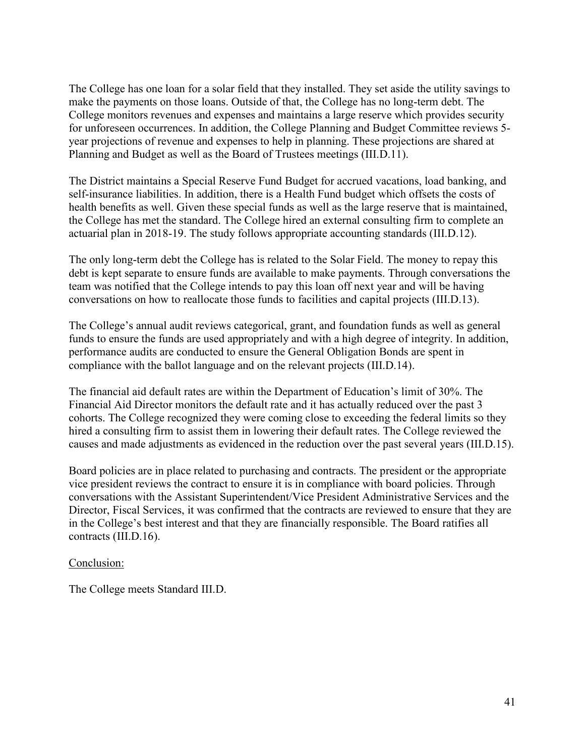The College has one loan for a solar field that they installed. They set aside the utility savings to make the payments on those loans. Outside of that, the College has no long-term debt. The College monitors revenues and expenses and maintains a large reserve which provides security for unforeseen occurrences. In addition, the College Planning and Budget Committee reviews 5-year projections of revenue and expenses to help in planning. These projections are shared at Planning and Budget as well as the Board of Trustees meetings (III.D.11).

The District maintains a Special Reserve Fund Budget for accrued vacations, load banking, and self-insurance liabilities. In addition, there is a Health Fund budget which offsets the costs of health benefits as well. Given these special funds as well as the large reserve that is maintained, the College has met the standard. The College hired an external consulting firm to complete an actuarial plan in 2018-19. The study follows appropriate accounting standards (III.D.12).

The only long-term debt the College has is related to the Solar Field. The money to repay this debt is kept separate to ensure funds are available to make payments. Through conversations the team was notified that the College intends to pay this loan off next year and will be having conversations on how to reallocate those funds to facilities and capital projects (III.D.13).

The College's annual audit reviews categorical, grant, and foundation funds as well as general funds to ensure the funds are used appropriately and with a high degree of integrity. In addition, performance audits are conducted to ensure the General Obligation Bonds are spent in compliance with the ballot language and on the relevant projects (III.D.14).

The financial aid default rates are within the Department of Education's limit of 30%. The Financial Aid Director monitors the default rate and it has actually reduced over the past 3 cohorts. The College recognized they were coming close to exceeding the federal limits so they hired a consulting firm to assist them in lowering their default rates. The College reviewed the causes and made adjustments as evidenced in the reduction over the past several years (III.D.15).

Board policies are in place related to purchasing and contracts. The president or the appropriate vice president reviews the contract to ensure it is in compliance with board policies. Through conversations with the Assistant Superintendent/Vice President Administrative Services and the Director, Fiscal Services, it was confirmed that the contracts are reviewed to ensure that they are in the College's best interest and that they are financially responsible. The Board ratifies all contracts (III.D.16).

Conclusion:

The College meets Standard III.D.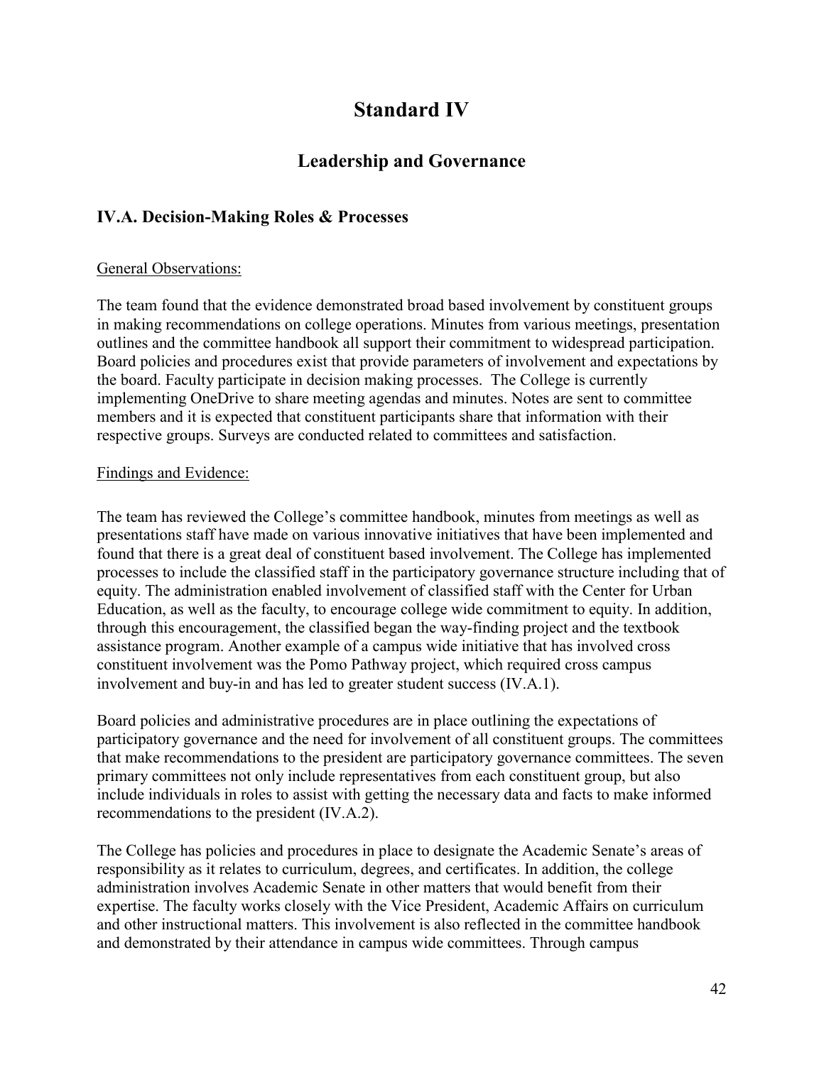# Standard IV

## Leadership and Governance

### IV.A. Decision-Making Roles & Processes

General Observations:

The team found that the evidence demonstrated broad based involvement by constituent groups in making recommendations on college operations. Minutes from various meetings, presentation outlines and the committee handbook all support their commitment to widespread participation. Board policies and procedures exist that provide parameters of involvement and expectations by the board. Faculty participate in decision making processes. The College is currently implementing OneDrive to share meeting agendas and minutes. Notes are sent to committee members and it is expected that constituent participants share that information with their respective groups. Surveys are conducted related to committees and satisfaction.

Findings and Evidence:

The team has reviewed the College's committee handbook, minutes from meetings as well as presentations staff have made on various innovative initiatives that have been implemented and found that there is a great deal of constituent based involvement. The College has implemented processes to include the classified staff in the participatory governance structure including that of equity. The administration enabled involvement of classified staff with the Center for Urban Education, as well as the faculty, to encourage college wide commitment to equity. In addition, through this encouragement, the classified began the way-finding project and the textbook assistance program. Another example of a campus wide initiative that has involved cross constituent involvement was the Pomo Pathway project, which required cross campus involvement and buy-in and has led to greater student success (IV.A.1).

Board policies and administrative procedures are in place outlining the expectations of participatory governance and the need for involvement of all constituent groups. The committees that make recommendations to the president are participatory governance committees. The seven primary committees not only include representatives from each constituent group, but also include individuals in roles to assist with getting the necessary data and facts to make informed recommendations to the president (IV.A.2).

The College has policies and procedures in place to designate the Academic Senate's areas of responsibility as it relates to curriculum, degrees, and certificates. In addition, the college administration involves Academic Senate in other matters that would benefit from their expertise. The faculty works closely with the Vice President, Academic Affairs on curriculum and other instructional matters. This involvement is also reflected in the committee handbook and demonstrated by their attendance in campus wide committees. Through campus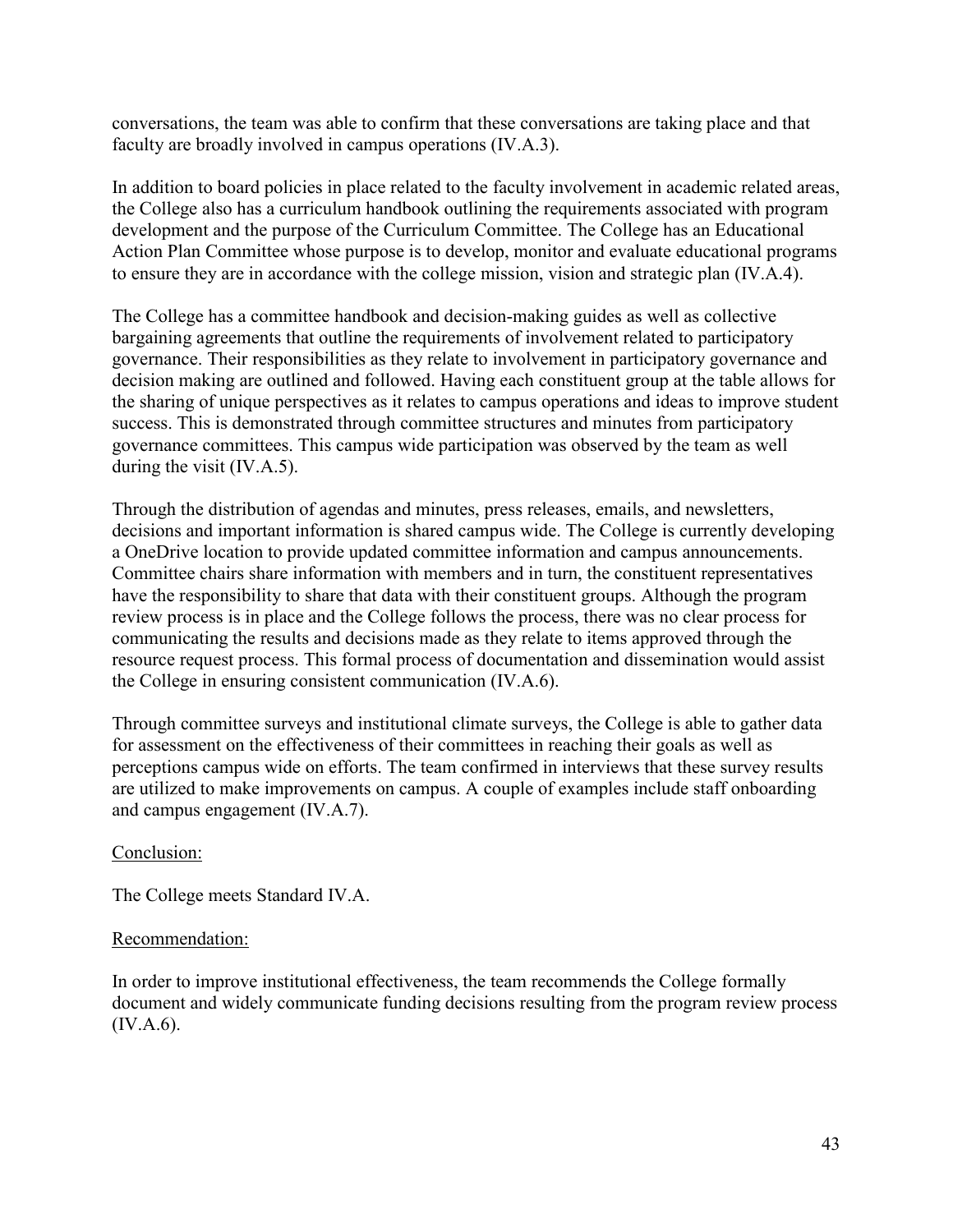conversations, the team was able to confirm that these conversations are taking place and that faculty are broadly involved in campus operations (IV.A.3).

In addition to board policies in place related to the faculty involvement in academic related areas, the College also has a curriculum handbook outlining the requirements associated with program development and the purpose of the Curriculum Committee. The College has an Educational Action Plan Committee whose purpose is to develop, monitor and evaluate educational programs to ensure they are in accordance with the college mission, vision and strategic plan (IV.A.4).

The College has a committee handbook and decision-making guides as well as collective bargaining agreements that outline the requirements of involvement related to participatory governance. Their responsibilities as they relate to involvement in participatory governance and decision making are outlined and followed. Having each constituent group at the table allows for the sharing of unique perspectives as it relates to campus operations and ideas to improve student success. This is demonstrated through committee structures and minutes from participatory governance committees. This campus wide participation was observed by the team as well during the visit (IV.A.5).

Through the distribution of agendas and minutes, press releases, emails, and newsletters, decisions and important information is shared campus wide. The College is currently developing a OneDrive location to provide updated committee information and campus announcements. Committee chairs share information with members and in turn, the constituent representatives have the responsibility to share that data with their constituent groups. Although the program review process is in place and the College follows the process, there was no clear process for communicating the results and decisions made as they relate to items approved through the resource request process. This formal process of documentation and dissemination would assist the College in ensuring consistent communication (IV.A.6).

Through committee surveys and institutional climate surveys, the College is able to gather data for assessment on the effectiveness of their committees in reaching their goals as well as perceptions campus wide on efforts. The team confirmed in interviews that these survey results are utilized to make improvements on campus. A couple of examples include staff onboarding and campus engagement (IV.A.7).

Conclusion:

The College meets Standard IV.A.

Recommendation:

In order to improve institutional effectiveness, the team recommends the College formally document and widely communicate funding decisions resulting from the program review process (IV.A.6).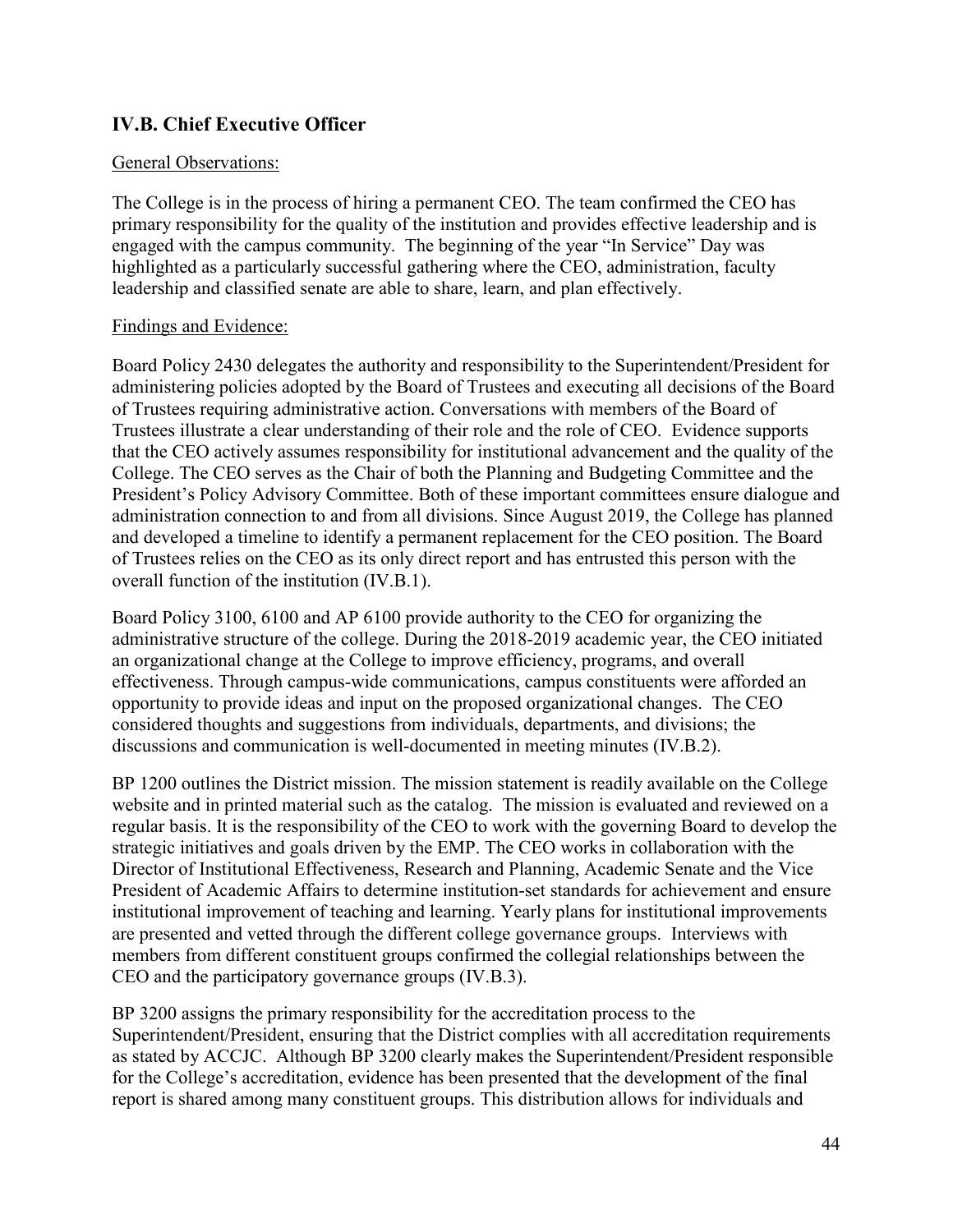## IV.B. Chief Executive Officer

General Observations:

The College is in the process of hiring a permanent CEO. The team confirmed the CEO has primary responsibility for the quality of the institution and provides effective leadership and is engaged with the campus community. The beginning of the year "In Service" Day was highlighted as a particularly successful gathering where the CEO, administration, faculty leadership and classified senate are able to share, learn, and plan effectively.

Findings and Evidence:

Board Policy 2430 delegates the authority and responsibility to the Superintendent/President for administering policies adopted by the Board of Trustees and executing all decisions of the Board of Trustees requiring administrative action. Conversations with members of the Board of Trustees illustrate a clear understanding of their role and the role of CEO. Evidence supports that the CEO actively assumes responsibility for institutional advancement and the quality of the College. The CEO serves as the Chair of both the Planning and Budgeting Committee and the President's Policy Advisory Committee. Both of these important committees ensure dialogue and administration connection to and from all divisions. Since August 2019, the College has planned and developed a timeline to identify a permanent replacement for the CEO position. The Board of Trustees relies on the CEO as its only direct report and has entrusted this person with the overall function of the institution (IV.B.1).

Board Policy 3100, 6100 and AP 6100 provide authority to the CEO for organizing the administrative structure of the college. During the 2018-2019 academic year, the CEO initiated an organizational change at the College to improve efficiency, programs, and overall effectiveness. Through campus-wide communications, campus constituents were afforded an opportunity to provide ideas and input on the proposed organizational changes. The CEO considered thoughts and suggestions from individuals, departments, and divisions; the discussions and communication is well-documented in meeting minutes (IV.B.2).

BP 1200 outlines the District mission. The mission statement is readily available on the College website and in printed material such as the catalog. The mission is evaluated and reviewed on a regular basis. It is the responsibility of the CEO to work with the governing Board to develop the strategic initiatives and goals driven by the EMP. The CEO works in collaboration with the Director of Institutional Effectiveness, Research and Planning, Academic Senate and the Vice President of Academic Affairs to determine institution-set standards for achievement and ensure institutional improvement of teaching and learning. Yearly plans for institutional improvements are presented and vetted through the different college governance groups. Interviews with members from different constituent groups confirmed the collegial relationships between the CEO and the participatory governance groups (IV.B.3).

BP 3200 assigns the primary responsibility for the accreditation process to the Superintendent/President, ensuring that the District complies with all accreditation requirements as stated by ACCJC. Although BP 3200 clearly makes the Superintendent/President responsible for the College's accreditation, evidence has been presented that the development of the final report is shared among many constituent groups. This distribution allows for individuals and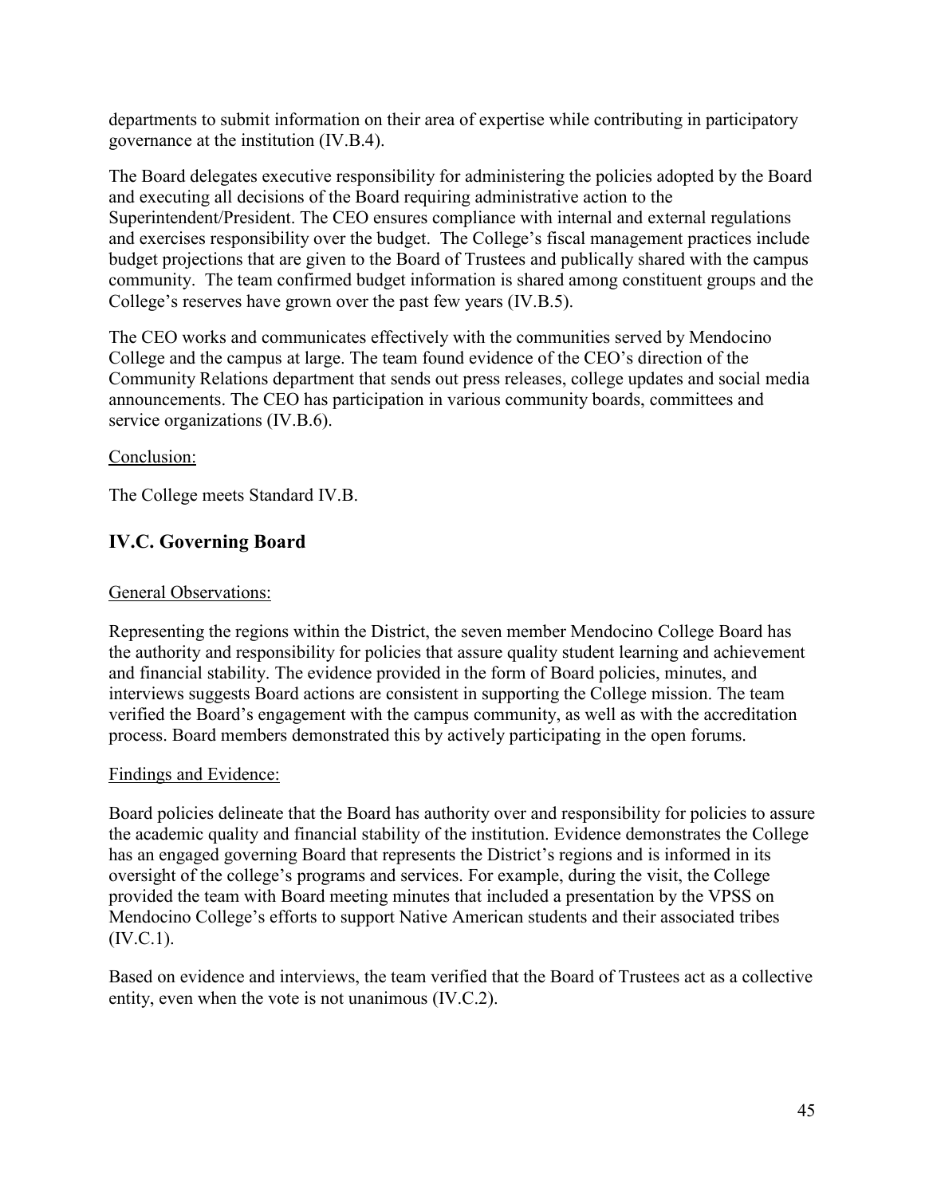departments to submit information on their area of expertise while contributing in participatory governance at the institution (IV.B.4).

The Board delegates executive responsibility for administering the policies adopted by the Board and executing all decisions of the Board requiring administrative action to the Superintendent/President. The CEO ensures compliance with internal and external regulations and exercises responsibility over the budget. The College's fiscal management practices include budget projections that are given to the Board of Trustees and publically shared with the campus community. The team confirmed budget information is shared among constituent groups and the College's reserves have grown over the past few years (IV.B.5).

The CEO works and communicates effectively with the communities served by Mendocino College and the campus at large. The team found evidence of the CEO's direction of the Community Relations department that sends out press releases, college updates and social media announcements. The CEO has participation in various community boards, committees and service organizations (IV.B.6).

Conclusion:

The College meets Standard IV.B.

## IV.C. Governing Board

General Observations:

Representing the regions within the District, the seven member Mendocino College Board has the authority and responsibility for policies that assure quality student learning and achievement and financial stability. The evidence provided in the form of Board policies, minutes, and interviews suggests Board actions are consistent in supporting the College mission. The team verified the Board's engagement with the campus community, as well as with the accreditation process. Board members demonstrated this by actively participating in the open forums.

Findings and Evidence:

Board policies delineate that the Board has authority over and responsibility for policies to assure the academic quality and financial stability of the institution. Evidence demonstrates the College has an engaged governing Board that represents the District's regions and is informed in its oversight of the college's programs and services. For example, during the visit, the College provided the team with Board meeting minutes that included a presentation by the VPSS on Mendocino College's efforts to support Native American students and their associated tribes (IV.C.1).

Based on evidence and interviews, the team verified that the Board of Trustees act as a collective entity, even when the vote is not unanimous (IV.C.2).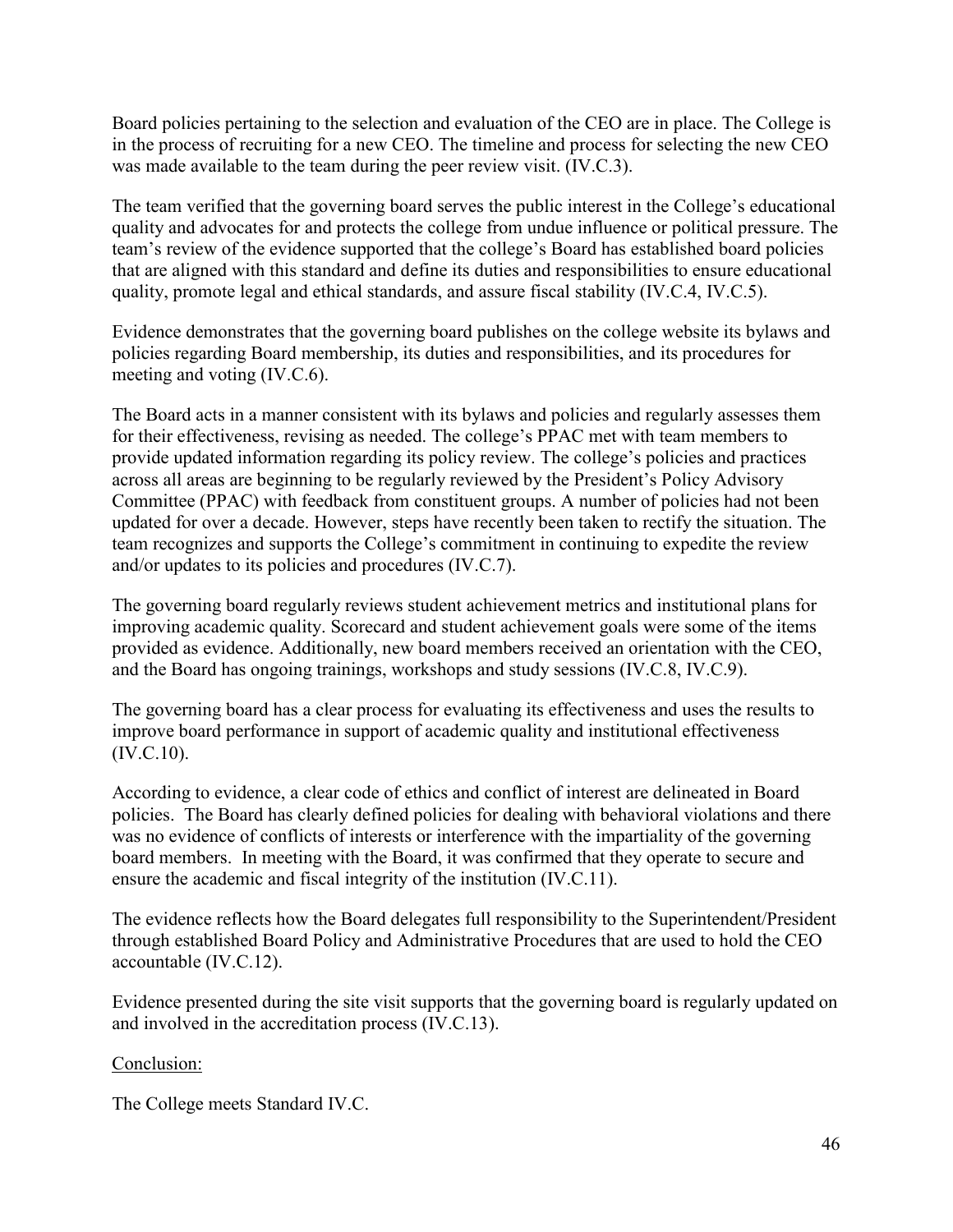Board policies pertaining to the selection and evaluation of the CEO are in place. The College is in the process of recruiting for a new CEO. The timeline and process for selecting the new CEO was made available to the team during the peer review visit. (IV.C.3).

The team verified that the governing board serves the public interest in the College's educational quality and advocates for and protects the college from undue influence or political pressure. The team's review of the evidence supported that the college's Board has established board policies that are aligned with this standard and define its duties and responsibilities to ensure educational quality, promote legal and ethical standards, and assure fiscal stability (IV.C.4, IV.C.5).

Evidence demonstrates that the governing board publishes on the college website its bylaws and policies regarding Board membership, its duties and responsibilities, and its procedures for meeting and voting (IV.C.6).

The Board acts in a manner consistent with its bylaws and policies and regularly assesses them for their effectiveness, revising as needed. The college's PPAC met with team members to provide updated information regarding its policy review. The college's policies and practices across all areas are beginning to be regularly reviewed by the President's Policy Advisory Committee (PPAC) with feedback from constituent groups. A number of policies had not been updated for over a decade. However, steps have recently been taken to rectify the situation. The team recognizes and supports the College's commitment in continuing to expedite the review and/or updates to its policies and procedures (IV.C.7).

The governing board regularly reviews student achievement metrics and institutional plans for improving academic quality. Scorecard and student achievement goals were some of the items provided as evidence. Additionally, new board members received an orientation with the CEO, and the Board has ongoing trainings, workshops and study sessions (IV.C.8, IV.C.9).

The governing board has a clear process for evaluating its effectiveness and uses the results to improve board performance in support of academic quality and institutional effectiveness (IV.C.10).

According to evidence, a clear code of ethics and conflict of interest are delineated in Board policies. The Board has clearly defined policies for dealing with behavioral violations and there was no evidence of conflicts of interests or interference with the impartiality of the governing board members. In meeting with the Board, it was confirmed that they operate to secure and ensure the academic and fiscal integrity of the institution (IV.C.11).

The evidence reflects how the Board delegates full responsibility to the Superintendent/President through established Board Policy and Administrative Procedures that are used to hold the CEO accountable (IV.C.12).

Evidence presented during the site visit supports that the governing board is regularly updated on and involved in the accreditation process (IV.C.13).

Conclusion:

The College meets Standard IV.C.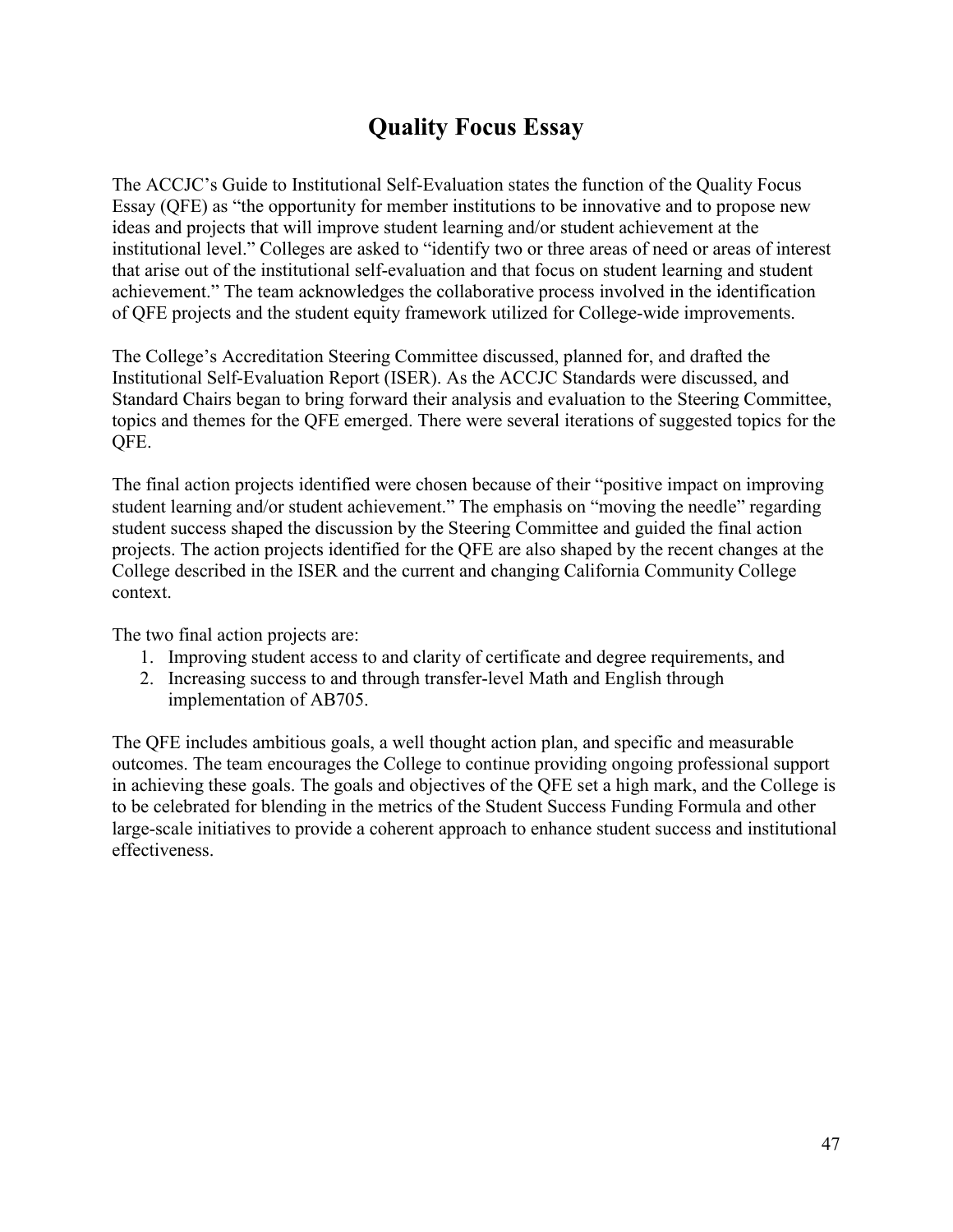# Quality Focus Essay

The ACCJC's Guide to Institutional Self-Evaluation states the function of the Quality Focus Essay (QFE) as "the opportunity for member institutions to be innovative and to propose new ideas and projects that will improve student learning and/or student achievement at the institutional level." Colleges are asked to "identify two or three areas of need or areas of interest that arise out of the institutional self-evaluation and that focus on student learning and student achievement." The team acknowledges the collaborative process involved in the identification of QFE projects and the student equity framework utilized for College-wide improvements.

The College's Accreditation Steering Committee discussed, planned for, and drafted the Institutional Self-Evaluation Report (ISER). As the ACCJC Standards were discussed, and Standard Chairs began to bring forward their analysis and evaluation to the Steering Committee, topics and themes for the QFE emerged. There were several iterations of suggested topics for the QFE.

The final action projects identified were chosen because of their "positive impact on improving student learning and/or student achievement." The emphasis on "moving the needle" regarding student success shaped the discussion by the Steering Committee and guided the final action projects. The action projects identified for the QFE are also shaped by the recent changes at the College described in the ISER and the current and changing California Community College context.

The two final action projects are:

1. Improving student access to and clarity of certificate and degree requirements, and
2. Increasing success to and through transfer-level Math and English through implementation of AB705.

The QFE includes ambitious goals, a well thought action plan, and specific and measurable outcomes. The team encourages the College to continue providing ongoing professional support in achieving these goals. The goals and objectives of the QFE set a high mark, and the College is to be celebrated for blending in the metrics of the Student Success Funding Formula and other large-scale initiatives to provide a coherent approach to enhance student success and institutional effectiveness.